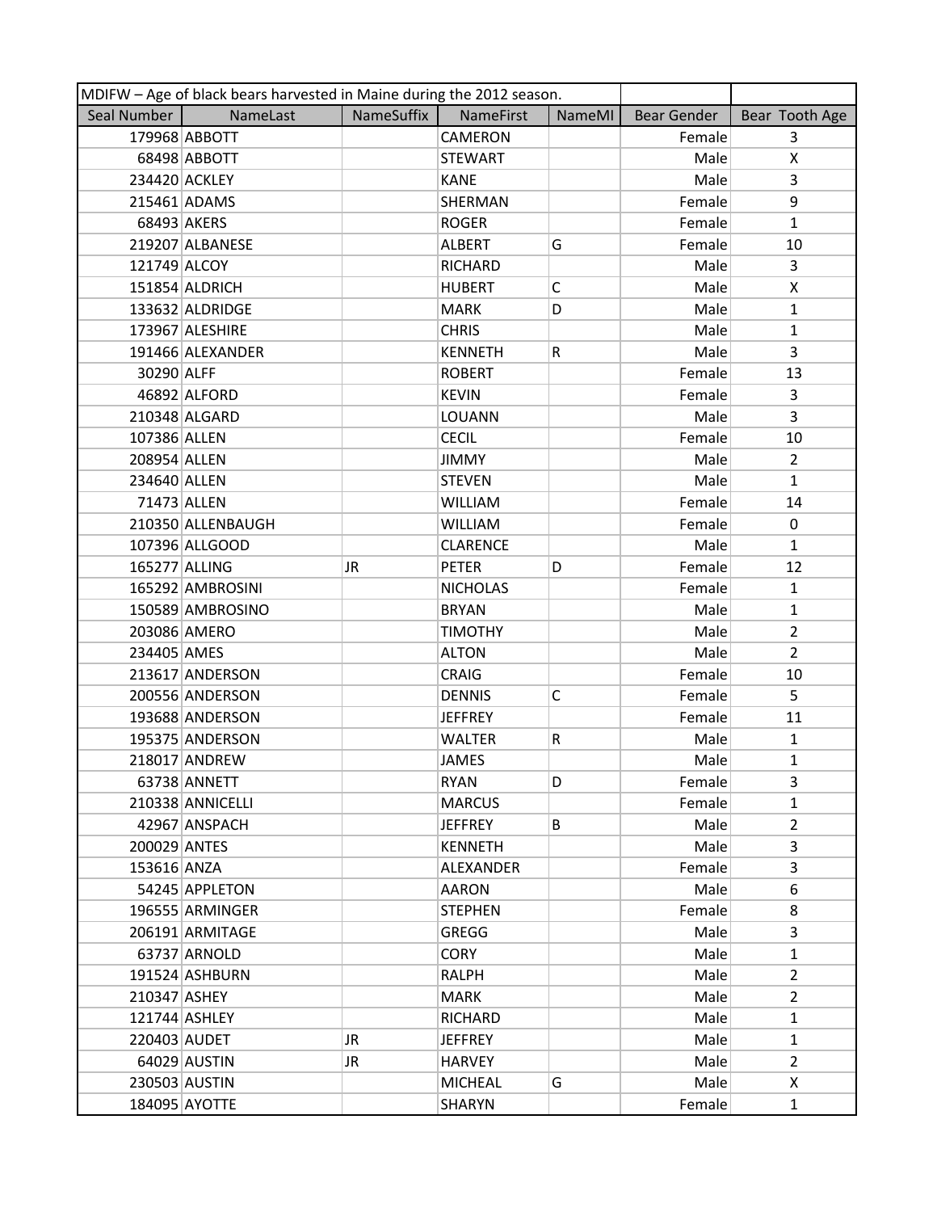MDIFW – Age of black bears harvested in Maine during the 2012 season.

| Seal Number | NameLast | NameSuffix | NameFirst | NameMI | Bear Gender | Bear Tooth Age |
|---|---|---|---|---|---|---|
| 179968 | ABBOTT | | CAMERON | | Female | 3 |
| 68498 | ABBOTT | | STEWART | | Male | X |
| 234420 | ACKLEY | | KANE | | Male | 3 |
| 215461 | ADAMS | | SHERMAN | | Female | 9 |
| 68493 | AKERS | | ROGER | | Female | 1 |
| 219207 | ALBANESE | | ALBERT | G | Female | 10 |
| 121749 | ALCOY | | RICHARD | | Male | 3 |
| 151854 | ALDRICH | | HUBERT | C | Male | X |
| 133632 | ALDRIDGE | | MARK | D | Male | 1 |
| 173967 | ALESHIRE | | CHRIS | | Male | 1 |
| 191466 | ALEXANDER | | KENNETH | R | Male | 3 |
| 30290 | ALFF | | ROBERT | | Female | 13 |
| 46892 | ALFORD | | KEVIN | | Female | 3 |
| 210348 | ALGARD | | LOUANN | | Male | 3 |
| 107386 | ALLEN | | CECIL | | Female | 10 |
| 208954 | ALLEN | | JIMMY | | Male | 2 |
| 234640 | ALLEN | | STEVEN | | Male | 1 |
| 71473 | ALLEN | | WILLIAM | | Female | 14 |
| 210350 | ALLENBAUGH | | WILLIAM | | Female | 0 |
| 107396 | ALLGOOD | | CLARENCE | | Male | 1 |
| 165277 | ALLING | JR | PETER | D | Female | 12 |
| 165292 | AMBROSINI | | NICHOLAS | | Female | 1 |
| 150589 | AMBROSINO | | BRYAN | | Male | 1 |
| 203086 | AMERO | | TIMOTHY | | Male | 2 |
| 234405 | AMES | | ALTON | | Male | 2 |
| 213617 | ANDERSON | | CRAIG | | Female | 10 |
| 200556 | ANDERSON | | DENNIS | C | Female | 5 |
| 193688 | ANDERSON | | JEFFREY | | Female | 11 |
| 195375 | ANDERSON | | WALTER | R | Male | 1 |
| 218017 | ANDREW | | JAMES | | Male | 1 |
| 63738 | ANNETT | | RYAN | D | Female | 3 |
| 210338 | ANNICELLI | | MARCUS | | Female | 1 |
| 42967 | ANSPACH | | JEFFREY | B | Male | 2 |
| 200029 | ANTES | | KENNETH | | Male | 3 |
| 153616 | ANZA | | ALEXANDER | | Female | 3 |
| 54245 | APPLETON | | AARON | | Male | 6 |
| 196555 | ARMINGER | | STEPHEN | | Female | 8 |
| 206191 | ARMITAGE | | GREGG | | Male | 3 |
| 63737 | ARNOLD | | CORY | | Male | 1 |
| 191524 | ASHBURN | | RALPH | | Male | 2 |
| 210347 | ASHEY | | MARK | | Male | 2 |
| 121744 | ASHLEY | | RICHARD | | Male | 1 |
| 220403 | AUDET | JR | JEFFREY | | Male | 1 |
| 64029 | AUSTIN | JR | HARVEY | | Male | 2 |
| 230503 | AUSTIN | | MICHEAL | G | Male | X |
| 184095 | AYOTTE | | SHARYN | | Female | 1 |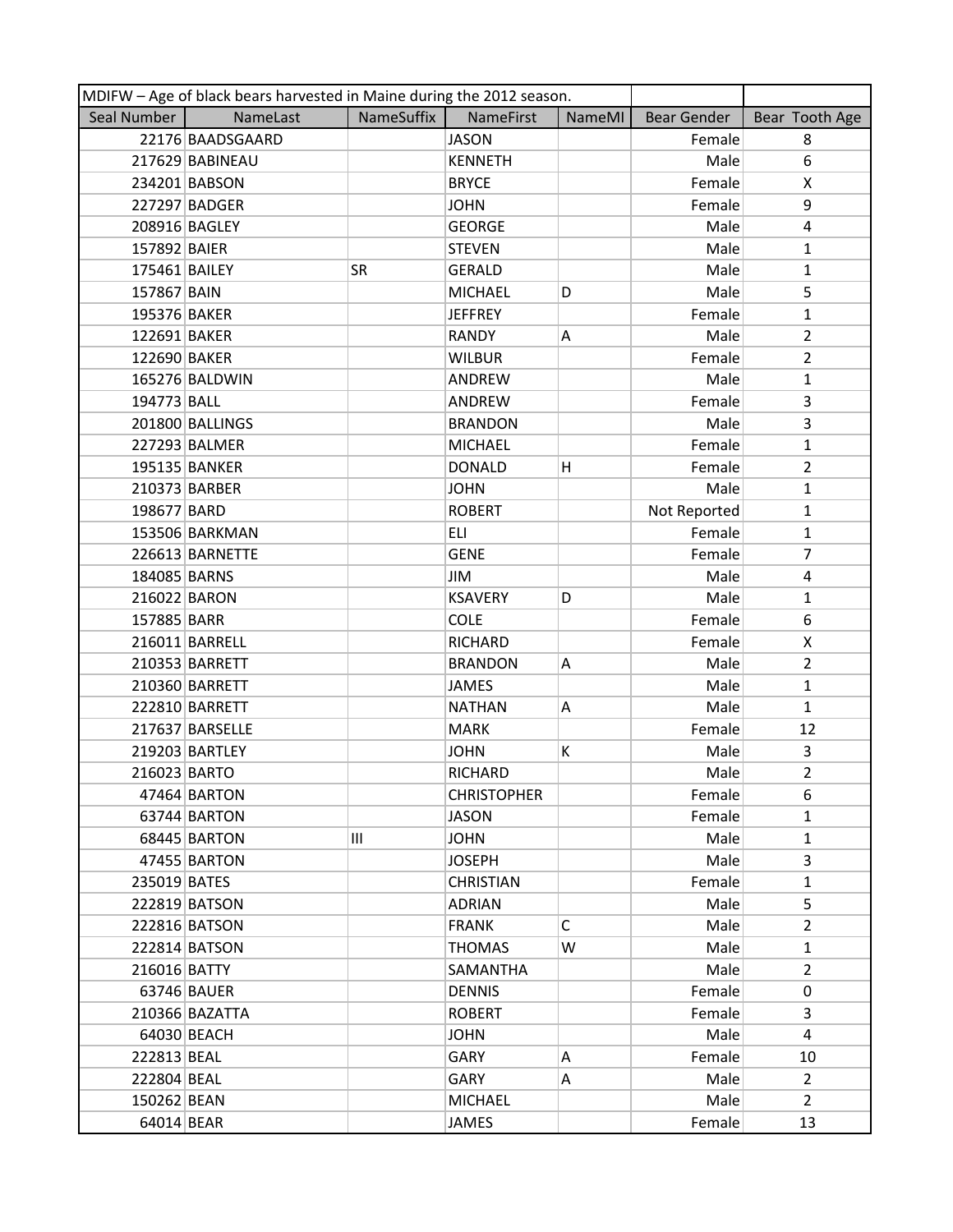| MDIFW – Age of black bears harvested in Maine during the 2012 season. | | | | | | |
|---|---|---|---|---|---|---|
| Seal Number | NameLast | NameSuffix | NameFirst | NameMI | Bear Gender | Bear Tooth Age |
| 22176 | BAADSGAARD | | JASON | | Female | 8 |
| 217629 | BABINEAU | | KENNETH | | Male | 6 |
| 234201 | BABSON | | BRYCE | | Female | X |
| 227297 | BADGER | | JOHN | | Female | 9 |
| 208916 | BAGLEY | | GEORGE | | Male | 4 |
| 157892 | BAIER | | STEVEN | | Male | 1 |
| 175461 | BAILEY | SR | GERALD | | Male | 1 |
| 157867 | BAIN | | MICHAEL | D | Male | 5 |
| 195376 | BAKER | | JEFFREY | | Female | 1 |
| 122691 | BAKER | | RANDY | A | Male | 2 |
| 122690 | BAKER | | WILBUR | | Female | 2 |
| 165276 | BALDWIN | | ANDREW | | Male | 1 |
| 194773 | BALL | | ANDREW | | Female | 3 |
| 201800 | BALLINGS | | BRANDON | | Male | 3 |
| 227293 | BALMER | | MICHAEL | | Female | 1 |
| 195135 | BANKER | | DONALD | H | Female | 2 |
| 210373 | BARBER | | JOHN | | Male | 1 |
| 198677 | BARD | | ROBERT | | Not Reported | 1 |
| 153506 | BARKMAN | | ELI | | Female | 1 |
| 226613 | BARNETTE | | GENE | | Female | 7 |
| 184085 | BARNS | | JIM | | Male | 4 |
| 216022 | BARON | | KSAVERY | D | Male | 1 |
| 157885 | BARR | | COLE | | Female | 6 |
| 216011 | BARRELL | | RICHARD | | Female | X |
| 210353 | BARRETT | | BRANDON | A | Male | 2 |
| 210360 | BARRETT | | JAMES | | Male | 1 |
| 222810 | BARRETT | | NATHAN | A | Male | 1 |
| 217637 | BARSELLE | | MARK | | Female | 12 |
| 219203 | BARTLEY | | JOHN | K | Male | 3 |
| 216023 | BARTO | | RICHARD | | Male | 2 |
| 47464 | BARTON | | CHRISTOPHER | | Female | 6 |
| 63744 | BARTON | | JASON | | Female | 1 |
| 68445 | BARTON | III | JOHN | | Male | 1 |
| 47455 | BARTON | | JOSEPH | | Male | 3 |
| 235019 | BATES | | CHRISTIAN | | Female | 1 |
| 222819 | BATSON | | ADRIAN | | Male | 5 |
| 222816 | BATSON | | FRANK | C | Male | 2 |
| 222814 | BATSON | | THOMAS | W | Male | 1 |
| 216016 | BATTY | | SAMANTHA | | Male | 2 |
| 63746 | BAUER | | DENNIS | | Female | 0 |
| 210366 | BAZATTA | | ROBERT | | Female | 3 |
| 64030 | BEACH | | JOHN | | Male | 4 |
| 222813 | BEAL | | GARY | A | Female | 10 |
| 222804 | BEAL | | GARY | A | Male | 2 |
| 150262 | BEAN | | MICHAEL | | Male | 2 |
| 64014 | BEAR | | JAMES | | Female | 13 |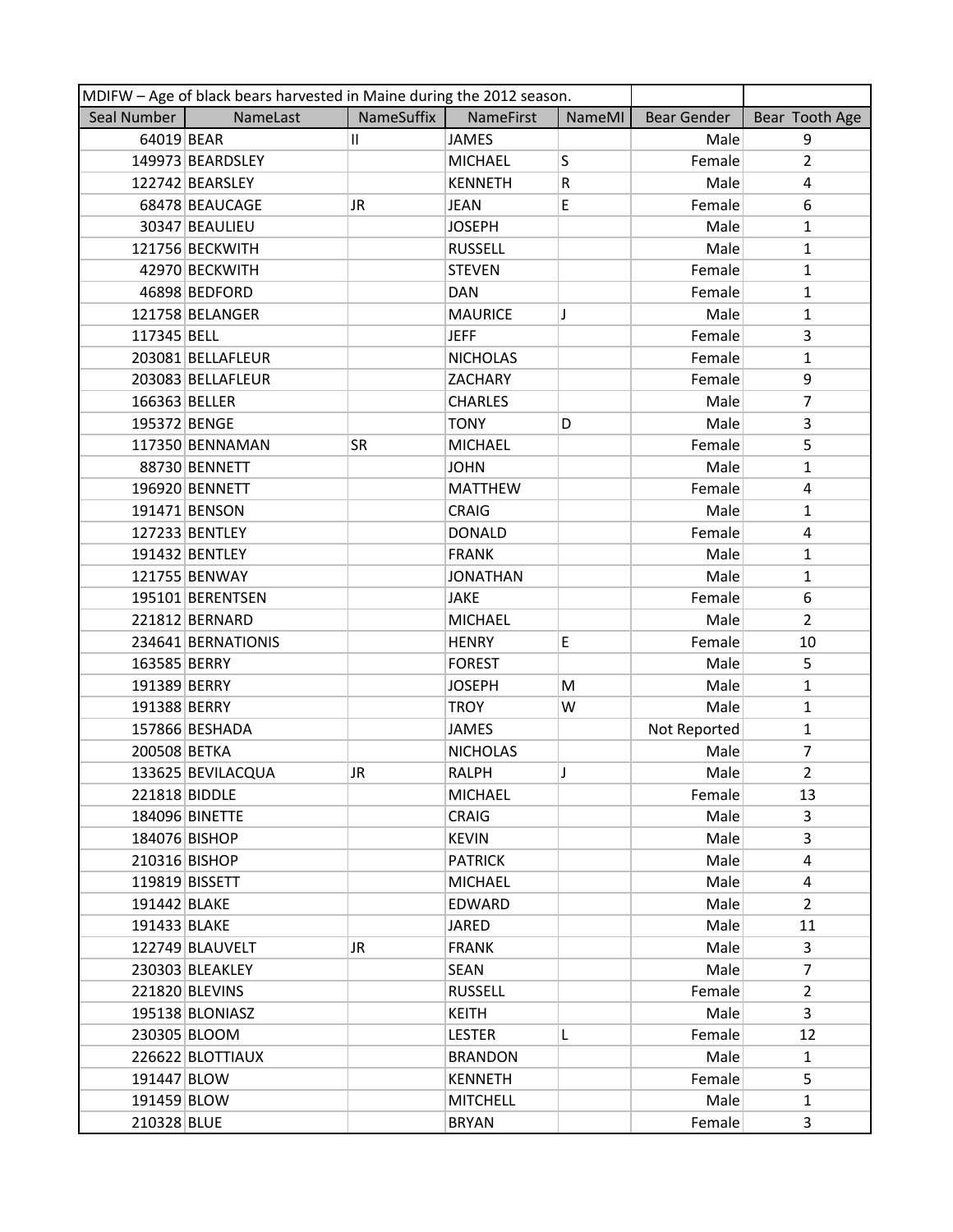| MDIFW – Age of black bears harvested in Maine during the 2012 season. | | | | | | |
|---|---|---|---|---|---|---|
| Seal Number | NameLast | NameSuffix | NameFirst | NameMI | Bear Gender | Bear Tooth Age |
| 64019 | BEAR | II | JAMES | | Male | 9 |
| 149973 | BEARDSLEY | | MICHAEL | S | Female | 2 |
| 122742 | BEARSLEY | | KENNETH | R | Male | 4 |
| 68478 | BEAUCAGE | JR | JEAN | E | Female | 6 |
| 30347 | BEAULIEU | | JOSEPH | | Male | 1 |
| 121756 | BECKWITH | | RUSSELL | | Male | 1 |
| 42970 | BECKWITH | | STEVEN | | Female | 1 |
| 46898 | BEDFORD | | DAN | | Female | 1 |
| 121758 | BELANGER | | MAURICE | J | Male | 1 |
| 117345 | BELL | | JEFF | | Female | 3 |
| 203081 | BELLAFLEUR | | NICHOLAS | | Female | 1 |
| 203083 | BELLAFLEUR | | ZACHARY | | Female | 9 |
| 166363 | BELLER | | CHARLES | | Male | 7 |
| 195372 | BENGE | | TONY | D | Male | 3 |
| 117350 | BENNAMAN | SR | MICHAEL | | Female | 5 |
| 88730 | BENNETT | | JOHN | | Male | 1 |
| 196920 | BENNETT | | MATTHEW | | Female | 4 |
| 191471 | BENSON | | CRAIG | | Male | 1 |
| 127233 | BENTLEY | | DONALD | | Female | 4 |
| 191432 | BENTLEY | | FRANK | | Male | 1 |
| 121755 | BENWAY | | JONATHAN | | Male | 1 |
| 195101 | BERENTSEN | | JAKE | | Female | 6 |
| 221812 | BERNARD | | MICHAEL | | Male | 2 |
| 234641 | BERNATIONIS | | HENRY | E | Female | 10 |
| 163585 | BERRY | | FOREST | | Male | 5 |
| 191389 | BERRY | | JOSEPH | M | Male | 1 |
| 191388 | BERRY | | TROY | W | Male | 1 |
| 157866 | BESHADA | | JAMES | | Not Reported | 1 |
| 200508 | BETKA | | NICHOLAS | | Male | 7 |
| 133625 | BEVILACQUA | JR | RALPH | J | Male | 2 |
| 221818 | BIDDLE | | MICHAEL | | Female | 13 |
| 184096 | BINETTE | | CRAIG | | Male | 3 |
| 184076 | BISHOP | | KEVIN | | Male | 3 |
| 210316 | BISHOP | | PATRICK | | Male | 4 |
| 119819 | BISSETT | | MICHAEL | | Male | 4 |
| 191442 | BLAKE | | EDWARD | | Male | 2 |
| 191433 | BLAKE | | JARED | | Male | 11 |
| 122749 | BLAUVELT | JR | FRANK | | Male | 3 |
| 230303 | BLEAKLEY | | SEAN | | Male | 7 |
| 221820 | BLEVINS | | RUSSELL | | Female | 2 |
| 195138 | BLONIASZ | | KEITH | | Male | 3 |
| 230305 | BLOOM | | LESTER | L | Female | 12 |
| 226622 | BLOTTIAUX | | BRANDON | | Male | 1 |
| 191447 | BLOW | | KENNETH | | Female | 5 |
| 191459 | BLOW | | MITCHELL | | Male | 1 |
| 210328 | BLUE | | BRYAN | | Female | 3 |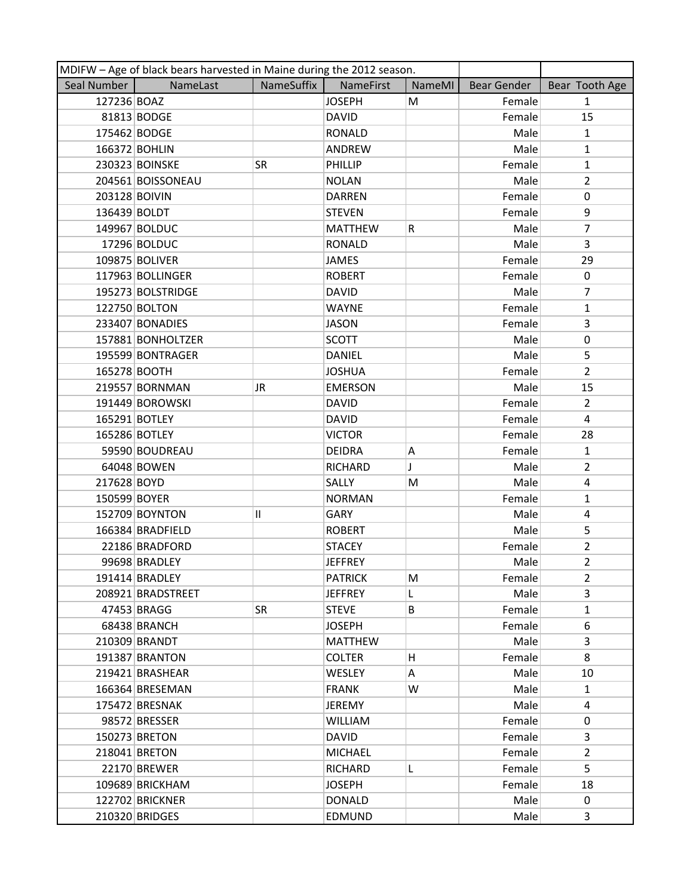| MDIFW – Age of black bears harvested in Maine during the 2012 season. | | | | | | |
|---|---|---|---|---|---|---|
| Seal Number | NameLast | NameSuffix | NameFirst | NameMI | Bear Gender | Bear Tooth Age |
| 127236 | BOAZ | | JOSEPH | M | Female | 1 |
| 81813 | BODGE | | DAVID | | Female | 15 |
| 175462 | BODGE | | RONALD | | Male | 1 |
| 166372 | BOHLIN | | ANDREW | | Male | 1 |
| 230323 | BOINSKE | SR | PHILLIP | | Female | 1 |
| 204561 | BOISSONEAU | | NOLAN | | Male | 2 |
| 203128 | BOIVIN | | DARREN | | Female | 0 |
| 136439 | BOLDT | | STEVEN | | Female | 9 |
| 149967 | BOLDUC | | MATTHEW | R | Male | 7 |
| 17296 | BOLDUC | | RONALD | | Male | 3 |
| 109875 | BOLIVER | | JAMES | | Female | 29 |
| 117963 | BOLLINGER | | ROBERT | | Female | 0 |
| 195273 | BOLSTRIDGE | | DAVID | | Male | 7 |
| 122750 | BOLTON | | WAYNE | | Female | 1 |
| 233407 | BONADIES | | JASON | | Female | 3 |
| 157881 | BONHOLTZER | | SCOTT | | Male | 0 |
| 195599 | BONTRAGER | | DANIEL | | Male | 5 |
| 165278 | BOOTH | | JOSHUA | | Female | 2 |
| 219557 | BORNMAN | JR | EMERSON | | Male | 15 |
| 191449 | BOROWSKI | | DAVID | | Female | 2 |
| 165291 | BOTLEY | | DAVID | | Female | 4 |
| 165286 | BOTLEY | | VICTOR | | Female | 28 |
| 59590 | BOUDREAU | | DEIDRA | A | Female | 1 |
| 64048 | BOWEN | | RICHARD | J | Male | 2 |
| 217628 | BOYD | | SALLY | M | Male | 4 |
| 150599 | BOYER | | NORMAN | | Female | 1 |
| 152709 | BOYNTON | II | GARY | | Male | 4 |
| 166384 | BRADFIELD | | ROBERT | | Male | 5 |
| 22186 | BRADFORD | | STACEY | | Female | 2 |
| 99698 | BRADLEY | | JEFFREY | | Male | 2 |
| 191414 | BRADLEY | | PATRICK | M | Female | 2 |
| 208921 | BRADSTREET | | JEFFREY | L | Male | 3 |
| 47453 | BRAGG | SR | STEVE | B | Female | 1 |
| 68438 | BRANCH | | JOSEPH | | Female | 6 |
| 210309 | BRANDT | | MATTHEW | | Male | 3 |
| 191387 | BRANTON | | COLTER | H | Female | 8 |
| 219421 | BRASHEAR | | WESLEY | A | Male | 10 |
| 166364 | BRESEMAN | | FRANK | W | Male | 1 |
| 175472 | BRESNAK | | JEREMY | | Male | 4 |
| 98572 | BRESSER | | WILLIAM | | Female | 0 |
| 150273 | BRETON | | DAVID | | Female | 3 |
| 218041 | BRETON | | MICHAEL | | Female | 2 |
| 22170 | BREWER | | RICHARD | L | Female | 5 |
| 109689 | BRICKHAM | | JOSEPH | | Female | 18 |
| 122702 | BRICKNER | | DONALD | | Male | 0 |
| 210320 | BRIDGES | | EDMUND | | Male | 3 |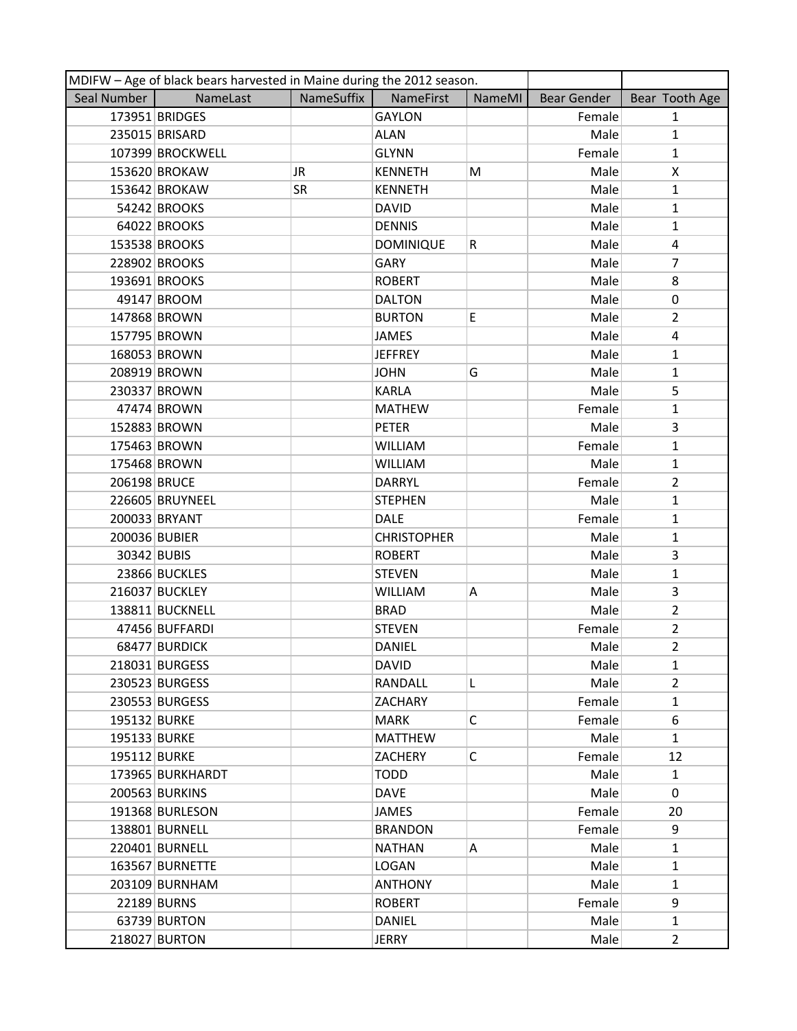| MDIFW – Age of black bears harvested in Maine during the 2012 season. | | | | | | |
|---|---|---|---|---|---|---|
| Seal Number | NameLast | NameSuffix | NameFirst | NameMI | Bear Gender | Bear Tooth Age |
| 173951 | BRIDGES | | GAYLON | | Female | 1 |
| 235015 | BRISARD | | ALAN | | Male | 1 |
| 107399 | BROCKWELL | | GLYNN | | Female | 1 |
| 153620 | BROKAW | JR | KENNETH | M | Male | X |
| 153642 | BROKAW | SR | KENNETH | | Male | 1 |
| 54242 | BROOKS | | DAVID | | Male | 1 |
| 64022 | BROOKS | | DENNIS | | Male | 1 |
| 153538 | BROOKS | | DOMINIQUE | R | Male | 4 |
| 228902 | BROOKS | | GARY | | Male | 7 |
| 193691 | BROOKS | | ROBERT | | Male | 8 |
| 49147 | BROOM | | DALTON | | Male | 0 |
| 147868 | BROWN | | BURTON | E | Male | 2 |
| 157795 | BROWN | | JAMES | | Male | 4 |
| 168053 | BROWN | | JEFFREY | | Male | 1 |
| 208919 | BROWN | | JOHN | G | Male | 1 |
| 230337 | BROWN | | KARLA | | Male | 5 |
| 47474 | BROWN | | MATHEW | | Female | 1 |
| 152883 | BROWN | | PETER | | Male | 3 |
| 175463 | BROWN | | WILLIAM | | Female | 1 |
| 175468 | BROWN | | WILLIAM | | Male | 1 |
| 206198 | BRUCE | | DARRYL | | Female | 2 |
| 226605 | BRUYNEEL | | STEPHEN | | Male | 1 |
| 200033 | BRYANT | | DALE | | Female | 1 |
| 200036 | BUBIER | | CHRISTOPHER | | Male | 1 |
| 30342 | BUBIS | | ROBERT | | Male | 3 |
| 23866 | BUCKLES | | STEVEN | | Male | 1 |
| 216037 | BUCKLEY | | WILLIAM | A | Male | 3 |
| 138811 | BUCKNELL | | BRAD | | Male | 2 |
| 47456 | BUFFARDI | | STEVEN | | Female | 2 |
| 68477 | BURDICK | | DANIEL | | Male | 2 |
| 218031 | BURGESS | | DAVID | | Male | 1 |
| 230523 | BURGESS | | RANDALL | L | Male | 2 |
| 230553 | BURGESS | | ZACHARY | | Female | 1 |
| 195132 | BURKE | | MARK | C | Female | 6 |
| 195133 | BURKE | | MATTHEW | | Male | 1 |
| 195112 | BURKE | | ZACHERY | C | Female | 12 |
| 173965 | BURKHARDT | | TODD | | Male | 1 |
| 200563 | BURKINS | | DAVE | | Male | 0 |
| 191368 | BURLESON | | JAMES | | Female | 20 |
| 138801 | BURNELL | | BRANDON | | Female | 9 |
| 220401 | BURNELL | | NATHAN | A | Male | 1 |
| 163567 | BURNETTE | | LOGAN | | Male | 1 |
| 203109 | BURNHAM | | ANTHONY | | Male | 1 |
| 22189 | BURNS | | ROBERT | | Female | 9 |
| 63739 | BURTON | | DANIEL | | Male | 1 |
| 218027 | BURTON | | JERRY | | Male | 2 |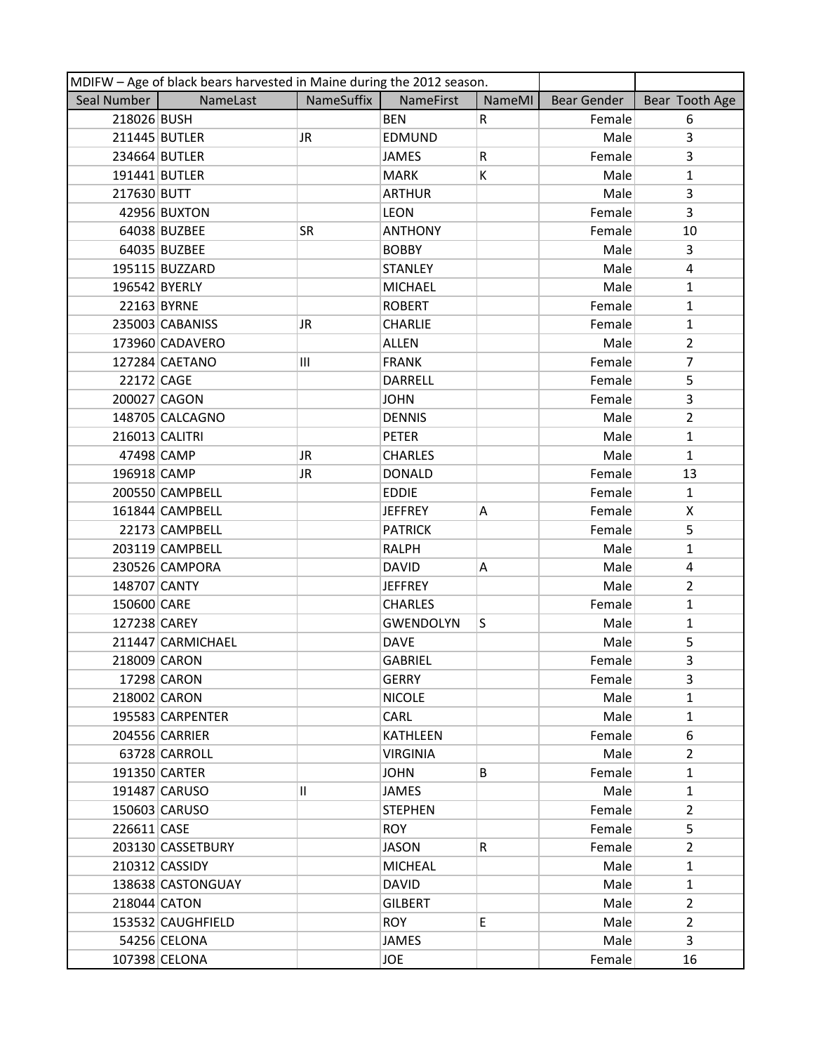| MDIFW – Age of black bears harvested in Maine during the 2012 season. | | | | | | |
|---|---|---|---|---|---|---|
| Seal Number | NameLast | NameSuffix | NameFirst | NameMI | Bear Gender | Bear Tooth Age |
| 218026 | BUSH | | BEN | R | Female | 6 |
| 211445 | BUTLER | JR | EDMUND | | Male | 3 |
| 234664 | BUTLER | | JAMES | R | Female | 3 |
| 191441 | BUTLER | | MARK | K | Male | 1 |
| 217630 | BUTT | | ARTHUR | | Male | 3 |
| 42956 | BUXTON | | LEON | | Female | 3 |
| 64038 | BUZBEE | SR | ANTHONY | | Female | 10 |
| 64035 | BUZBEE | | BOBBY | | Male | 3 |
| 195115 | BUZZARD | | STANLEY | | Male | 4 |
| 196542 | BYERLY | | MICHAEL | | Male | 1 |
| 22163 | BYRNE | | ROBERT | | Female | 1 |
| 235003 | CABANISS | JR | CHARLIE | | Female | 1 |
| 173960 | CADAVERO | | ALLEN | | Male | 2 |
| 127284 | CAETANO | III | FRANK | | Female | 7 |
| 22172 | CAGE | | DARRELL | | Female | 5 |
| 200027 | CAGON | | JOHN | | Female | 3 |
| 148705 | CALCAGNO | | DENNIS | | Male | 2 |
| 216013 | CALITRI | | PETER | | Male | 1 |
| 47498 | CAMP | JR | CHARLES | | Male | 1 |
| 196918 | CAMP | JR | DONALD | | Female | 13 |
| 200550 | CAMPBELL | | EDDIE | | Female | 1 |
| 161844 | CAMPBELL | | JEFFREY | A | Female | X |
| 22173 | CAMPBELL | | PATRICK | | Female | 5 |
| 203119 | CAMPBELL | | RALPH | | Male | 1 |
| 230526 | CAMPORA | | DAVID | A | Male | 4 |
| 148707 | CANTY | | JEFFREY | | Male | 2 |
| 150600 | CARE | | CHARLES | | Female | 1 |
| 127238 | CAREY | | GWENDOLYN | S | Male | 1 |
| 211447 | CARMICHAEL | | DAVE | | Male | 5 |
| 218009 | CARON | | GABRIEL | | Female | 3 |
| 17298 | CARON | | GERRY | | Female | 3 |
| 218002 | CARON | | NICOLE | | Male | 1 |
| 195583 | CARPENTER | | CARL | | Male | 1 |
| 204556 | CARRIER | | KATHLEEN | | Female | 6 |
| 63728 | CARROLL | | VIRGINIA | | Male | 2 |
| 191350 | CARTER | | JOHN | B | Female | 1 |
| 191487 | CARUSO | II | JAMES | | Male | 1 |
| 150603 | CARUSO | | STEPHEN | | Female | 2 |
| 226611 | CASE | | ROY | | Female | 5 |
| 203130 | CASSETBURY | | JASON | R | Female | 2 |
| 210312 | CASSIDY | | MICHEAL | | Male | 1 |
| 138638 | CASTONGUAY | | DAVID | | Male | 1 |
| 218044 | CATON | | GILBERT | | Male | 2 |
| 153532 | CAUGHFIELD | | ROY | E | Male | 2 |
| 54256 | CELONA | | JAMES | | Male | 3 |
| 107398 | CELONA | | JOE | | Female | 16 |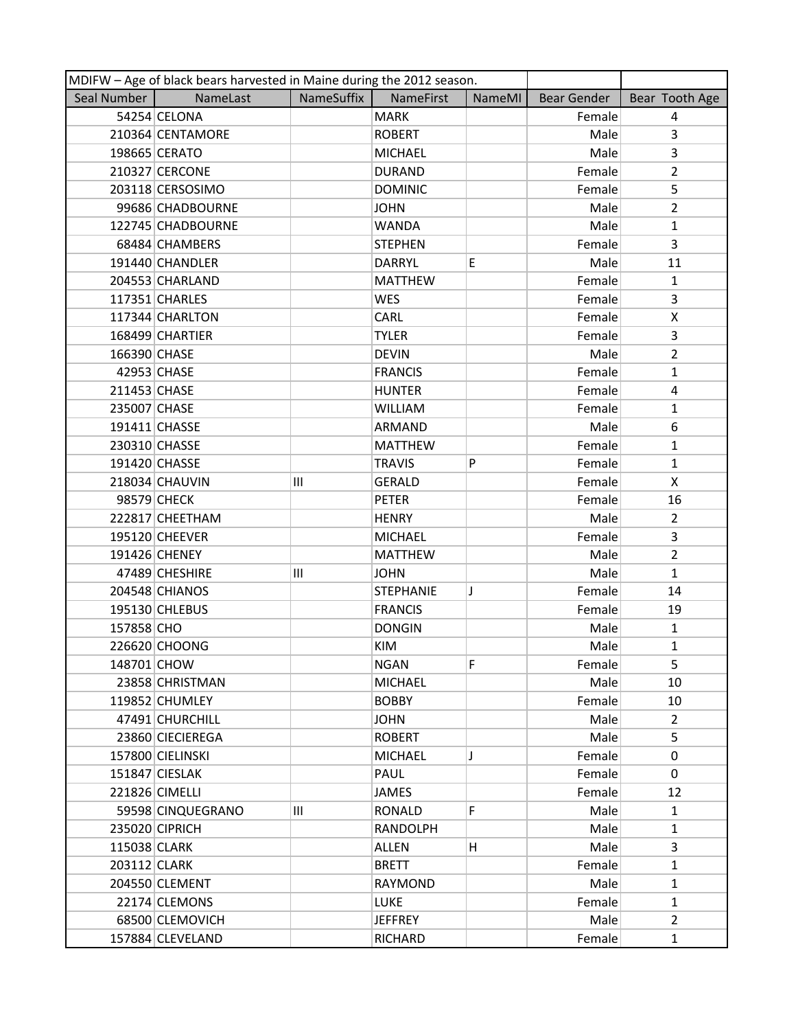| MDIFW – Age of black bears harvested in Maine during the 2012 season. | | | | | | |
|---|---|---|---|---|---|---|
| Seal Number | NameLast | NameSuffix | NameFirst | NameMI | Bear Gender | Bear Tooth Age |
| 54254 | CELONA | | MARK | | Female | 4 |
| 210364 | CENTAMORE | | ROBERT | | Male | 3 |
| 198665 | CERATO | | MICHAEL | | Male | 3 |
| 210327 | CERCONE | | DURAND | | Female | 2 |
| 203118 | CERSOSIMO | | DOMINIC | | Female | 5 |
| 99686 | CHADBOURNE | | JOHN | | Male | 2 |
| 122745 | CHADBOURNE | | WANDA | | Male | 1 |
| 68484 | CHAMBERS | | STEPHEN | | Female | 3 |
| 191440 | CHANDLER | | DARRYL | E | Male | 11 |
| 204553 | CHARLAND | | MATTHEW | | Female | 1 |
| 117351 | CHARLES | | WES | | Female | 3 |
| 117344 | CHARLTON | | CARL | | Female | X |
| 168499 | CHARTIER | | TYLER | | Female | 3 |
| 166390 | CHASE | | DEVIN | | Male | 2 |
| 42953 | CHASE | | FRANCIS | | Female | 1 |
| 211453 | CHASE | | HUNTER | | Female | 4 |
| 235007 | CHASE | | WILLIAM | | Female | 1 |
| 191411 | CHASSE | | ARMAND | | Male | 6 |
| 230310 | CHASSE | | MATTHEW | | Female | 1 |
| 191420 | CHASSE | | TRAVIS | P | Female | 1 |
| 218034 | CHAUVIN | III | GERALD | | Female | X |
| 98579 | CHECK | | PETER | | Female | 16 |
| 222817 | CHEETHAM | | HENRY | | Male | 2 |
| 195120 | CHEEVER | | MICHAEL | | Female | 3 |
| 191426 | CHENEY | | MATTHEW | | Male | 2 |
| 47489 | CHESHIRE | III | JOHN | | Male | 1 |
| 204548 | CHIANOS | | STEPHANIE | J | Female | 14 |
| 195130 | CHLEBUS | | FRANCIS | | Female | 19 |
| 157858 | CHO | | DONGIN | | Male | 1 |
| 226620 | CHOONG | | KIM | | Male | 1 |
| 148701 | CHOW | | NGAN | F | Female | 5 |
| 23858 | CHRISTMAN | | MICHAEL | | Male | 10 |
| 119852 | CHUMLEY | | BOBBY | | Female | 10 |
| 47491 | CHURCHILL | | JOHN | | Male | 2 |
| 23860 | CIECIEREGA | | ROBERT | | Male | 5 |
| 157800 | CIELINSKI | | MICHAEL | J | Female | 0 |
| 151847 | CIESLAK | | PAUL | | Female | 0 |
| 221826 | CIMELLI | | JAMES | | Female | 12 |
| 59598 | CINQUEGRANO | III | RONALD | F | Male | 1 |
| 235020 | CIPRICH | | RANDOLPH | | Male | 1 |
| 115038 | CLARK | | ALLEN | H | Male | 3 |
| 203112 | CLARK | | BRETT | | Female | 1 |
| 204550 | CLEMENT | | RAYMOND | | Male | 1 |
| 22174 | CLEMONS | | LUKE | | Female | 1 |
| 68500 | CLEMOVICH | | JEFFREY | | Male | 2 |
| 157884 | CLEVELAND | | RICHARD | | Female | 1 |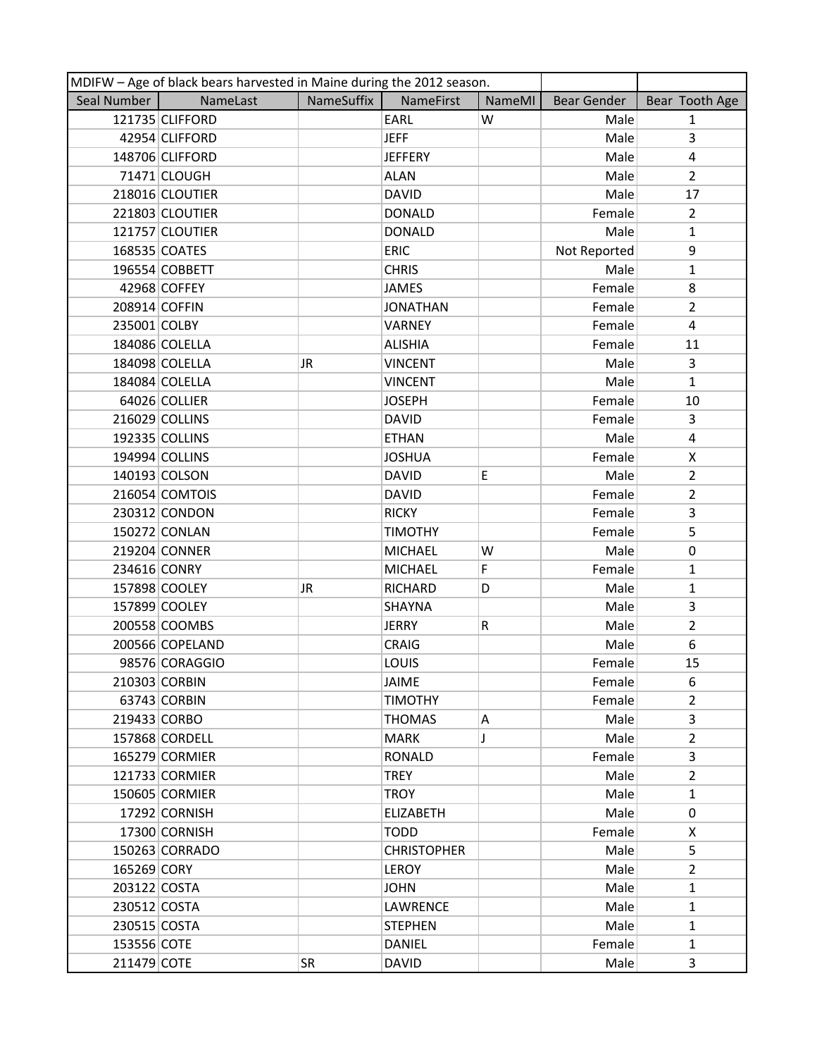| MDIFW – Age of black bears harvested in Maine during the 2012 season. | | | | | | |
|---|---|---|---|---|---|---|
| Seal Number | NameLast | NameSuffix | NameFirst | NameMI | Bear Gender | Bear Tooth Age |
| 121735 | CLIFFORD | | EARL | W | Male | 1 |
| 42954 | CLIFFORD | | JEFF | | Male | 3 |
| 148706 | CLIFFORD | | JEFFERY | | Male | 4 |
| 71471 | CLOUGH | | ALAN | | Male | 2 |
| 218016 | CLOUTIER | | DAVID | | Male | 17 |
| 221803 | CLOUTIER | | DONALD | | Female | 2 |
| 121757 | CLOUTIER | | DONALD | | Male | 1 |
| 168535 | COATES | | ERIC | | Not Reported | 9 |
| 196554 | COBBETT | | CHRIS | | Male | 1 |
| 42968 | COFFEY | | JAMES | | Female | 8 |
| 208914 | COFFIN | | JONATHAN | | Female | 2 |
| 235001 | COLBY | | VARNEY | | Female | 4 |
| 184086 | COLELLA | | ALISHIA | | Female | 11 |
| 184098 | COLELLA | JR | VINCENT | | Male | 3 |
| 184084 | COLELLA | | VINCENT | | Male | 1 |
| 64026 | COLLIER | | JOSEPH | | Female | 10 |
| 216029 | COLLINS | | DAVID | | Female | 3 |
| 192335 | COLLINS | | ETHAN | | Male | 4 |
| 194994 | COLLINS | | JOSHUA | | Female | X |
| 140193 | COLSON | | DAVID | E | Male | 2 |
| 216054 | COMTOIS | | DAVID | | Female | 2 |
| 230312 | CONDON | | RICKY | | Female | 3 |
| 150272 | CONLAN | | TIMOTHY | | Female | 5 |
| 219204 | CONNER | | MICHAEL | W | Male | 0 |
| 234616 | CONRY | | MICHAEL | F | Female | 1 |
| 157898 | COOLEY | JR | RICHARD | D | Male | 1 |
| 157899 | COOLEY | | SHAYNA | | Male | 3 |
| 200558 | COOMBS | | JERRY | R | Male | 2 |
| 200566 | COPELAND | | CRAIG | | Male | 6 |
| 98576 | CORAGGIO | | LOUIS | | Female | 15 |
| 210303 | CORBIN | | JAIME | | Female | 6 |
| 63743 | CORBIN | | TIMOTHY | | Female | 2 |
| 219433 | CORBO | | THOMAS | A | Male | 3 |
| 157868 | CORDELL | | MARK | J | Male | 2 |
| 165279 | CORMIER | | RONALD | | Female | 3 |
| 121733 | CORMIER | | TREY | | Male | 2 |
| 150605 | CORMIER | | TROY | | Male | 1 |
| 17292 | CORNISH | | ELIZABETH | | Male | 0 |
| 17300 | CORNISH | | TODD | | Female | X |
| 150263 | CORRADO | | CHRISTOPHER | | Male | 5 |
| 165269 | CORY | | LEROY | | Male | 2 |
| 203122 | COSTA | | JOHN | | Male | 1 |
| 230512 | COSTA | | LAWRENCE | | Male | 1 |
| 230515 | COSTA | | STEPHEN | | Male | 1 |
| 153556 | COTE | | DANIEL | | Female | 1 |
| 211479 | COTE | SR | DAVID | | Male | 3 |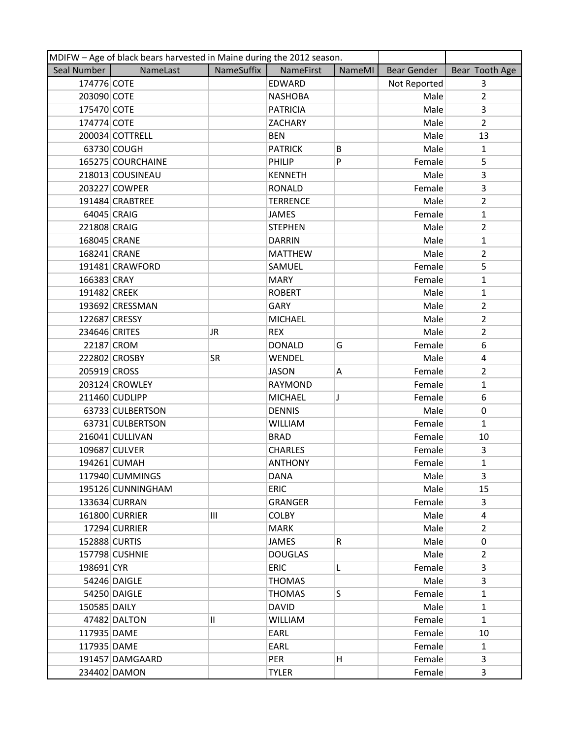| MDIFW – Age of black bears harvested in Maine during the 2012 season. | | | | | | |
|---|---|---|---|---|---|---|
| Seal Number | NameLast | NameSuffix | NameFirst | NameMI | Bear Gender | Bear Tooth Age |
| 174776 | COTE | | EDWARD | | Not Reported | 3 |
| 203090 | COTE | | NASHOBA | | Male | 2 |
| 175470 | COTE | | PATRICIA | | Male | 3 |
| 174774 | COTE | | ZACHARY | | Male | 2 |
| 200034 | COTTRELL | | BEN | | Male | 13 |
| 63730 | COUGH | | PATRICK | B | Male | 1 |
| 165275 | COURCHAINE | | PHILIP | P | Female | 5 |
| 218013 | COUSINEAU | | KENNETH | | Male | 3 |
| 203227 | COWPER | | RONALD | | Female | 3 |
| 191484 | CRABTREE | | TERRENCE | | Male | 2 |
| 64045 | CRAIG | | JAMES | | Female | 1 |
| 221808 | CRAIG | | STEPHEN | | Male | 2 |
| 168045 | CRANE | | DARRIN | | Male | 1 |
| 168241 | CRANE | | MATTHEW | | Male | 2 |
| 191481 | CRAWFORD | | SAMUEL | | Female | 5 |
| 166383 | CRAY | | MARY | | Female | 1 |
| 191482 | CREEK | | ROBERT | | Male | 1 |
| 193692 | CRESSMAN | | GARY | | Male | 2 |
| 122687 | CRESSY | | MICHAEL | | Male | 2 |
| 234646 | CRITES | JR | REX | | Male | 2 |
| 22187 | CROM | | DONALD | G | Female | 6 |
| 222802 | CROSBY | SR | WENDEL | | Male | 4 |
| 205919 | CROSS | | JASON | A | Female | 2 |
| 203124 | CROWLEY | | RAYMOND | | Female | 1 |
| 211460 | CUDLIPP | | MICHAEL | J | Female | 6 |
| 63733 | CULBERTSON | | DENNIS | | Male | 0 |
| 63731 | CULBERTSON | | WILLIAM | | Female | 1 |
| 216041 | CULLIVAN | | BRAD | | Female | 10 |
| 109687 | CULVER | | CHARLES | | Female | 3 |
| 194261 | CUMAH | | ANTHONY | | Female | 1 |
| 117940 | CUMMINGS | | DANA | | Male | 3 |
| 195126 | CUNNINGHAM | | ERIC | | Male | 15 |
| 133634 | CURRAN | | GRANGER | | Female | 3 |
| 161800 | CURRIER | III | COLBY | | Male | 4 |
| 17294 | CURRIER | | MARK | | Male | 2 |
| 152888 | CURTIS | | JAMES | R | Male | 0 |
| 157798 | CUSHNIE | | DOUGLAS | | Male | 2 |
| 198691 | CYR | | ERIC | L | Female | 3 |
| 54246 | DAIGLE | | THOMAS | | Male | 3 |
| 54250 | DAIGLE | | THOMAS | S | Female | 1 |
| 150585 | DAILY | | DAVID | | Male | 1 |
| 47482 | DALTON | II | WILLIAM | | Female | 1 |
| 117935 | DAME | | EARL | | Female | 10 |
| 117935 | DAME | | EARL | | Female | 1 |
| 191457 | DAMGAARD | | PER | H | Female | 3 |
| 234402 | DAMON | | TYLER | | Female | 3 |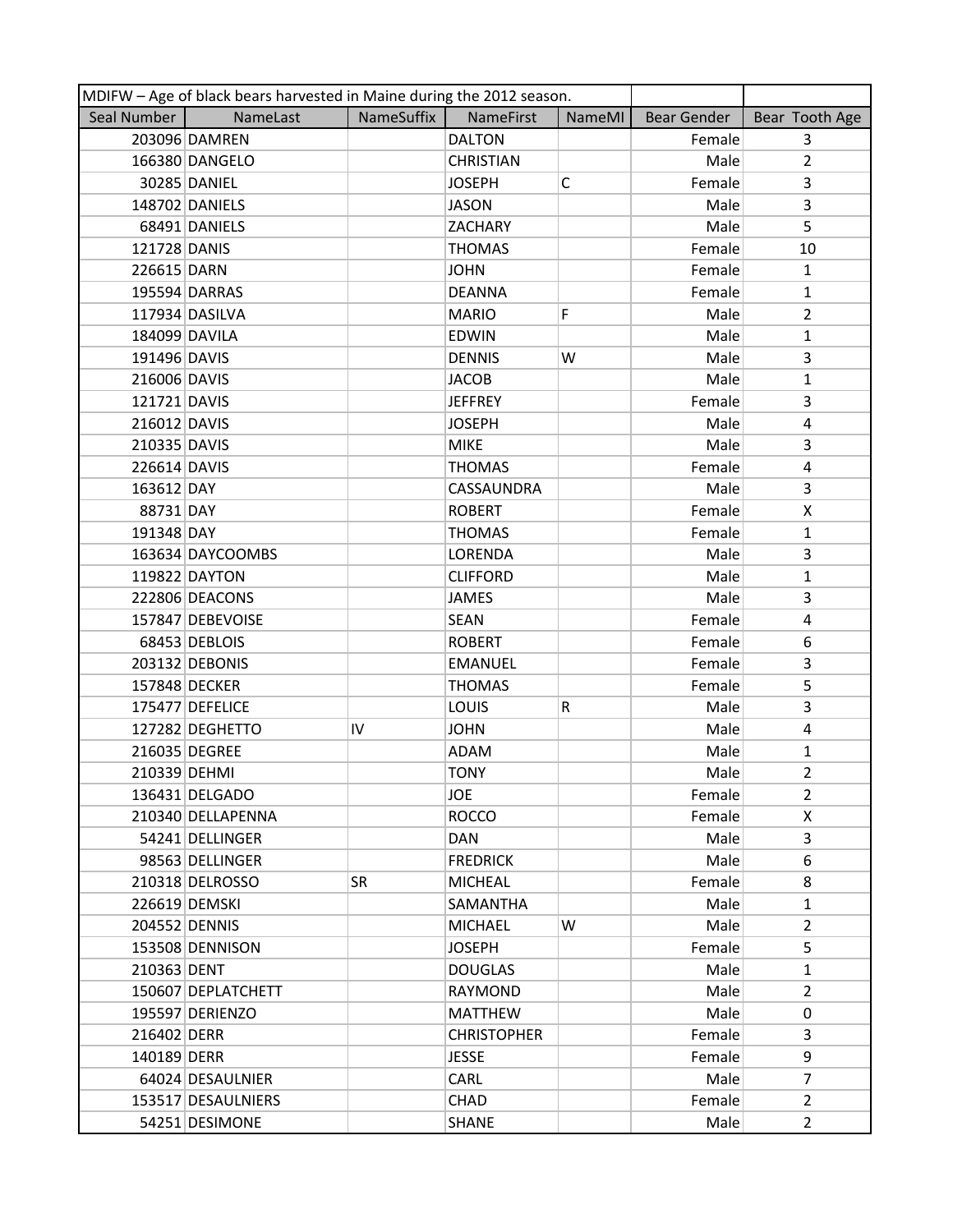| MDIFW – Age of black bears harvested in Maine during the 2012 season. | | | | | | |
|---|---|---|---|---|---|---|
| Seal Number | NameLast | NameSuffix | NameFirst | NameMI | Bear Gender | Bear Tooth Age |
| 203096 | DAMREN | | DALTON | | Female | 3 |
| 166380 | DANGELO | | CHRISTIAN | | Male | 2 |
| 30285 | DANIEL | | JOSEPH | C | Female | 3 |
| 148702 | DANIELS | | JASON | | Male | 3 |
| 68491 | DANIELS | | ZACHARY | | Male | 5 |
| 121728 | DANIS | | THOMAS | | Female | 10 |
| 226615 | DARN | | JOHN | | Female | 1 |
| 195594 | DARRAS | | DEANNA | | Female | 1 |
| 117934 | DASILVA | | MARIO | F | Male | 2 |
| 184099 | DAVILA | | EDWIN | | Male | 1 |
| 191496 | DAVIS | | DENNIS | W | Male | 3 |
| 216006 | DAVIS | | JACOB | | Male | 1 |
| 121721 | DAVIS | | JEFFREY | | Female | 3 |
| 216012 | DAVIS | | JOSEPH | | Male | 4 |
| 210335 | DAVIS | | MIKE | | Male | 3 |
| 226614 | DAVIS | | THOMAS | | Female | 4 |
| 163612 | DAY | | CASSAUNDRA | | Male | 3 |
| 88731 | DAY | | ROBERT | | Female | X |
| 191348 | DAY | | THOMAS | | Female | 1 |
| 163634 | DAYCOOMBS | | LORENDA | | Male | 3 |
| 119822 | DAYTON | | CLIFFORD | | Male | 1 |
| 222806 | DEACONS | | JAMES | | Male | 3 |
| 157847 | DEBEVOISE | | SEAN | | Female | 4 |
| 68453 | DEBLOIS | | ROBERT | | Female | 6 |
| 203132 | DEBONIS | | EMANUEL | | Female | 3 |
| 157848 | DECKER | | THOMAS | | Female | 5 |
| 175477 | DEFELICE | | LOUIS | R | Male | 3 |
| 127282 | DEGHETTO | IV | JOHN | | Male | 4 |
| 216035 | DEGREE | | ADAM | | Male | 1 |
| 210339 | DEHMI | | TONY | | Male | 2 |
| 136431 | DELGADO | | JOE | | Female | 2 |
| 210340 | DELLAPENNA | | ROCCO | | Female | X |
| 54241 | DELLINGER | | DAN | | Male | 3 |
| 98563 | DELLINGER | | FREDRICK | | Male | 6 |
| 210318 | DELROSSO | SR | MICHEAL | | Female | 8 |
| 226619 | DEMSKI | | SAMANTHA | | Male | 1 |
| 204552 | DENNIS | | MICHAEL | W | Male | 2 |
| 153508 | DENNISON | | JOSEPH | | Female | 5 |
| 210363 | DENT | | DOUGLAS | | Male | 1 |
| 150607 | DEPLATCHETT | | RAYMOND | | Male | 2 |
| 195597 | DERIENZO | | MATTHEW | | Male | 0 |
| 216402 | DERR | | CHRISTOPHER | | Female | 3 |
| 140189 | DERR | | JESSE | | Female | 9 |
| 64024 | DESAULNIER | | CARL | | Male | 7 |
| 153517 | DESAULNIERS | | CHAD | | Female | 2 |
| 54251 | DESIMONE | | SHANE | | Male | 2 |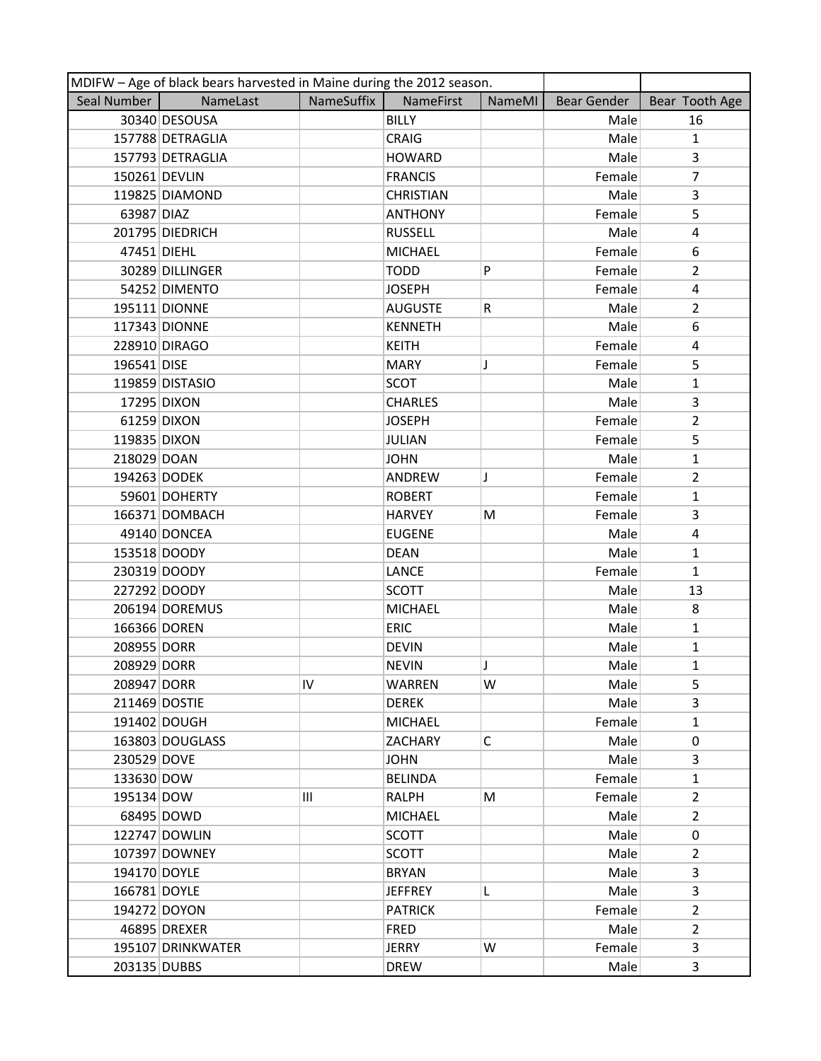| MDIFW – Age of black bears harvested in Maine during the 2012 season. | | | | | | |
|---|---|---|---|---|---|---|
| Seal Number | NameLast | NameSuffix | NameFirst | NameMI | Bear Gender | Bear Tooth Age |
| 30340 | DESOUSA | | BILLY | | Male | 16 |
| 157788 | DETRAGLIA | | CRAIG | | Male | 1 |
| 157793 | DETRAGLIA | | HOWARD | | Male | 3 |
| 150261 | DEVLIN | | FRANCIS | | Female | 7 |
| 119825 | DIAMOND | | CHRISTIAN | | Male | 3 |
| 63987 | DIAZ | | ANTHONY | | Female | 5 |
| 201795 | DIEDRICH | | RUSSELL | | Male | 4 |
| 47451 | DIEHL | | MICHAEL | | Female | 6 |
| 30289 | DILLINGER | | TODD | P | Female | 2 |
| 54252 | DIMENTO | | JOSEPH | | Female | 4 |
| 195111 | DIONNE | | AUGUSTE | R | Male | 2 |
| 117343 | DIONNE | | KENNETH | | Male | 6 |
| 228910 | DIRAGO | | KEITH | | Female | 4 |
| 196541 | DISE | | MARY | J | Female | 5 |
| 119859 | DISTASIO | | SCOT | | Male | 1 |
| 17295 | DIXON | | CHARLES | | Male | 3 |
| 61259 | DIXON | | JOSEPH | | Female | 2 |
| 119835 | DIXON | | JULIAN | | Female | 5 |
| 218029 | DOAN | | JOHN | | Male | 1 |
| 194263 | DODEK | | ANDREW | J | Female | 2 |
| 59601 | DOHERTY | | ROBERT | | Female | 1 |
| 166371 | DOMBACH | | HARVEY | M | Female | 3 |
| 49140 | DONCEA | | EUGENE | | Male | 4 |
| 153518 | DOODY | | DEAN | | Male | 1 |
| 230319 | DOODY | | LANCE | | Female | 1 |
| 227292 | DOODY | | SCOTT | | Male | 13 |
| 206194 | DOREMUS | | MICHAEL | | Male | 8 |
| 166366 | DOREN | | ERIC | | Male | 1 |
| 208955 | DORR | | DEVIN | | Male | 1 |
| 208929 | DORR | | NEVIN | J | Male | 1 |
| 208947 | DORR | IV | WARREN | W | Male | 5 |
| 211469 | DOSTIE | | DEREK | | Male | 3 |
| 191402 | DOUGH | | MICHAEL | | Female | 1 |
| 163803 | DOUGLASS | | ZACHARY | C | Male | 0 |
| 230529 | DOVE | | JOHN | | Male | 3 |
| 133630 | DOW | | BELINDA | | Female | 1 |
| 195134 | DOW | III | RALPH | M | Female | 2 |
| 68495 | DOWD | | MICHAEL | | Male | 2 |
| 122747 | DOWLIN | | SCOTT | | Male | 0 |
| 107397 | DOWNEY | | SCOTT | | Male | 2 |
| 194170 | DOYLE | | BRYAN | | Male | 3 |
| 166781 | DOYLE | | JEFFREY | L | Male | 3 |
| 194272 | DOYON | | PATRICK | | Female | 2 |
| 46895 | DREXER | | FRED | | Male | 2 |
| 195107 | DRINKWATER | | JERRY | W | Female | 3 |
| 203135 | DUBBS | | DREW | | Male | 3 |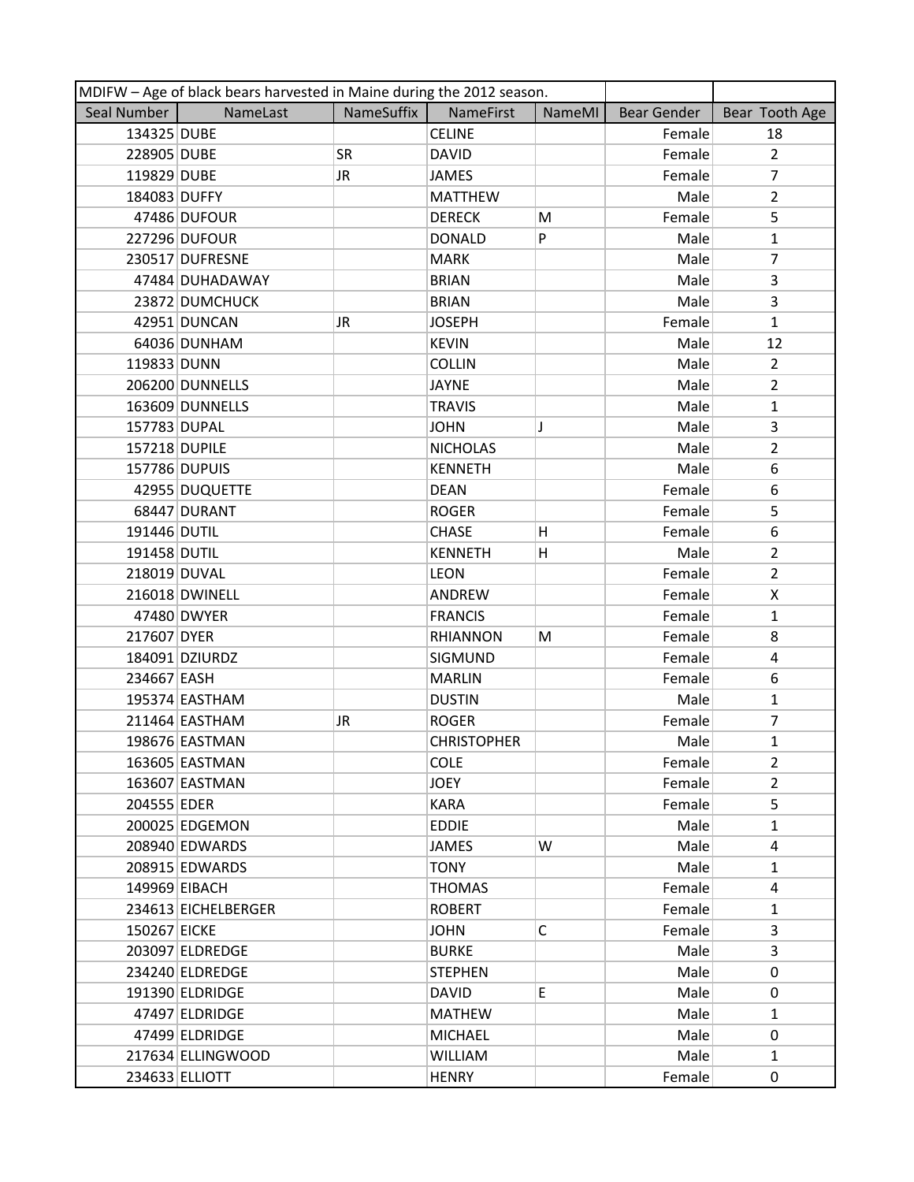| MDIFW – Age of black bears harvested in Maine during the 2012 season. | | | | | | |
|---|---|---|---|---|---|---|
| Seal Number | NameLast | NameSuffix | NameFirst | NameMI | Bear Gender | Bear Tooth Age |
| 134325 | DUBE | | CELINE | | Female | 18 |
| 228905 | DUBE | SR | DAVID | | Female | 2 |
| 119829 | DUBE | JR | JAMES | | Female | 7 |
| 184083 | DUFFY | | MATTHEW | | Male | 2 |
| 47486 | DUFOUR | | DERECK | M | Female | 5 |
| 227296 | DUFOUR | | DONALD | P | Male | 1 |
| 230517 | DUFRESNE | | MARK | | Male | 7 |
| 47484 | DUHADAWAY | | BRIAN | | Male | 3 |
| 23872 | DUMCHUCK | | BRIAN | | Male | 3 |
| 42951 | DUNCAN | JR | JOSEPH | | Female | 1 |
| 64036 | DUNHAM | | KEVIN | | Male | 12 |
| 119833 | DUNN | | COLLIN | | Male | 2 |
| 206200 | DUNNELLS | | JAYNE | | Male | 2 |
| 163609 | DUNNELLS | | TRAVIS | | Male | 1 |
| 157783 | DUPAL | | JOHN | J | Male | 3 |
| 157218 | DUPILE | | NICHOLAS | | Male | 2 |
| 157786 | DUPUIS | | KENNETH | | Male | 6 |
| 42955 | DUQUETTE | | DEAN | | Female | 6 |
| 68447 | DURANT | | ROGER | | Female | 5 |
| 191446 | DUTIL | | CHASE | H | Female | 6 |
| 191458 | DUTIL | | KENNETH | H | Male | 2 |
| 218019 | DUVAL | | LEON | | Female | 2 |
| 216018 | DWINELL | | ANDREW | | Female | X |
| 47480 | DWYER | | FRANCIS | | Female | 1 |
| 217607 | DYER | | RHIANNON | M | Female | 8 |
| 184091 | DZIURDZ | | SIGMUND | | Female | 4 |
| 234667 | EASH | | MARLIN | | Female | 6 |
| 195374 | EASTHAM | | DUSTIN | | Male | 1 |
| 211464 | EASTHAM | JR | ROGER | | Female | 7 |
| 198676 | EASTMAN | | CHRISTOPHER | | Male | 1 |
| 163605 | EASTMAN | | COLE | | Female | 2 |
| 163607 | EASTMAN | | JOEY | | Female | 2 |
| 204555 | EDER | | KARA | | Female | 5 |
| 200025 | EDGEMON | | EDDIE | | Male | 1 |
| 208940 | EDWARDS | | JAMES | W | Male | 4 |
| 208915 | EDWARDS | | TONY | | Male | 1 |
| 149969 | EIBACH | | THOMAS | | Female | 4 |
| 234613 | EICHELBERGER | | ROBERT | | Female | 1 |
| 150267 | EICKE | | JOHN | C | Female | 3 |
| 203097 | ELDREDGE | | BURKE | | Male | 3 |
| 234240 | ELDREDGE | | STEPHEN | | Male | 0 |
| 191390 | ELDRIDGE | | DAVID | E | Male | 0 |
| 47497 | ELDRIDGE | | MATHEW | | Male | 1 |
| 47499 | ELDRIDGE | | MICHAEL | | Male | 0 |
| 217634 | ELLINGWOOD | | WILLIAM | | Male | 1 |
| 234633 | ELLIOTT | | HENRY | | Female | 0 |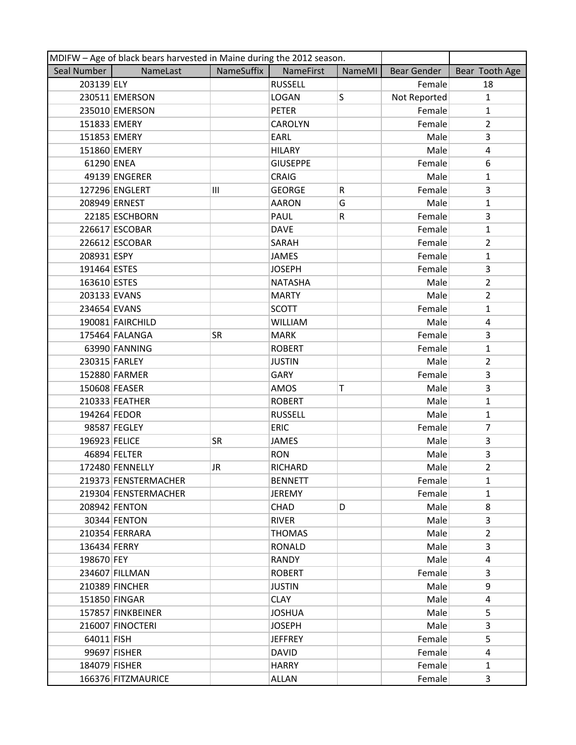| MDIFW – Age of black bears harvested in Maine during the 2012 season. | | | | | | |
|---|---|---|---|---|---|---|
| Seal Number | NameLast | NameSuffix | NameFirst | NameMI | Bear Gender | Bear Tooth Age |
| 203139 | ELY | | RUSSELL | | Female | 18 |
| 230511 | EMERSON | | LOGAN | S | Not Reported | 1 |
| 235010 | EMERSON | | PETER | | Female | 1 |
| 151833 | EMERY | | CAROLYN | | Female | 2 |
| 151853 | EMERY | | EARL | | Male | 3 |
| 151860 | EMERY | | HILARY | | Male | 4 |
| 61290 | ENEA | | GIUSEPPE | | Female | 6 |
| 49139 | ENGERER | | CRAIG | | Male | 1 |
| 127296 | ENGLERT | III | GEORGE | R | Female | 3 |
| 208949 | ERNEST | | AARON | G | Male | 1 |
| 22185 | ESCHBORN | | PAUL | R | Female | 3 |
| 226617 | ESCOBAR | | DAVE | | Female | 1 |
| 226612 | ESCOBAR | | SARAH | | Female | 2 |
| 208931 | ESPY | | JAMES | | Female | 1 |
| 191464 | ESTES | | JOSEPH | | Female | 3 |
| 163610 | ESTES | | NATASHA | | Male | 2 |
| 203133 | EVANS | | MARTY | | Male | 2 |
| 234654 | EVANS | | SCOTT | | Female | 1 |
| 190081 | FAIRCHILD | | WILLIAM | | Male | 4 |
| 175464 | FALANGA | SR | MARK | | Female | 3 |
| 63990 | FANNING | | ROBERT | | Female | 1 |
| 230315 | FARLEY | | JUSTIN | | Male | 2 |
| 152880 | FARMER | | GARY | | Female | 3 |
| 150608 | FEASER | | AMOS | T | Male | 3 |
| 210333 | FEATHER | | ROBERT | | Male | 1 |
| 194264 | FEDOR | | RUSSELL | | Male | 1 |
| 98587 | FEGLEY | | ERIC | | Female | 7 |
| 196923 | FELICE | SR | JAMES | | Male | 3 |
| 46894 | FELTER | | RON | | Male | 3 |
| 172480 | FENNELLY | JR | RICHARD | | Male | 2 |
| 219373 | FENSTERMACHER | | BENNETT | | Female | 1 |
| 219304 | FENSTERMACHER | | JEREMY | | Female | 1 |
| 208942 | FENTON | | CHAD | D | Male | 8 |
| 30344 | FENTON | | RIVER | | Male | 3 |
| 210354 | FERRARA | | THOMAS | | Male | 2 |
| 136434 | FERRY | | RONALD | | Male | 3 |
| 198670 | FEY | | RANDY | | Male | 4 |
| 234607 | FILLMAN | | ROBERT | | Female | 3 |
| 210389 | FINCHER | | JUSTIN | | Male | 9 |
| 151850 | FINGAR | | CLAY | | Male | 4 |
| 157857 | FINKBEINER | | JOSHUA | | Male | 5 |
| 216007 | FINOCTERI | | JOSEPH | | Male | 3 |
| 64011 | FISH | | JEFFREY | | Female | 5 |
| 99697 | FISHER | | DAVID | | Female | 4 |
| 184079 | FISHER | | HARRY | | Female | 1 |
| 166376 | FITZMAURICE | | ALLAN | | Female | 3 |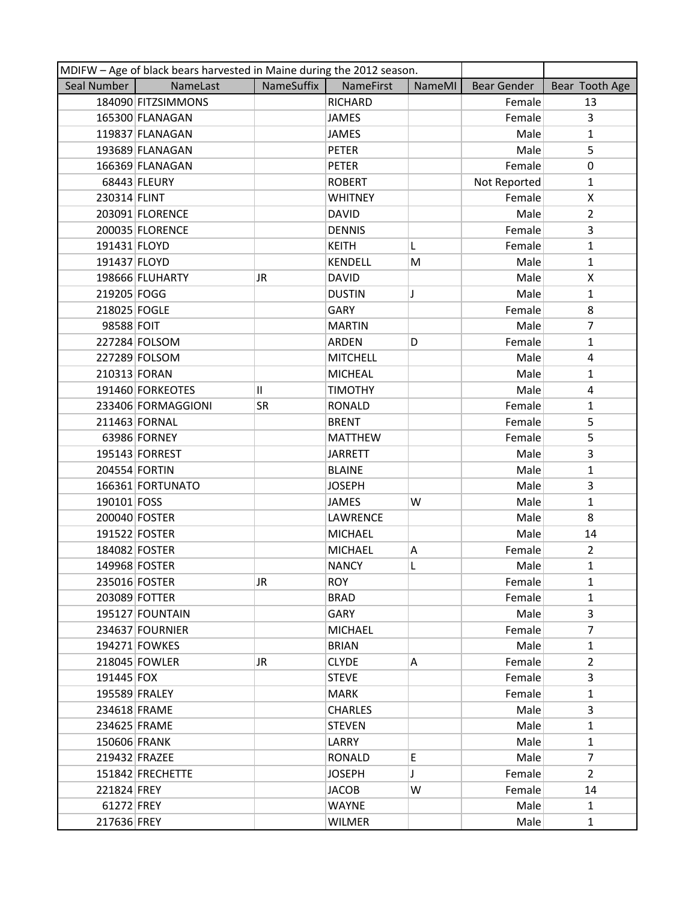| MDIFW – Age of black bears harvested in Maine during the 2012 season. | | | | | | |
|---|---|---|---|---|---|---|
| Seal Number | NameLast | NameSuffix | NameFirst | NameMI | Bear Gender | Bear Tooth Age |
| 184090 | FITZSIMMONS | | RICHARD | | Female | 13 |
| 165300 | FLANAGAN | | JAMES | | Female | 3 |
| 119837 | FLANAGAN | | JAMES | | Male | 1 |
| 193689 | FLANAGAN | | PETER | | Male | 5 |
| 166369 | FLANAGAN | | PETER | | Female | 0 |
| 68443 | FLEURY | | ROBERT | | Not Reported | 1 |
| 230314 | FLINT | | WHITNEY | | Female | X |
| 203091 | FLORENCE | | DAVID | | Male | 2 |
| 200035 | FLORENCE | | DENNIS | | Female | 3 |
| 191431 | FLOYD | | KEITH | L | Female | 1 |
| 191437 | FLOYD | | KENDELL | M | Male | 1 |
| 198666 | FLUHARTY | JR | DAVID | | Male | X |
| 219205 | FOGG | | DUSTIN | J | Male | 1 |
| 218025 | FOGLE | | GARY | | Female | 8 |
| 98588 | FOIT | | MARTIN | | Male | 7 |
| 227284 | FOLSOM | | ARDEN | D | Female | 1 |
| 227289 | FOLSOM | | MITCHELL | | Male | 4 |
| 210313 | FORAN | | MICHEAL | | Male | 1 |
| 191460 | FORKEOTES | II | TIMOTHY | | Male | 4 |
| 233406 | FORMAGGIONI | SR | RONALD | | Female | 1 |
| 211463 | FORNAL | | BRENT | | Female | 5 |
| 63986 | FORNEY | | MATTHEW | | Female | 5 |
| 195143 | FORREST | | JARRETT | | Male | 3 |
| 204554 | FORTIN | | BLAINE | | Male | 1 |
| 166361 | FORTUNATO | | JOSEPH | | Male | 3 |
| 190101 | FOSS | | JAMES | W | Male | 1 |
| 200040 | FOSTER | | LAWRENCE | | Male | 8 |
| 191522 | FOSTER | | MICHAEL | | Male | 14 |
| 184082 | FOSTER | | MICHAEL | A | Female | 2 |
| 149968 | FOSTER | | NANCY | L | Male | 1 |
| 235016 | FOSTER | JR | ROY | | Female | 1 |
| 203089 | FOTTER | | BRAD | | Female | 1 |
| 195127 | FOUNTAIN | | GARY | | Male | 3 |
| 234637 | FOURNIER | | MICHAEL | | Female | 7 |
| 194271 | FOWKES | | BRIAN | | Male | 1 |
| 218045 | FOWLER | JR | CLYDE | A | Female | 2 |
| 191445 | FOX | | STEVE | | Female | 3 |
| 195589 | FRALEY | | MARK | | Female | 1 |
| 234618 | FRAME | | CHARLES | | Male | 3 |
| 234625 | FRAME | | STEVEN | | Male | 1 |
| 150606 | FRANK | | LARRY | | Male | 1 |
| 219432 | FRAZEE | | RONALD | E | Male | 7 |
| 151842 | FRECHETTE | | JOSEPH | J | Female | 2 |
| 221824 | FREY | | JACOB | W | Female | 14 |
| 61272 | FREY | | WAYNE | | Male | 1 |
| 217636 | FREY | | WILMER | | Male | 1 |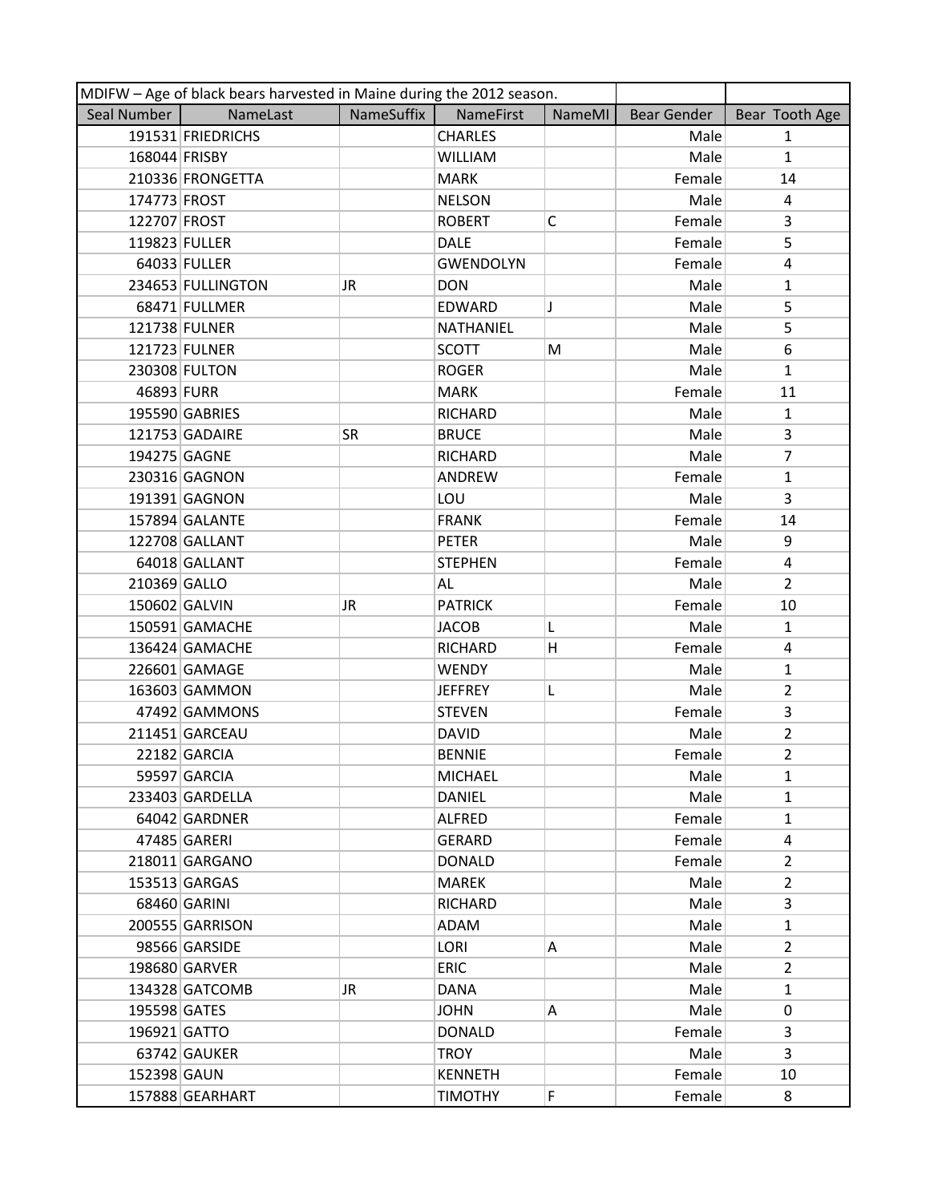| MDIFW – Age of black bears harvested in Maine during the 2012 season. | | | | | | |
|---|---|---|---|---|---|---|
| Seal Number | NameLast | NameSuffix | NameFirst | NameMI | Bear Gender | Bear Tooth Age |
| 191531 | FRIEDRICHS | | CHARLES | | Male | 1 |
| 168044 | FRISBY | | WILLIAM | | Male | 1 |
| 210336 | FRONGETTA | | MARK | | Female | 14 |
| 174773 | FROST | | NELSON | | Male | 4 |
| 122707 | FROST | | ROBERT | C | Female | 3 |
| 119823 | FULLER | | DALE | | Female | 5 |
| 64033 | FULLER | | GWENDOLYN | | Female | 4 |
| 234653 | FULLINGTON | JR | DON | | Male | 1 |
| 68471 | FULLMER | | EDWARD | J | Male | 5 |
| 121738 | FULNER | | NATHANIEL | | Male | 5 |
| 121723 | FULNER | | SCOTT | M | Male | 6 |
| 230308 | FULTON | | ROGER | | Male | 1 |
| 46893 | FURR | | MARK | | Female | 11 |
| 195590 | GABRIES | | RICHARD | | Male | 1 |
| 121753 | GADAIRE | SR | BRUCE | | Male | 3 |
| 194275 | GAGNE | | RICHARD | | Male | 7 |
| 230316 | GAGNON | | ANDREW | | Female | 1 |
| 191391 | GAGNON | | LOU | | Male | 3 |
| 157894 | GALANTE | | FRANK | | Female | 14 |
| 122708 | GALLANT | | PETER | | Male | 9 |
| 64018 | GALLANT | | STEPHEN | | Female | 4 |
| 210369 | GALLO | | AL | | Male | 2 |
| 150602 | GALVIN | JR | PATRICK | | Female | 10 |
| 150591 | GAMACHE | | JACOB | L | Male | 1 |
| 136424 | GAMACHE | | RICHARD | H | Female | 4 |
| 226601 | GAMAGE | | WENDY | | Male | 1 |
| 163603 | GAMMON | | JEFFREY | L | Male | 2 |
| 47492 | GAMMONS | | STEVEN | | Female | 3 |
| 211451 | GARCEAU | | DAVID | | Male | 2 |
| 22182 | GARCIA | | BENNIE | | Female | 2 |
| 59597 | GARCIA | | MICHAEL | | Male | 1 |
| 233403 | GARDELLA | | DANIEL | | Male | 1 |
| 64042 | GARDNER | | ALFRED | | Female | 1 |
| 47485 | GARERI | | GERARD | | Female | 4 |
| 218011 | GARGANO | | DONALD | | Female | 2 |
| 153513 | GARGAS | | MAREK | | Male | 2 |
| 68460 | GARINI | | RICHARD | | Male | 3 |
| 200555 | GARRISON | | ADAM | | Male | 1 |
| 98566 | GARSIDE | | LORI | A | Male | 2 |
| 198680 | GARVER | | ERIC | | Male | 2 |
| 134328 | GATCOMB | JR | DANA | | Male | 1 |
| 195598 | GATES | | JOHN | A | Male | 0 |
| 196921 | GATTO | | DONALD | | Female | 3 |
| 63742 | GAUKER | | TROY | | Male | 3 |
| 152398 | GAUN | | KENNETH | | Female | 10 |
| 157888 | GEARHART | | TIMOTHY | F | Female | 8 |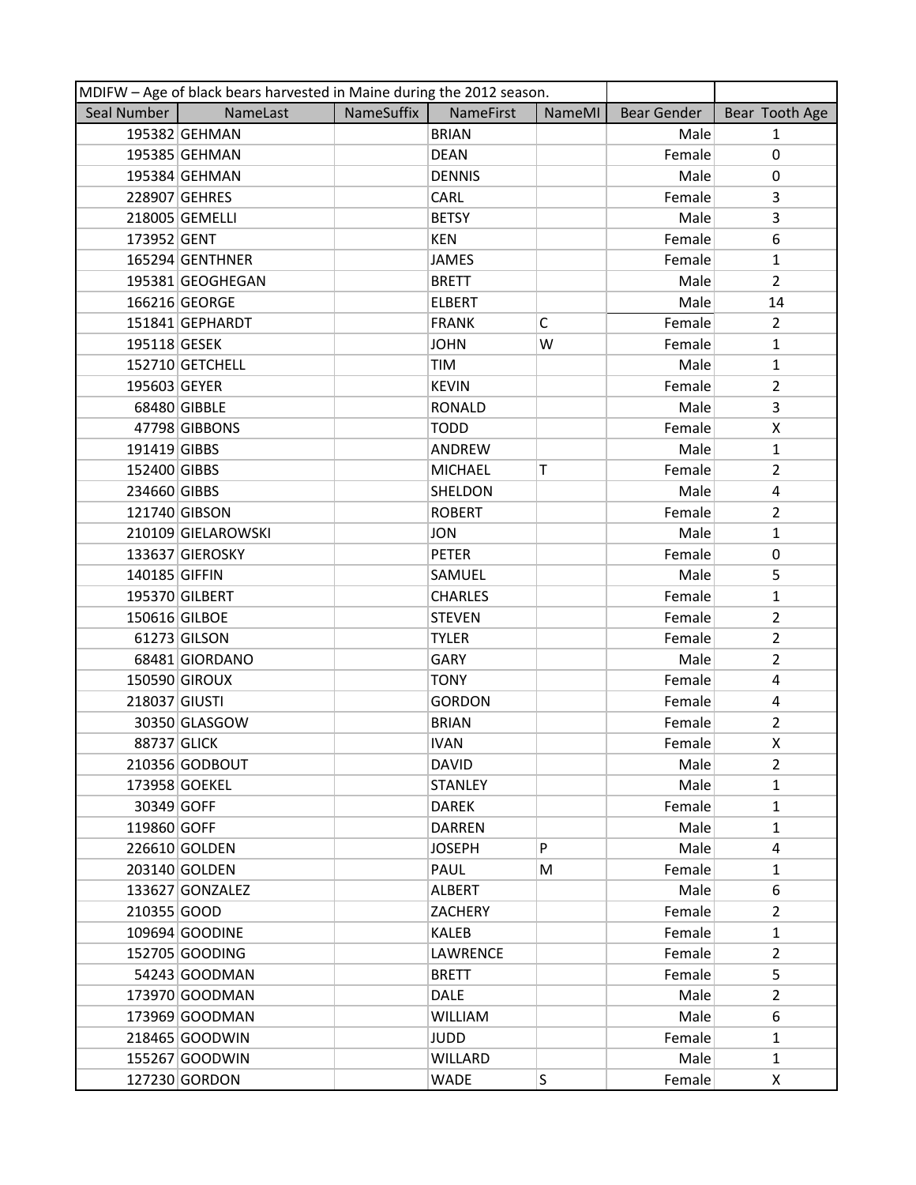| MDIFW – Age of black bears harvested in Maine during the 2012 season. | | | | | | |
|---|---|---|---|---|---|---|
| Seal Number | NameLast | NameSuffix | NameFirst | NameMI | Bear Gender | Bear Tooth Age |
| 195382 | GEHMAN | | BRIAN | | Male | 1 |
| 195385 | GEHMAN | | DEAN | | Female | 0 |
| 195384 | GEHMAN | | DENNIS | | Male | 0 |
| 228907 | GEHRES | | CARL | | Female | 3 |
| 218005 | GEMELLI | | BETSY | | Male | 3 |
| 173952 | GENT | | KEN | | Female | 6 |
| 165294 | GENTHNER | | JAMES | | Female | 1 |
| 195381 | GEOGHEGAN | | BRETT | | Male | 2 |
| 166216 | GEORGE | | ELBERT | | Male | 14 |
| 151841 | GEPHARDT | | FRANK | C | Female | 2 |
| 195118 | GESEK | | JOHN | W | Female | 1 |
| 152710 | GETCHELL | | TIM | | Male | 1 |
| 195603 | GEYER | | KEVIN | | Female | 2 |
| 68480 | GIBBLE | | RONALD | | Male | 3 |
| 47798 | GIBBONS | | TODD | | Female | X |
| 191419 | GIBBS | | ANDREW | | Male | 1 |
| 152400 | GIBBS | | MICHAEL | T | Female | 2 |
| 234660 | GIBBS | | SHELDON | | Male | 4 |
| 121740 | GIBSON | | ROBERT | | Female | 2 |
| 210109 | GIELAROWSKI | | JON | | Male | 1 |
| 133637 | GIEROSKY | | PETER | | Female | 0 |
| 140185 | GIFFIN | | SAMUEL | | Male | 5 |
| 195370 | GILBERT | | CHARLES | | Female | 1 |
| 150616 | GILBOE | | STEVEN | | Female | 2 |
| 61273 | GILSON | | TYLER | | Female | 2 |
| 68481 | GIORDANO | | GARY | | Male | 2 |
| 150590 | GIROUX | | TONY | | Female | 4 |
| 218037 | GIUSTI | | GORDON | | Female | 4 |
| 30350 | GLASGOW | | BRIAN | | Female | 2 |
| 88737 | GLICK | | IVAN | | Female | X |
| 210356 | GODBOUT | | DAVID | | Male | 2 |
| 173958 | GOEKEL | | STANLEY | | Male | 1 |
| 30349 | GOFF | | DAREK | | Female | 1 |
| 119860 | GOFF | | DARREN | | Male | 1 |
| 226610 | GOLDEN | | JOSEPH | P | Male | 4 |
| 203140 | GOLDEN | | PAUL | M | Female | 1 |
| 133627 | GONZALEZ | | ALBERT | | Male | 6 |
| 210355 | GOOD | | ZACHERY | | Female | 2 |
| 109694 | GOODINE | | KALEB | | Female | 1 |
| 152705 | GOODING | | LAWRENCE | | Female | 2 |
| 54243 | GOODMAN | | BRETT | | Female | 5 |
| 173970 | GOODMAN | | DALE | | Male | 2 |
| 173969 | GOODMAN | | WILLIAM | | Male | 6 |
| 218465 | GOODWIN | | JUDD | | Female | 1 |
| 155267 | GOODWIN | | WILLARD | | Male | 1 |
| 127230 | GORDON | | WADE | S | Female | X |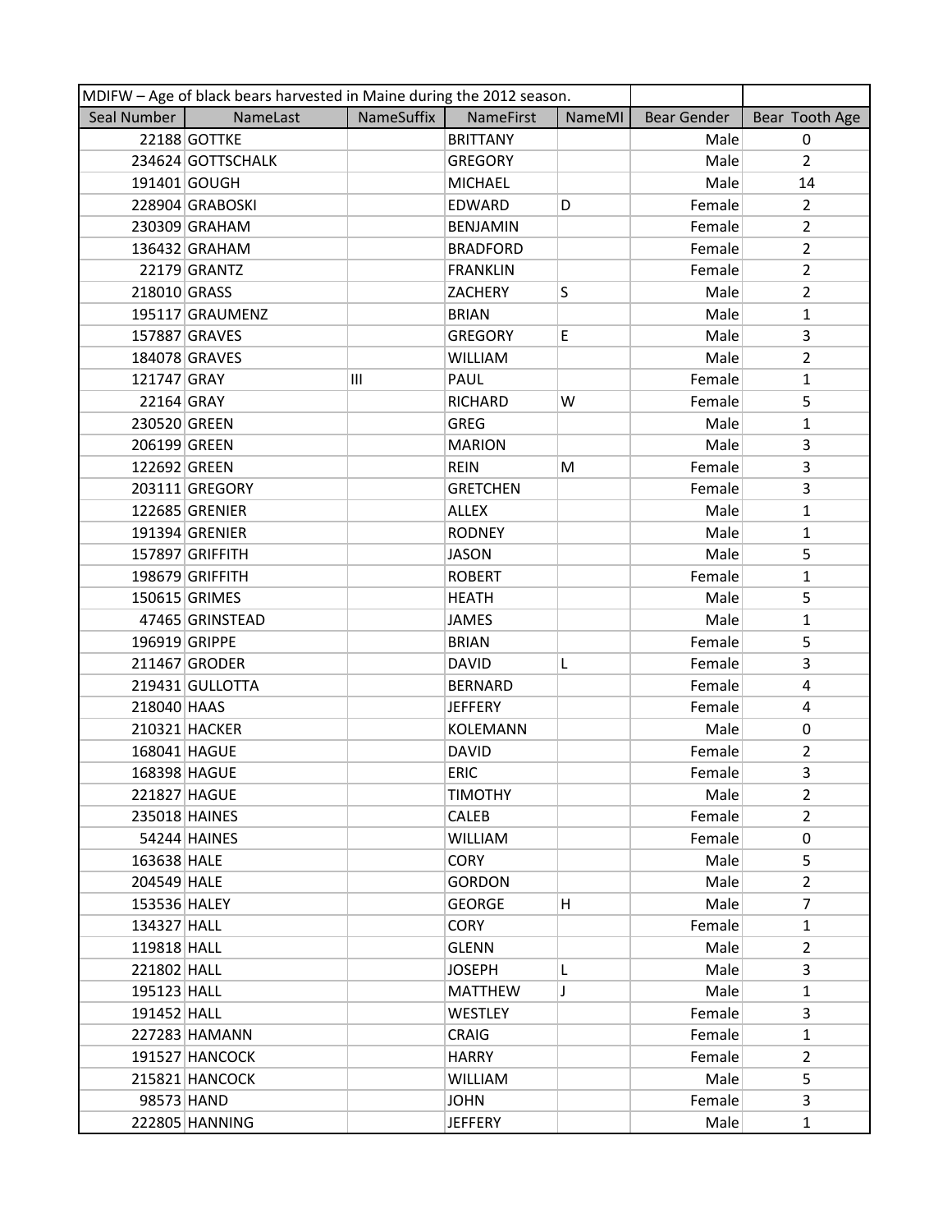| MDIFW – Age of black bears harvested in Maine during the 2012 season. | | | | | | |
|---|---|---|---|---|---|---|
| Seal Number | NameLast | NameSuffix | NameFirst | NameMI | Bear Gender | Bear Tooth Age |
| 22188 | GOTTKE | | BRITTANY | | Male | 0 |
| 234624 | GOTTSCHALK | | GREGORY | | Male | 2 |
| 191401 | GOUGH | | MICHAEL | | Male | 14 |
| 228904 | GRABOSKI | | EDWARD | D | Female | 2 |
| 230309 | GRAHAM | | BENJAMIN | | Female | 2 |
| 136432 | GRAHAM | | BRADFORD | | Female | 2 |
| 22179 | GRANTZ | | FRANKLIN | | Female | 2 |
| 218010 | GRASS | | ZACHERY | S | Male | 2 |
| 195117 | GRAUMENZ | | BRIAN | | Male | 1 |
| 157887 | GRAVES | | GREGORY | E | Male | 3 |
| 184078 | GRAVES | | WILLIAM | | Male | 2 |
| 121747 | GRAY | III | PAUL | | Female | 1 |
| 22164 | GRAY | | RICHARD | W | Female | 5 |
| 230520 | GREEN | | GREG | | Male | 1 |
| 206199 | GREEN | | MARION | | Male | 3 |
| 122692 | GREEN | | REIN | M | Female | 3 |
| 203111 | GREGORY | | GRETCHEN | | Female | 3 |
| 122685 | GRENIER | | ALLEX | | Male | 1 |
| 191394 | GRENIER | | RODNEY | | Male | 1 |
| 157897 | GRIFFITH | | JASON | | Male | 5 |
| 198679 | GRIFFITH | | ROBERT | | Female | 1 |
| 150615 | GRIMES | | HEATH | | Male | 5 |
| 47465 | GRINSTEAD | | JAMES | | Male | 1 |
| 196919 | GRIPPE | | BRIAN | | Female | 5 |
| 211467 | GRODER | | DAVID | L | Female | 3 |
| 219431 | GULLOTTA | | BERNARD | | Female | 4 |
| 218040 | HAAS | | JEFFERY | | Female | 4 |
| 210321 | HACKER | | KOLEMANN | | Male | 0 |
| 168041 | HAGUE | | DAVID | | Female | 2 |
| 168398 | HAGUE | | ERIC | | Female | 3 |
| 221827 | HAGUE | | TIMOTHY | | Male | 2 |
| 235018 | HAINES | | CALEB | | Female | 2 |
| 54244 | HAINES | | WILLIAM | | Female | 0 |
| 163638 | HALE | | CORY | | Male | 5 |
| 204549 | HALE | | GORDON | | Male | 2 |
| 153536 | HALEY | | GEORGE | H | Male | 7 |
| 134327 | HALL | | CORY | | Female | 1 |
| 119818 | HALL | | GLENN | | Male | 2 |
| 221802 | HALL | | JOSEPH | L | Male | 3 |
| 195123 | HALL | | MATTHEW | J | Male | 1 |
| 191452 | HALL | | WESTLEY | | Female | 3 |
| 227283 | HAMANN | | CRAIG | | Female | 1 |
| 191527 | HANCOCK | | HARRY | | Female | 2 |
| 215821 | HANCOCK | | WILLIAM | | Male | 5 |
| 98573 | HAND | | JOHN | | Female | 3 |
| 222805 | HANNING | | JEFFERY | | Male | 1 |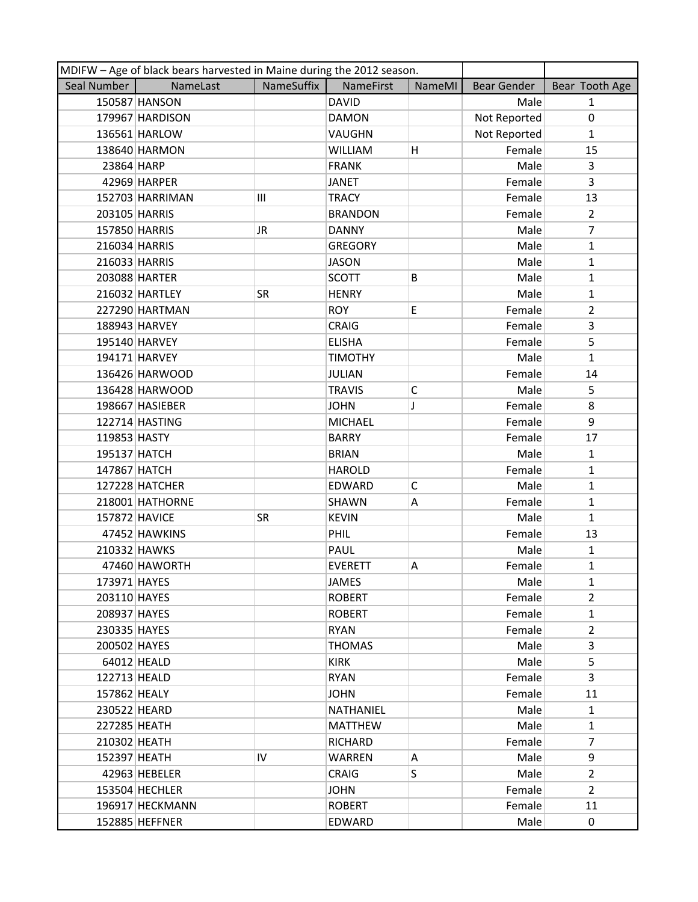| MDIFW – Age of black bears harvested in Maine during the 2012 season. | | | | | | |
|---|---|---|---|---|---|---|
| Seal Number | NameLast | NameSuffix | NameFirst | NameMI | Bear Gender | Bear Tooth Age |
| 150587 | HANSON | | DAVID | | Male | 1 |
| 179967 | HARDISON | | DAMON | | Not Reported | 0 |
| 136561 | HARLOW | | VAUGHN | | Not Reported | 1 |
| 138640 | HARMON | | WILLIAM | H | Female | 15 |
| 23864 | HARP | | FRANK | | Male | 3 |
| 42969 | HARPER | | JANET | | Female | 3 |
| 152703 | HARRIMAN | III | TRACY | | Female | 13 |
| 203105 | HARRIS | | BRANDON | | Female | 2 |
| 157850 | HARRIS | JR | DANNY | | Male | 7 |
| 216034 | HARRIS | | GREGORY | | Male | 1 |
| 216033 | HARRIS | | JASON | | Male | 1 |
| 203088 | HARTER | | SCOTT | B | Male | 1 |
| 216032 | HARTLEY | SR | HENRY | | Male | 1 |
| 227290 | HARTMAN | | ROY | E | Female | 2 |
| 188943 | HARVEY | | CRAIG | | Female | 3 |
| 195140 | HARVEY | | ELISHA | | Female | 5 |
| 194171 | HARVEY | | TIMOTHY | | Male | 1 |
| 136426 | HARWOOD | | JULIAN | | Female | 14 |
| 136428 | HARWOOD | | TRAVIS | C | Male | 5 |
| 198667 | HASIEBER | | JOHN | J | Female | 8 |
| 122714 | HASTING | | MICHAEL | | Female | 9 |
| 119853 | HASTY | | BARRY | | Female | 17 |
| 195137 | HATCH | | BRIAN | | Male | 1 |
| 147867 | HATCH | | HAROLD | | Female | 1 |
| 127228 | HATCHER | | EDWARD | C | Male | 1 |
| 218001 | HATHORNE | | SHAWN | A | Female | 1 |
| 157872 | HAVICE | SR | KEVIN | | Male | 1 |
| 47452 | HAWKINS | | PHIL | | Female | 13 |
| 210332 | HAWKS | | PAUL | | Male | 1 |
| 47460 | HAWORTH | | EVERETT | A | Female | 1 |
| 173971 | HAYES | | JAMES | | Male | 1 |
| 203110 | HAYES | | ROBERT | | Female | 2 |
| 208937 | HAYES | | ROBERT | | Female | 1 |
| 230335 | HAYES | | RYAN | | Female | 2 |
| 200502 | HAYES | | THOMAS | | Male | 3 |
| 64012 | HEALD | | KIRK | | Male | 5 |
| 122713 | HEALD | | RYAN | | Female | 3 |
| 157862 | HEALY | | JOHN | | Female | 11 |
| 230522 | HEARD | | NATHANIEL | | Male | 1 |
| 227285 | HEATH | | MATTHEW | | Male | 1 |
| 210302 | HEATH | | RICHARD | | Female | 7 |
| 152397 | HEATH | IV | WARREN | A | Male | 9 |
| 42963 | HEBELER | | CRAIG | S | Male | 2 |
| 153504 | HECHLER | | JOHN | | Female | 2 |
| 196917 | HECKMANN | | ROBERT | | Female | 11 |
| 152885 | HEFFNER | | EDWARD | | Male | 0 |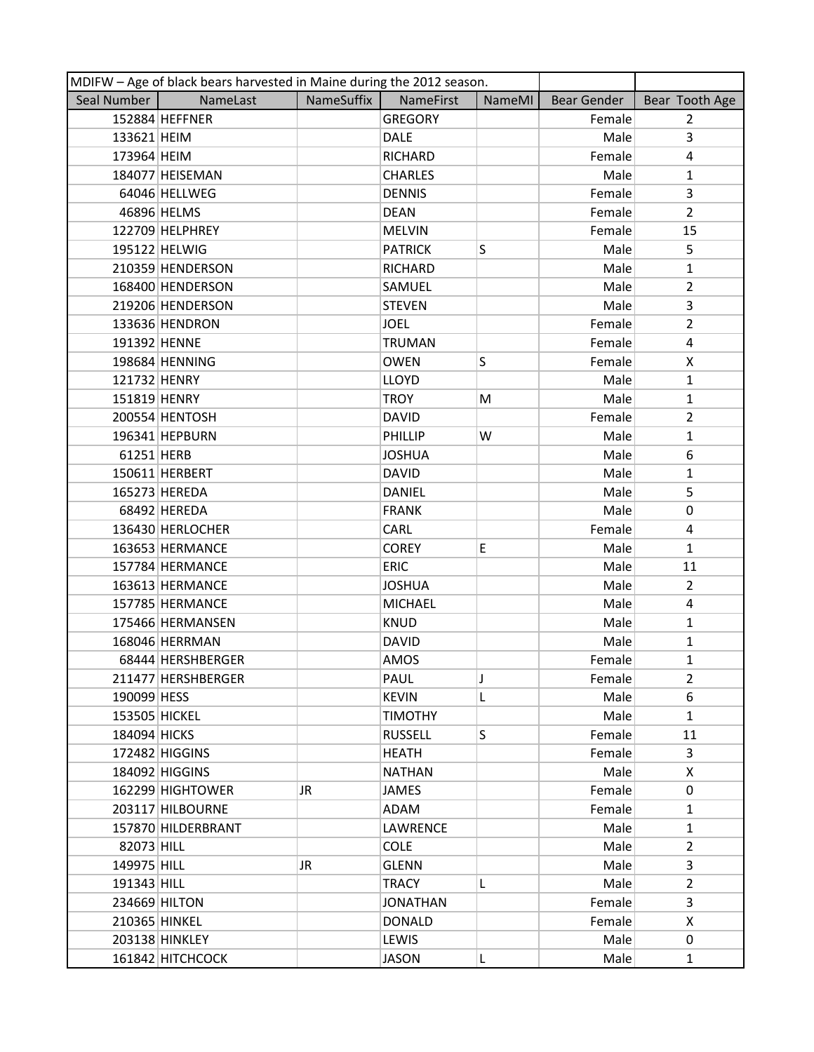| MDIFW – Age of black bears harvested in Maine during the 2012 season. | | | | | | |
|---|---|---|---|---|---|---|
| Seal Number | NameLast | NameSuffix | NameFirst | NameMI | Bear Gender | Bear Tooth Age |
| 152884 | HEFFNER | | GREGORY | | Female | 2 |
| 133621 | HEIM | | DALE | | Male | 3 |
| 173964 | HEIM | | RICHARD | | Female | 4 |
| 184077 | HEISEMAN | | CHARLES | | Male | 1 |
| 64046 | HELLWEG | | DENNIS | | Female | 3 |
| 46896 | HELMS | | DEAN | | Female | 2 |
| 122709 | HELPHREY | | MELVIN | | Female | 15 |
| 195122 | HELWIG | | PATRICK | S | Male | 5 |
| 210359 | HENDERSON | | RICHARD | | Male | 1 |
| 168400 | HENDERSON | | SAMUEL | | Male | 2 |
| 219206 | HENDERSON | | STEVEN | | Male | 3 |
| 133636 | HENDRON | | JOEL | | Female | 2 |
| 191392 | HENNE | | TRUMAN | | Female | 4 |
| 198684 | HENNING | | OWEN | S | Female | X |
| 121732 | HENRY | | LLOYD | | Male | 1 |
| 151819 | HENRY | | TROY | M | Male | 1 |
| 200554 | HENTOSH | | DAVID | | Female | 2 |
| 196341 | HEPBURN | | PHILLIP | W | Male | 1 |
| 61251 | HERB | | JOSHUA | | Male | 6 |
| 150611 | HERBERT | | DAVID | | Male | 1 |
| 165273 | HEREDA | | DANIEL | | Male | 5 |
| 68492 | HEREDA | | FRANK | | Male | 0 |
| 136430 | HERLOCHER | | CARL | | Female | 4 |
| 163653 | HERMANCE | | COREY | E | Male | 1 |
| 157784 | HERMANCE | | ERIC | | Male | 11 |
| 163613 | HERMANCE | | JOSHUA | | Male | 2 |
| 157785 | HERMANCE | | MICHAEL | | Male | 4 |
| 175466 | HERMANSEN | | KNUD | | Male | 1 |
| 168046 | HERRMAN | | DAVID | | Male | 1 |
| 68444 | HERSHBERGER | | AMOS | | Female | 1 |
| 211477 | HERSHBERGER | | PAUL | J | Female | 2 |
| 190099 | HESS | | KEVIN | L | Male | 6 |
| 153505 | HICKEL | | TIMOTHY | | Male | 1 |
| 184094 | HICKS | | RUSSELL | S | Female | 11 |
| 172482 | HIGGINS | | HEATH | | Female | 3 |
| 184092 | HIGGINS | | NATHAN | | Male | X |
| 162299 | HIGHTOWER | JR | JAMES | | Female | 0 |
| 203117 | HILBOURNE | | ADAM | | Female | 1 |
| 157870 | HILDERBRANT | | LAWRENCE | | Male | 1 |
| 82073 | HILL | | COLE | | Male | 2 |
| 149975 | HILL | JR | GLENN | | Male | 3 |
| 191343 | HILL | | TRACY | L | Male | 2 |
| 234669 | HILTON | | JONATHAN | | Female | 3 |
| 210365 | HINKEL | | DONALD | | Female | X |
| 203138 | HINKLEY | | LEWIS | | Male | 0 |
| 161842 | HITCHCOCK | | JASON | L | Male | 1 |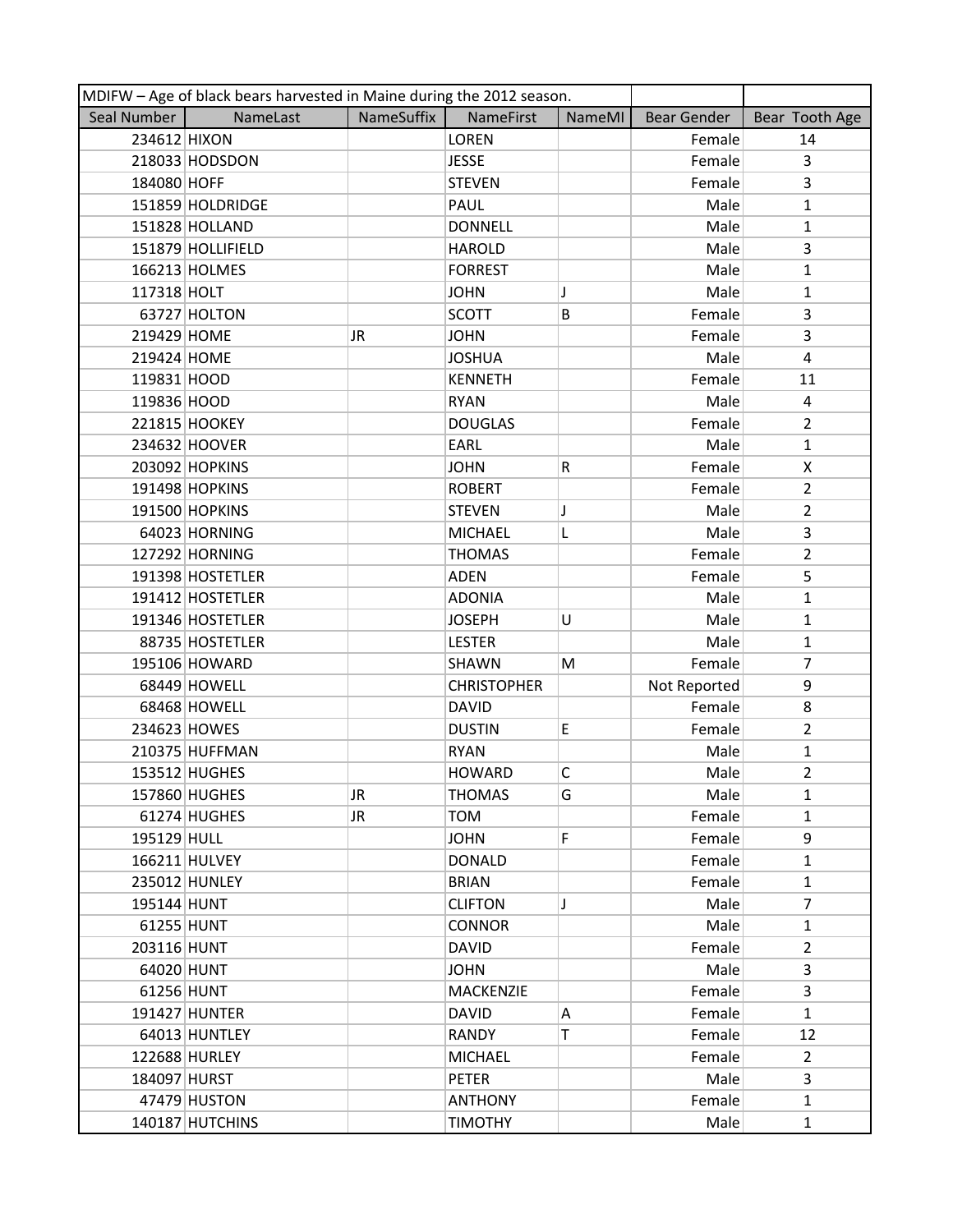| MDIFW – Age of black bears harvested in Maine during the 2012 season. | | | | | | |
|---|---|---|---|---|---|---|
| Seal Number | NameLast | NameSuffix | NameFirst | NameMI | Bear Gender | Bear Tooth Age |
| 234612 | HIXON | | LOREN | | Female | 14 |
| 218033 | HODSDON | | JESSE | | Female | 3 |
| 184080 | HOFF | | STEVEN | | Female | 3 |
| 151859 | HOLDRIDGE | | PAUL | | Male | 1 |
| 151828 | HOLLAND | | DONNELL | | Male | 1 |
| 151879 | HOLLIFIELD | | HAROLD | | Male | 3 |
| 166213 | HOLMES | | FORREST | | Male | 1 |
| 117318 | HOLT | | JOHN | J | Male | 1 |
| 63727 | HOLTON | | SCOTT | B | Female | 3 |
| 219429 | HOME | JR | JOHN | | Female | 3 |
| 219424 | HOME | | JOSHUA | | Male | 4 |
| 119831 | HOOD | | KENNETH | | Female | 11 |
| 119836 | HOOD | | RYAN | | Male | 4 |
| 221815 | HOOKEY | | DOUGLAS | | Female | 2 |
| 234632 | HOOVER | | EARL | | Male | 1 |
| 203092 | HOPKINS | | JOHN | R | Female | X |
| 191498 | HOPKINS | | ROBERT | | Female | 2 |
| 191500 | HOPKINS | | STEVEN | J | Male | 2 |
| 64023 | HORNING | | MICHAEL | L | Male | 3 |
| 127292 | HORNING | | THOMAS | | Female | 2 |
| 191398 | HOSTETLER | | ADEN | | Female | 5 |
| 191412 | HOSTETLER | | ADONIA | | Male | 1 |
| 191346 | HOSTETLER | | JOSEPH | U | Male | 1 |
| 88735 | HOSTETLER | | LESTER | | Male | 1 |
| 195106 | HOWARD | | SHAWN | M | Female | 7 |
| 68449 | HOWELL | | CHRISTOPHER | | Not Reported | 9 |
| 68468 | HOWELL | | DAVID | | Female | 8 |
| 234623 | HOWES | | DUSTIN | E | Female | 2 |
| 210375 | HUFFMAN | | RYAN | | Male | 1 |
| 153512 | HUGHES | | HOWARD | C | Male | 2 |
| 157860 | HUGHES | JR | THOMAS | G | Male | 1 |
| 61274 | HUGHES | JR | TOM | | Female | 1 |
| 195129 | HULL | | JOHN | F | Female | 9 |
| 166211 | HULVEY | | DONALD | | Female | 1 |
| 235012 | HUNLEY | | BRIAN | | Female | 1 |
| 195144 | HUNT | | CLIFTON | J | Male | 7 |
| 61255 | HUNT | | CONNOR | | Male | 1 |
| 203116 | HUNT | | DAVID | | Female | 2 |
| 64020 | HUNT | | JOHN | | Male | 3 |
| 61256 | HUNT | | MACKENZIE | | Female | 3 |
| 191427 | HUNTER | | DAVID | A | Female | 1 |
| 64013 | HUNTLEY | | RANDY | T | Female | 12 |
| 122688 | HURLEY | | MICHAEL | | Female | 2 |
| 184097 | HURST | | PETER | | Male | 3 |
| 47479 | HUSTON | | ANTHONY | | Female | 1 |
| 140187 | HUTCHINS | | TIMOTHY | | Male | 1 |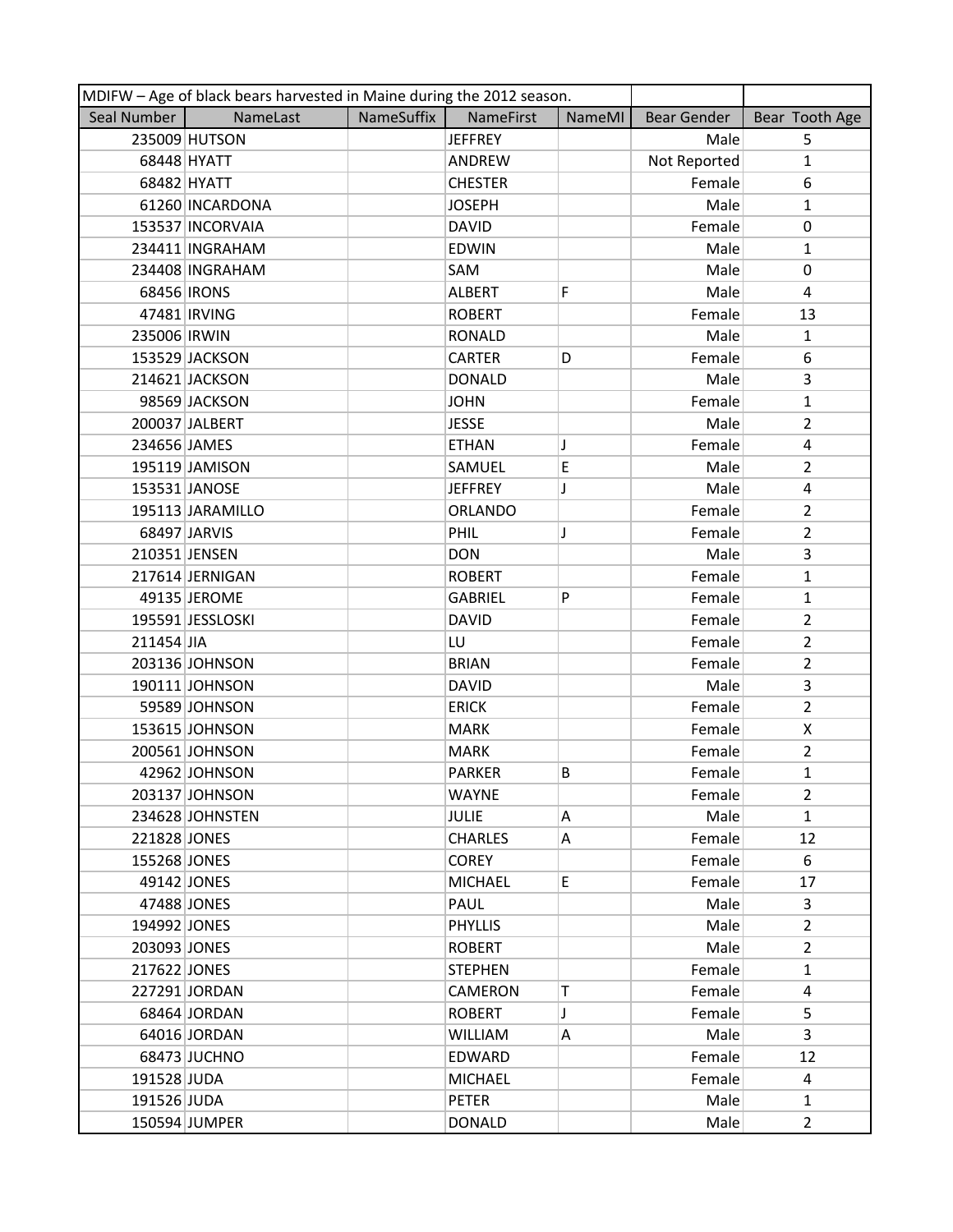| MDIFW – Age of black bears harvested in Maine during the 2012 season. | | | | | | |
|---|---|---|---|---|---|---|
| Seal Number | NameLast | NameSuffix | NameFirst | NameMI | Bear Gender | Bear Tooth Age |
| 235009 | HUTSON | | JEFFREY | | Male | 5 |
| 68448 | HYATT | | ANDREW | | Not Reported | 1 |
| 68482 | HYATT | | CHESTER | | Female | 6 |
| 61260 | INCARDONA | | JOSEPH | | Male | 1 |
| 153537 | INCORVAIA | | DAVID | | Female | 0 |
| 234411 | INGRAHAM | | EDWIN | | Male | 1 |
| 234408 | INGRAHAM | | SAM | | Male | 0 |
| 68456 | IRONS | | ALBERT | F | Male | 4 |
| 47481 | IRVING | | ROBERT | | Female | 13 |
| 235006 | IRWIN | | RONALD | | Male | 1 |
| 153529 | JACKSON | | CARTER | D | Female | 6 |
| 214621 | JACKSON | | DONALD | | Male | 3 |
| 98569 | JACKSON | | JOHN | | Female | 1 |
| 200037 | JALBERT | | JESSE | | Male | 2 |
| 234656 | JAMES | | ETHAN | J | Female | 4 |
| 195119 | JAMISON | | SAMUEL | E | Male | 2 |
| 153531 | JANOSE | | JEFFREY | J | Male | 4 |
| 195113 | JARAMILLO | | ORLANDO | | Female | 2 |
| 68497 | JARVIS | | PHIL | J | Female | 2 |
| 210351 | JENSEN | | DON | | Male | 3 |
| 217614 | JERNIGAN | | ROBERT | | Female | 1 |
| 49135 | JEROME | | GABRIEL | P | Female | 1 |
| 195591 | JESSLOSKI | | DAVID | | Female | 2 |
| 211454 | JIA | | LU | | Female | 2 |
| 203136 | JOHNSON | | BRIAN | | Female | 2 |
| 190111 | JOHNSON | | DAVID | | Male | 3 |
| 59589 | JOHNSON | | ERICK | | Female | 2 |
| 153615 | JOHNSON | | MARK | | Female | X |
| 200561 | JOHNSON | | MARK | | Female | 2 |
| 42962 | JOHNSON | | PARKER | B | Female | 1 |
| 203137 | JOHNSON | | WAYNE | | Female | 2 |
| 234628 | JOHNSTEN | | JULIE | A | Male | 1 |
| 221828 | JONES | | CHARLES | A | Female | 12 |
| 155268 | JONES | | COREY | | Female | 6 |
| 49142 | JONES | | MICHAEL | E | Female | 17 |
| 47488 | JONES | | PAUL | | Male | 3 |
| 194992 | JONES | | PHYLLIS | | Male | 2 |
| 203093 | JONES | | ROBERT | | Male | 2 |
| 217622 | JONES | | STEPHEN | | Female | 1 |
| 227291 | JORDAN | | CAMERON | T | Female | 4 |
| 68464 | JORDAN | | ROBERT | J | Female | 5 |
| 64016 | JORDAN | | WILLIAM | A | Male | 3 |
| 68473 | JUCHNO | | EDWARD | | Female | 12 |
| 191528 | JUDA | | MICHAEL | | Female | 4 |
| 191526 | JUDA | | PETER | | Male | 1 |
| 150594 | JUMPER | | DONALD | | Male | 2 |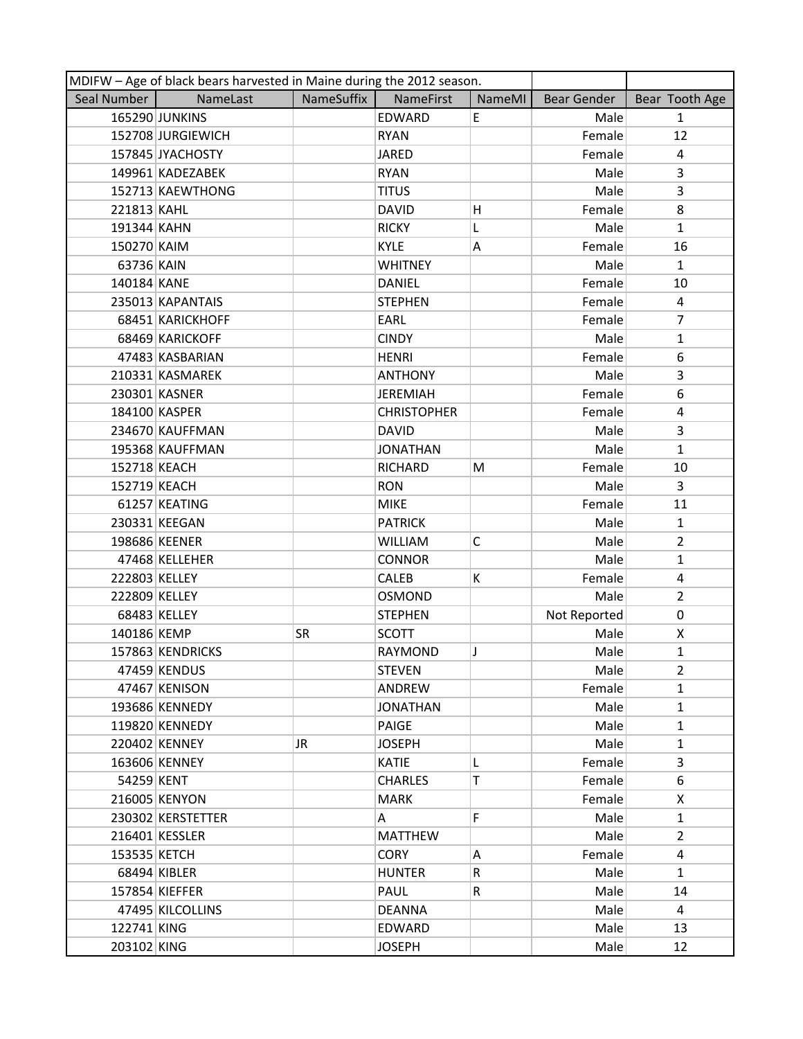| MDIFW – Age of black bears harvested in Maine during the 2012 season. | | | | | | |
|---|---|---|---|---|---|---|
| Seal Number | NameLast | NameSuffix | NameFirst | NameMI | Bear Gender | Bear Tooth Age |
| 165290 | JUNKINS | | EDWARD | E | Male | 1 |
| 152708 | JURGIEWICH | | RYAN | | Female | 12 |
| 157845 | JYACHOSTY | | JARED | | Female | 4 |
| 149961 | KADEZABEK | | RYAN | | Male | 3 |
| 152713 | KAEWTHONG | | TITUS | | Male | 3 |
| 221813 | KAHL | | DAVID | H | Female | 8 |
| 191344 | KAHN | | RICKY | L | Male | 1 |
| 150270 | KAIM | | KYLE | A | Female | 16 |
| 63736 | KAIN | | WHITNEY | | Male | 1 |
| 140184 | KANE | | DANIEL | | Female | 10 |
| 235013 | KAPANTAIS | | STEPHEN | | Female | 4 |
| 68451 | KARICKHOFF | | EARL | | Female | 7 |
| 68469 | KARICKOFF | | CINDY | | Male | 1 |
| 47483 | KASBARIAN | | HENRI | | Female | 6 |
| 210331 | KASMAREK | | ANTHONY | | Male | 3 |
| 230301 | KASNER | | JEREMIAH | | Female | 6 |
| 184100 | KASPER | | CHRISTOPHER | | Female | 4 |
| 234670 | KAUFFMAN | | DAVID | | Male | 3 |
| 195368 | KAUFFMAN | | JONATHAN | | Male | 1 |
| 152718 | KEACH | | RICHARD | M | Female | 10 |
| 152719 | KEACH | | RON | | Male | 3 |
| 61257 | KEATING | | MIKE | | Female | 11 |
| 230331 | KEEGAN | | PATRICK | | Male | 1 |
| 198686 | KEENER | | WILLIAM | C | Male | 2 |
| 47468 | KELLEHER | | CONNOR | | Male | 1 |
| 222803 | KELLEY | | CALEB | K | Female | 4 |
| 222809 | KELLEY | | OSMOND | | Male | 2 |
| 68483 | KELLEY | | STEPHEN | | Not Reported | 0 |
| 140186 | KEMP | SR | SCOTT | | Male | X |
| 157863 | KENDRICKS | | RAYMOND | J | Male | 1 |
| 47459 | KENDUS | | STEVEN | | Male | 2 |
| 47467 | KENISON | | ANDREW | | Female | 1 |
| 193686 | KENNEDY | | JONATHAN | | Male | 1 |
| 119820 | KENNEDY | | PAIGE | | Male | 1 |
| 220402 | KENNEY | JR | JOSEPH | | Male | 1 |
| 163606 | KENNEY | | KATIE | L | Female | 3 |
| 54259 | KENT | | CHARLES | T | Female | 6 |
| 216005 | KENYON | | MARK | | Female | X |
| 230302 | KERSTETTER | | A | F | Male | 1 |
| 216401 | KESSLER | | MATTHEW | | Male | 2 |
| 153535 | KETCH | | CORY | A | Female | 4 |
| 68494 | KIBLER | | HUNTER | R | Male | 1 |
| 157854 | KIEFFER | | PAUL | R | Male | 14 |
| 47495 | KILCOLLINS | | DEANNA | | Male | 4 |
| 122741 | KING | | EDWARD | | Male | 13 |
| 203102 | KING | | JOSEPH | | Male | 12 |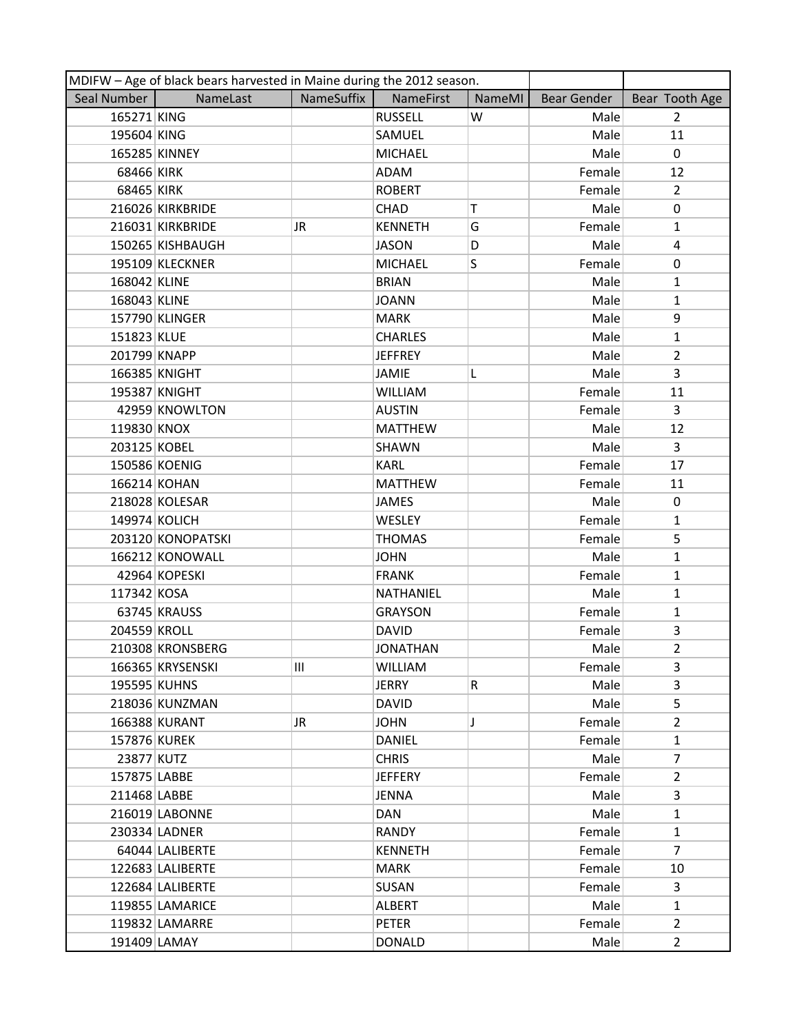| MDIFW – Age of black bears harvested in Maine during the 2012 season. | | | | | | |
|---|---|---|---|---|---|---|
| Seal Number | NameLast | NameSuffix | NameFirst | NameMI | Bear Gender | Bear Tooth Age |
| 165271 | KING | | RUSSELL | W | Male | 2 |
| 195604 | KING | | SAMUEL | | Male | 11 |
| 165285 | KINNEY | | MICHAEL | | Male | 0 |
| 68466 | KIRK | | ADAM | | Female | 12 |
| 68465 | KIRK | | ROBERT | | Female | 2 |
| 216026 | KIRKBRIDE | | CHAD | T | Male | 0 |
| 216031 | KIRKBRIDE | JR | KENNETH | G | Female | 1 |
| 150265 | KISHBAUGH | | JASON | D | Male | 4 |
| 195109 | KLECKNER | | MICHAEL | S | Female | 0 |
| 168042 | KLINE | | BRIAN | | Male | 1 |
| 168043 | KLINE | | JOANN | | Male | 1 |
| 157790 | KLINGER | | MARK | | Male | 9 |
| 151823 | KLUE | | CHARLES | | Male | 1 |
| 201799 | KNAPP | | JEFFREY | | Male | 2 |
| 166385 | KNIGHT | | JAMIE | L | Male | 3 |
| 195387 | KNIGHT | | WILLIAM | | Female | 11 |
| 42959 | KNOWLTON | | AUSTIN | | Female | 3 |
| 119830 | KNOX | | MATTHEW | | Male | 12 |
| 203125 | KOBEL | | SHAWN | | Male | 3 |
| 150586 | KOENIG | | KARL | | Female | 17 |
| 166214 | KOHAN | | MATTHEW | | Female | 11 |
| 218028 | KOLESAR | | JAMES | | Male | 0 |
| 149974 | KOLICH | | WESLEY | | Female | 1 |
| 203120 | KONOPATSKI | | THOMAS | | Female | 5 |
| 166212 | KONOWALL | | JOHN | | Male | 1 |
| 42964 | KOPESKI | | FRANK | | Female | 1 |
| 117342 | KOSA | | NATHANIEL | | Male | 1 |
| 63745 | KRAUSS | | GRAYSON | | Female | 1 |
| 204559 | KROLL | | DAVID | | Female | 3 |
| 210308 | KRONSBERG | | JONATHAN | | Male | 2 |
| 166365 | KRYSENSKI | III | WILLIAM | | Female | 3 |
| 195595 | KUHNS | | JERRY | R | Male | 3 |
| 218036 | KUNZMAN | | DAVID | | Male | 5 |
| 166388 | KURANT | JR | JOHN | J | Female | 2 |
| 157876 | KUREK | | DANIEL | | Female | 1 |
| 23877 | KUTZ | | CHRIS | | Male | 7 |
| 157875 | LABBE | | JEFFERY | | Female | 2 |
| 211468 | LABBE | | JENNA | | Male | 3 |
| 216019 | LABONNE | | DAN | | Male | 1 |
| 230334 | LADNER | | RANDY | | Female | 1 |
| 64044 | LALIBERTE | | KENNETH | | Female | 7 |
| 122683 | LALIBERTE | | MARK | | Female | 10 |
| 122684 | LALIBERTE | | SUSAN | | Female | 3 |
| 119855 | LAMARICE | | ALBERT | | Male | 1 |
| 119832 | LAMARRE | | PETER | | Female | 2 |
| 191409 | LAMAY | | DONALD | | Male | 2 |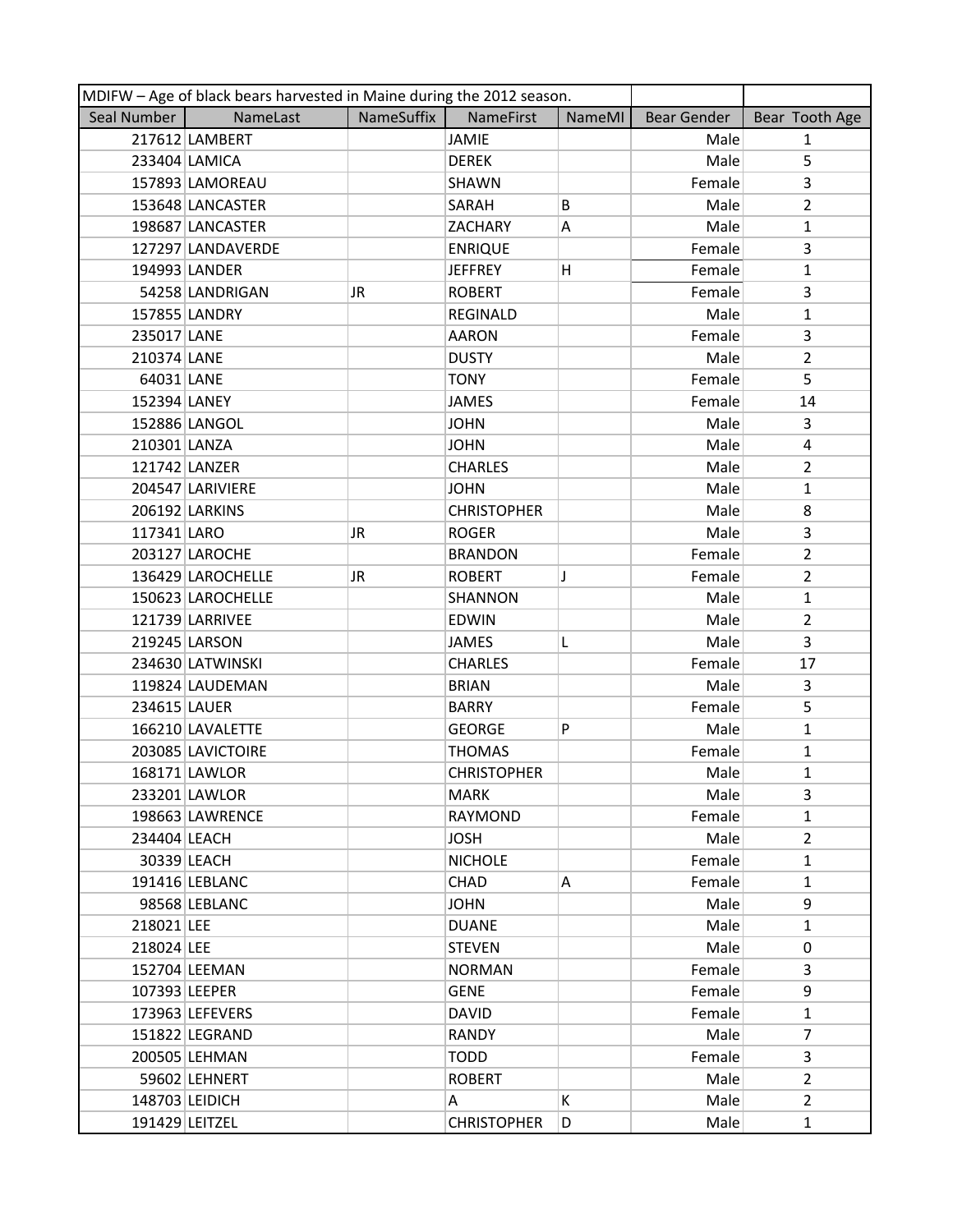| MDIFW – Age of black bears harvested in Maine during the 2012 season. | | | | | | |
|---|---|---|---|---|---|---|
| Seal Number | NameLast | NameSuffix | NameFirst | NameMI | Bear Gender | Bear Tooth Age |
| 217612 | LAMBERT | | JAMIE | | Male | 1 |
| 233404 | LAMICA | | DEREK | | Male | 5 |
| 157893 | LAMOREAU | | SHAWN | | Female | 3 |
| 153648 | LANCASTER | | SARAH | B | Male | 2 |
| 198687 | LANCASTER | | ZACHARY | A | Male | 1 |
| 127297 | LANDAVERDE | | ENRIQUE | | Female | 3 |
| 194993 | LANDER | | JEFFREY | H | Female | 1 |
| 54258 | LANDRIGAN | JR | ROBERT | | Female | 3 |
| 157855 | LANDRY | | REGINALD | | Male | 1 |
| 235017 | LANE | | AARON | | Female | 3 |
| 210374 | LANE | | DUSTY | | Male | 2 |
| 64031 | LANE | | TONY | | Female | 5 |
| 152394 | LANEY | | JAMES | | Female | 14 |
| 152886 | LANGOL | | JOHN | | Male | 3 |
| 210301 | LANZA | | JOHN | | Male | 4 |
| 121742 | LANZER | | CHARLES | | Male | 2 |
| 204547 | LARIVIERE | | JOHN | | Male | 1 |
| 206192 | LARKINS | | CHRISTOPHER | | Male | 8 |
| 117341 | LARO | JR | ROGER | | Male | 3 |
| 203127 | LAROCHE | | BRANDON | | Female | 2 |
| 136429 | LAROCHELLE | JR | ROBERT | J | Female | 2 |
| 150623 | LAROCHELLE | | SHANNON | | Male | 1 |
| 121739 | LARRIVEE | | EDWIN | | Male | 2 |
| 219245 | LARSON | | JAMES | L | Male | 3 |
| 234630 | LATWINSKI | | CHARLES | | Female | 17 |
| 119824 | LAUDEMAN | | BRIAN | | Male | 3 |
| 234615 | LAUER | | BARRY | | Female | 5 |
| 166210 | LAVALETTE | | GEORGE | P | Male | 1 |
| 203085 | LAVICTOIRE | | THOMAS | | Female | 1 |
| 168171 | LAWLOR | | CHRISTOPHER | | Male | 1 |
| 233201 | LAWLOR | | MARK | | Male | 3 |
| 198663 | LAWRENCE | | RAYMOND | | Female | 1 |
| 234404 | LEACH | | JOSH | | Male | 2 |
| 30339 | LEACH | | NICHOLE | | Female | 1 |
| 191416 | LEBLANC | | CHAD | A | Female | 1 |
| 98568 | LEBLANC | | JOHN | | Male | 9 |
| 218021 | LEE | | DUANE | | Male | 1 |
| 218024 | LEE | | STEVEN | | Male | 0 |
| 152704 | LEEMAN | | NORMAN | | Female | 3 |
| 107393 | LEEPER | | GENE | | Female | 9 |
| 173963 | LEFEVERS | | DAVID | | Female | 1 |
| 151822 | LEGRAND | | RANDY | | Male | 7 |
| 200505 | LEHMAN | | TODD | | Female | 3 |
| 59602 | LEHNERT | | ROBERT | | Male | 2 |
| 148703 | LEIDICH | | A | K | Male | 2 |
| 191429 | LEITZEL | | CHRISTOPHER | D | Male | 1 |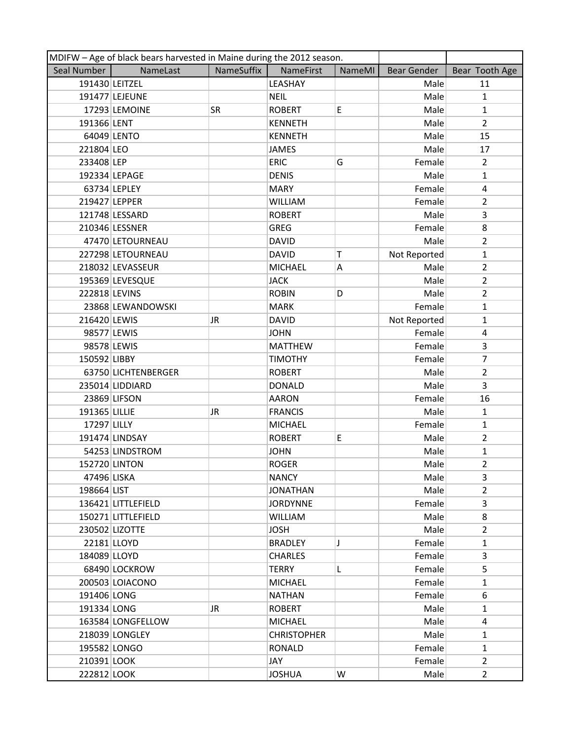| MDIFW – Age of black bears harvested in Maine during the 2012 season. | | | | | | |
|---|---|---|---|---|---|---|
| Seal Number | NameLast | NameSuffix | NameFirst | NameMI | Bear Gender | Bear Tooth Age |
| 191430 | LEITZEL | | LEASHAY | | Male | 11 |
| 191477 | LEJEUNE | | NEIL | | Male | 1 |
| 17293 | LEMOINE | SR | ROBERT | E | Male | 1 |
| 191366 | LENT | | KENNETH | | Male | 2 |
| 64049 | LENTO | | KENNETH | | Male | 15 |
| 221804 | LEO | | JAMES | | Male | 17 |
| 233408 | LEP | | ERIC | G | Female | 2 |
| 192334 | LEPAGE | | DENIS | | Male | 1 |
| 63734 | LEPLEY | | MARY | | Female | 4 |
| 219427 | LEPPER | | WILLIAM | | Female | 2 |
| 121748 | LESSARD | | ROBERT | | Male | 3 |
| 210346 | LESSNER | | GREG | | Female | 8 |
| 47470 | LETOURNEAU | | DAVID | | Male | 2 |
| 227298 | LETOURNEAU | | DAVID | T | Not Reported | 1 |
| 218032 | LEVASSEUR | | MICHAEL | A | Male | 2 |
| 195369 | LEVESQUE | | JACK | | Male | 2 |
| 222818 | LEVINS | | ROBIN | D | Male | 2 |
| 23868 | LEWANDOWSKI | | MARK | | Female | 1 |
| 216420 | LEWIS | JR | DAVID | | Not Reported | 1 |
| 98577 | LEWIS | | JOHN | | Female | 4 |
| 98578 | LEWIS | | MATTHEW | | Female | 3 |
| 150592 | LIBBY | | TIMOTHY | | Female | 7 |
| 63750 | LICHTENBERGER | | ROBERT | | Male | 2 |
| 235014 | LIDDIARD | | DONALD | | Male | 3 |
| 23869 | LIFSON | | AARON | | Female | 16 |
| 191365 | LILLIE | JR | FRANCIS | | Male | 1 |
| 17297 | LILLY | | MICHAEL | | Female | 1 |
| 191474 | LINDSAY | | ROBERT | E | Male | 2 |
| 54253 | LINDSTROM | | JOHN | | Male | 1 |
| 152720 | LINTON | | ROGER | | Male | 2 |
| 47496 | LISKA | | NANCY | | Male | 3 |
| 198664 | LIST | | JONATHAN | | Male | 2 |
| 136421 | LITTLEFIELD | | JORDYNNE | | Female | 3 |
| 150271 | LITTLEFIELD | | WILLIAM | | Male | 8 |
| 230502 | LIZOTTE | | JOSH | | Male | 2 |
| 22181 | LLOYD | | BRADLEY | J | Female | 1 |
| 184089 | LLOYD | | CHARLES | | Female | 3 |
| 68490 | LOCKROW | | TERRY | L | Female | 5 |
| 200503 | LOIACONO | | MICHAEL | | Female | 1 |
| 191406 | LONG | | NATHAN | | Female | 6 |
| 191334 | LONG | JR | ROBERT | | Male | 1 |
| 163584 | LONGFELLOW | | MICHAEL | | Male | 4 |
| 218039 | LONGLEY | | CHRISTOPHER | | Male | 1 |
| 195582 | LONGO | | RONALD | | Female | 1 |
| 210391 | LOOK | | JAY | | Female | 2 |
| 222812 | LOOK | | JOSHUA | W | Male | 2 |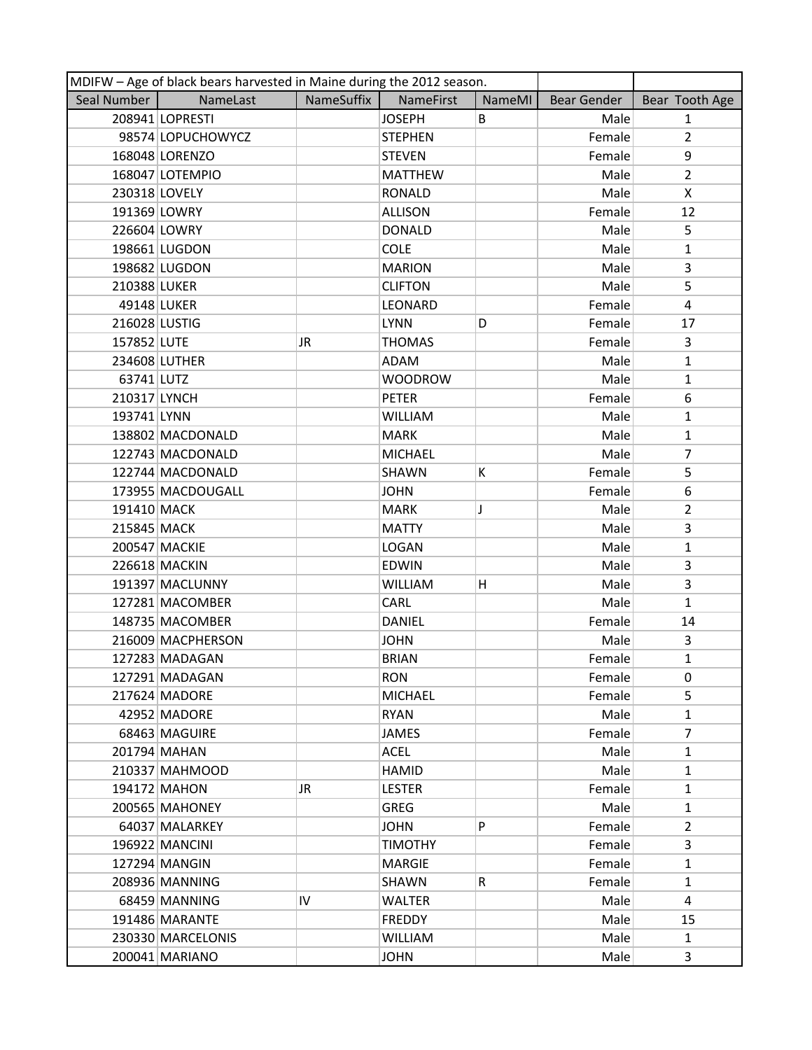| MDIFW – Age of black bears harvested in Maine during the 2012 season. | | | | | | |
|---|---|---|---|---|---|---|
| Seal Number | NameLast | NameSuffix | NameFirst | NameMI | Bear Gender | Bear Tooth Age |
| 208941 | LOPRESTI | | JOSEPH | B | Male | 1 |
| 98574 | LOPUCHOWYCZ | | STEPHEN | | Female | 2 |
| 168048 | LORENZO | | STEVEN | | Female | 9 |
| 168047 | LOTEMPIO | | MATTHEW | | Male | 2 |
| 230318 | LOVELY | | RONALD | | Male | X |
| 191369 | LOWRY | | ALLISON | | Female | 12 |
| 226604 | LOWRY | | DONALD | | Male | 5 |
| 198661 | LUGDON | | COLE | | Male | 1 |
| 198682 | LUGDON | | MARION | | Male | 3 |
| 210388 | LUKER | | CLIFTON | | Male | 5 |
| 49148 | LUKER | | LEONARD | | Female | 4 |
| 216028 | LUSTIG | | LYNN | D | Female | 17 |
| 157852 | LUTE | JR | THOMAS | | Female | 3 |
| 234608 | LUTHER | | ADAM | | Male | 1 |
| 63741 | LUTZ | | WOODROW | | Male | 1 |
| 210317 | LYNCH | | PETER | | Female | 6 |
| 193741 | LYNN | | WILLIAM | | Male | 1 |
| 138802 | MACDONALD | | MARK | | Male | 1 |
| 122743 | MACDONALD | | MICHAEL | | Male | 7 |
| 122744 | MACDONALD | | SHAWN | K | Female | 5 |
| 173955 | MACDOUGALL | | JOHN | | Female | 6 |
| 191410 | MACK | | MARK | J | Male | 2 |
| 215845 | MACK | | MATTY | | Male | 3 |
| 200547 | MACKIE | | LOGAN | | Male | 1 |
| 226618 | MACKIN | | EDWIN | | Male | 3 |
| 191397 | MACLUNNY | | WILLIAM | H | Male | 3 |
| 127281 | MACOMBER | | CARL | | Male | 1 |
| 148735 | MACOMBER | | DANIEL | | Female | 14 |
| 216009 | MACPHERSON | | JOHN | | Male | 3 |
| 127283 | MADAGAN | | BRIAN | | Female | 1 |
| 127291 | MADAGAN | | RON | | Female | 0 |
| 217624 | MADORE | | MICHAEL | | Female | 5 |
| 42952 | MADORE | | RYAN | | Male | 1 |
| 68463 | MAGUIRE | | JAMES | | Female | 7 |
| 201794 | MAHAN | | ACEL | | Male | 1 |
| 210337 | MAHMOOD | | HAMID | | Male | 1 |
| 194172 | MAHON | JR | LESTER | | Female | 1 |
| 200565 | MAHONEY | | GREG | | Male | 1 |
| 64037 | MALARKEY | | JOHN | P | Female | 2 |
| 196922 | MANCINI | | TIMOTHY | | Female | 3 |
| 127294 | MANGIN | | MARGIE | | Female | 1 |
| 208936 | MANNING | | SHAWN | R | Female | 1 |
| 68459 | MANNING | IV | WALTER | | Male | 4 |
| 191486 | MARANTE | | FREDDY | | Male | 15 |
| 230330 | MARCELONIS | | WILLIAM | | Male | 1 |
| 200041 | MARIANO | | JOHN | | Male | 3 |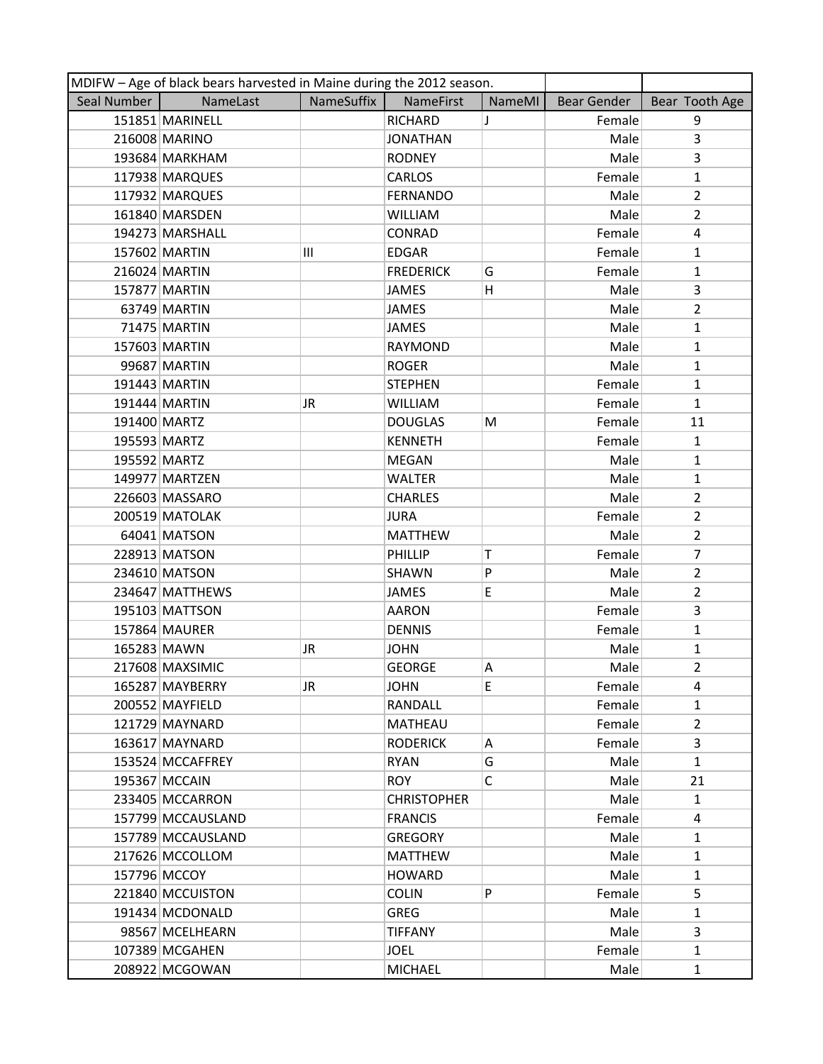| MDIFW – Age of black bears harvested in Maine during the 2012 season. | | | | | | |
|---|---|---|---|---|---|---|
| Seal Number | NameLast | NameSuffix | NameFirst | NameMI | Bear Gender | Bear Tooth Age |
| 151851 | MARINELL | | RICHARD | J | Female | 9 |
| 216008 | MARINO | | JONATHAN | | Male | 3 |
| 193684 | MARKHAM | | RODNEY | | Male | 3 |
| 117938 | MARQUES | | CARLOS | | Female | 1 |
| 117932 | MARQUES | | FERNANDO | | Male | 2 |
| 161840 | MARSDEN | | WILLIAM | | Male | 2 |
| 194273 | MARSHALL | | CONRAD | | Female | 4 |
| 157602 | MARTIN | III | EDGAR | | Female | 1 |
| 216024 | MARTIN | | FREDERICK | G | Female | 1 |
| 157877 | MARTIN | | JAMES | H | Male | 3 |
| 63749 | MARTIN | | JAMES | | Male | 2 |
| 71475 | MARTIN | | JAMES | | Male | 1 |
| 157603 | MARTIN | | RAYMOND | | Male | 1 |
| 99687 | MARTIN | | ROGER | | Male | 1 |
| 191443 | MARTIN | | STEPHEN | | Female | 1 |
| 191444 | MARTIN | JR | WILLIAM | | Female | 1 |
| 191400 | MARTZ | | DOUGLAS | M | Female | 11 |
| 195593 | MARTZ | | KENNETH | | Female | 1 |
| 195592 | MARTZ | | MEGAN | | Male | 1 |
| 149977 | MARTZEN | | WALTER | | Male | 1 |
| 226603 | MASSARO | | CHARLES | | Male | 2 |
| 200519 | MATOLAK | | JURA | | Female | 2 |
| 64041 | MATSON | | MATTHEW | | Male | 2 |
| 228913 | MATSON | | PHILLIP | T | Female | 7 |
| 234610 | MATSON | | SHAWN | P | Male | 2 |
| 234647 | MATTHEWS | | JAMES | E | Male | 2 |
| 195103 | MATTSON | | AARON | | Female | 3 |
| 157864 | MAURER | | DENNIS | | Female | 1 |
| 165283 | MAWN | JR | JOHN | | Male | 1 |
| 217608 | MAXSIMIC | | GEORGE | A | Male | 2 |
| 165287 | MAYBERRY | JR | JOHN | E | Female | 4 |
| 200552 | MAYFIELD | | RANDALL | | Female | 1 |
| 121729 | MAYNARD | | MATHEAU | | Female | 2 |
| 163617 | MAYNARD | | RODERICK | A | Female | 3 |
| 153524 | MCCAFFREY | | RYAN | G | Male | 1 |
| 195367 | MCCAIN | | ROY | C | Male | 21 |
| 233405 | MCCARRON | | CHRISTOPHER | | Male | 1 |
| 157799 | MCCAUSLAND | | FRANCIS | | Female | 4 |
| 157789 | MCCAUSLAND | | GREGORY | | Male | 1 |
| 217626 | MCCOLLOM | | MATTHEW | | Male | 1 |
| 157796 | MCCOY | | HOWARD | | Male | 1 |
| 221840 | MCCUISTON | | COLIN | P | Female | 5 |
| 191434 | MCDONALD | | GREG | | Male | 1 |
| 98567 | MCELHEARN | | TIFFANY | | Male | 3 |
| 107389 | MCGAHEN | | JOEL | | Female | 1 |
| 208922 | MCGOWAN | | MICHAEL | | Male | 1 |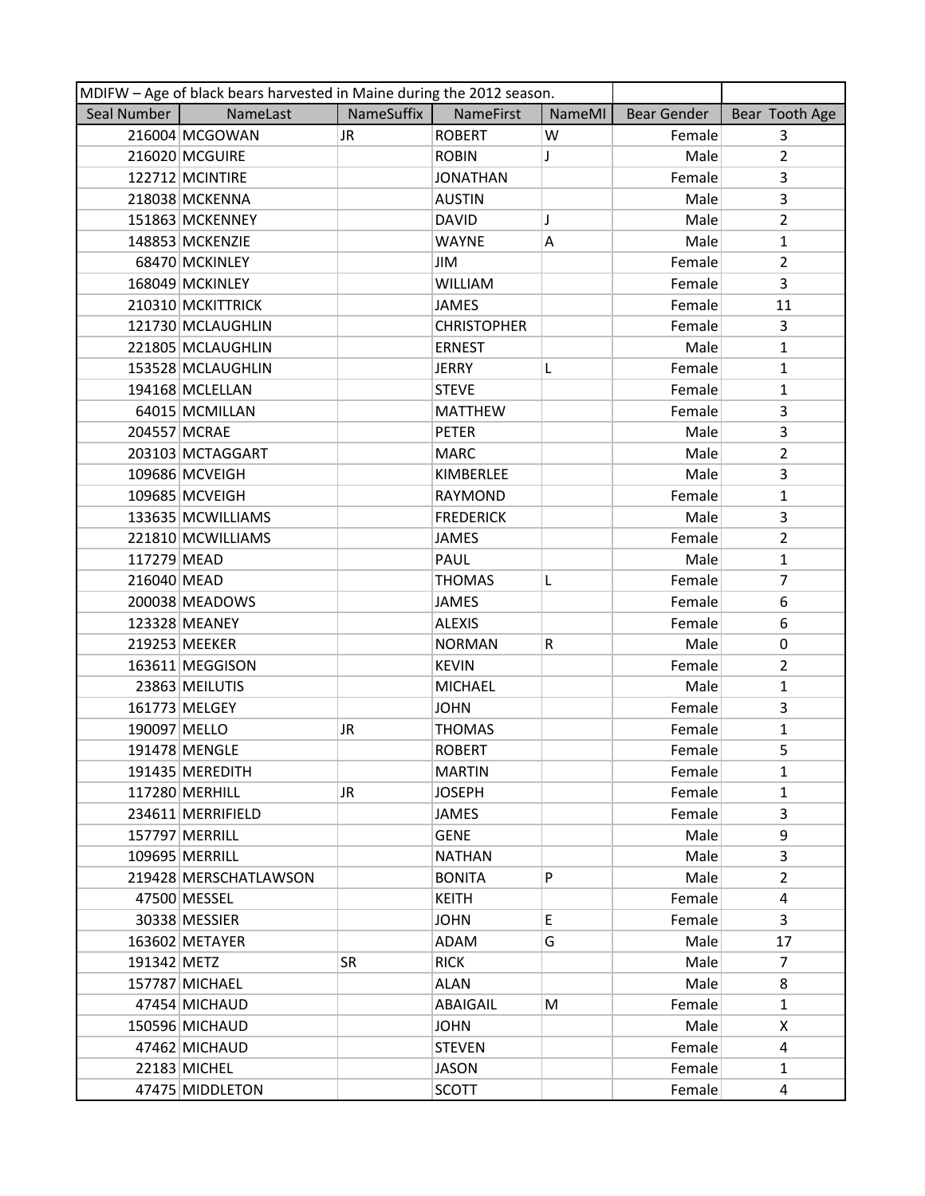| MDIFW – Age of black bears harvested in Maine during the 2012 season. | | | | | | |
|---|---|---|---|---|---|---|
| Seal Number | NameLast | NameSuffix | NameFirst | NameMI | Bear Gender | Bear Tooth Age |
| 216004 | MCGOWAN | JR | ROBERT | W | Female | 3 |
| 216020 | MCGUIRE | | ROBIN | J | Male | 2 |
| 122712 | MCINTIRE | | JONATHAN | | Female | 3 |
| 218038 | MCKENNA | | AUSTIN | | Male | 3 |
| 151863 | MCKENNEY | | DAVID | J | Male | 2 |
| 148853 | MCKENZIE | | WAYNE | A | Male | 1 |
| 68470 | MCKINLEY | | JIM | | Female | 2 |
| 168049 | MCKINLEY | | WILLIAM | | Female | 3 |
| 210310 | MCKITTRICK | | JAMES | | Female | 11 |
| 121730 | MCLAUGHLIN | | CHRISTOPHER | | Female | 3 |
| 221805 | MCLAUGHLIN | | ERNEST | | Male | 1 |
| 153528 | MCLAUGHLIN | | JERRY | L | Female | 1 |
| 194168 | MCLELLAN | | STEVE | | Female | 1 |
| 64015 | MCMILLAN | | MATTHEW | | Female | 3 |
| 204557 | MCRAE | | PETER | | Male | 3 |
| 203103 | MCTAGGART | | MARC | | Male | 2 |
| 109686 | MCVEIGH | | KIMBERLEE | | Male | 3 |
| 109685 | MCVEIGH | | RAYMOND | | Female | 1 |
| 133635 | MCWILLIAMS | | FREDERICK | | Male | 3 |
| 221810 | MCWILLIAMS | | JAMES | | Female | 2 |
| 117279 | MEAD | | PAUL | | Male | 1 |
| 216040 | MEAD | | THOMAS | L | Female | 7 |
| 200038 | MEADOWS | | JAMES | | Female | 6 |
| 123328 | MEANEY | | ALEXIS | | Female | 6 |
| 219253 | MEEKER | | NORMAN | R | Male | 0 |
| 163611 | MEGGISON | | KEVIN | | Female | 2 |
| 23863 | MEILUTIS | | MICHAEL | | Male | 1 |
| 161773 | MELGEY | | JOHN | | Female | 3 |
| 190097 | MELLO | JR | THOMAS | | Female | 1 |
| 191478 | MENGLE | | ROBERT | | Female | 5 |
| 191435 | MEREDITH | | MARTIN | | Female | 1 |
| 117280 | MERHILL | JR | JOSEPH | | Female | 1 |
| 234611 | MERRIFIELD | | JAMES | | Female | 3 |
| 157797 | MERRILL | | GENE | | Male | 9 |
| 109695 | MERRILL | | NATHAN | | Male | 3 |
| 219428 | MERSCHATLAWSON | | BONITA | P | Male | 2 |
| 47500 | MESSEL | | KEITH | | Female | 4 |
| 30338 | MESSIER | | JOHN | E | Female | 3 |
| 163602 | METAYER | | ADAM | G | Male | 17 |
| 191342 | METZ | SR | RICK | | Male | 7 |
| 157787 | MICHAEL | | ALAN | | Male | 8 |
| 47454 | MICHAUD | | ABAIGAIL | M | Female | 1 |
| 150596 | MICHAUD | | JOHN | | Male | X |
| 47462 | MICHAUD | | STEVEN | | Female | 4 |
| 22183 | MICHEL | | JASON | | Female | 1 |
| 47475 | MIDDLETON | | SCOTT | | Female | 4 |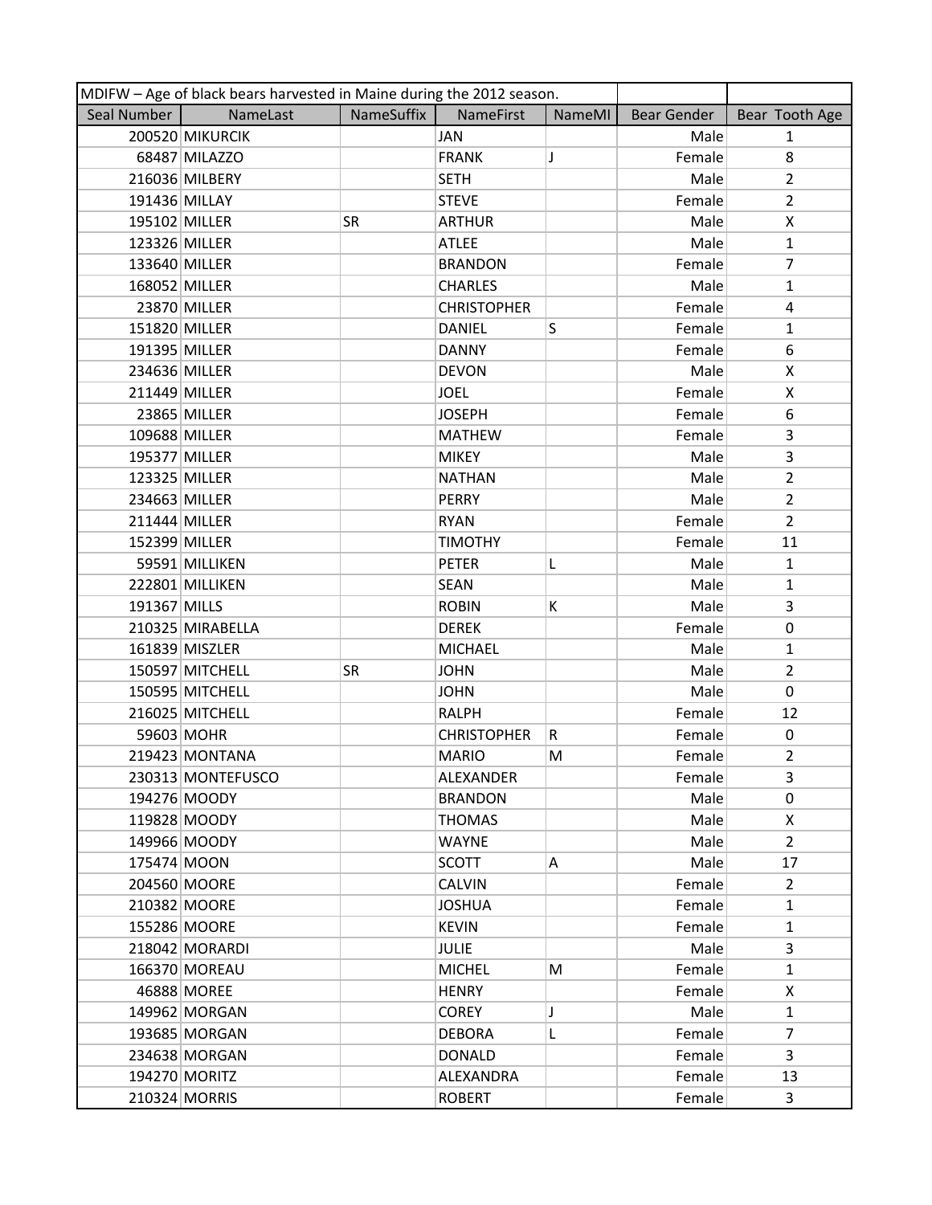| MDIFW – Age of black bears harvested in Maine during the 2012 season. | | | | | | |
|---|---|---|---|---|---|---|
| Seal Number | NameLast | NameSuffix | NameFirst | NameMI | Bear Gender | Bear Tooth Age |
| 200520 | MIKURCIK | | JAN | | Male | 1 |
| 68487 | MILAZZO | | FRANK | J | Female | 8 |
| 216036 | MILBERY | | SETH | | Male | 2 |
| 191436 | MILLAY | | STEVE | | Female | 2 |
| 195102 | MILLER | SR | ARTHUR | | Male | X |
| 123326 | MILLER | | ATLEE | | Male | 1 |
| 133640 | MILLER | | BRANDON | | Female | 7 |
| 168052 | MILLER | | CHARLES | | Male | 1 |
| 23870 | MILLER | | CHRISTOPHER | | Female | 4 |
| 151820 | MILLER | | DANIEL | S | Female | 1 |
| 191395 | MILLER | | DANNY | | Female | 6 |
| 234636 | MILLER | | DEVON | | Male | X |
| 211449 | MILLER | | JOEL | | Female | X |
| 23865 | MILLER | | JOSEPH | | Female | 6 |
| 109688 | MILLER | | MATHEW | | Female | 3 |
| 195377 | MILLER | | MIKEY | | Male | 3 |
| 123325 | MILLER | | NATHAN | | Male | 2 |
| 234663 | MILLER | | PERRY | | Male | 2 |
| 211444 | MILLER | | RYAN | | Female | 2 |
| 152399 | MILLER | | TIMOTHY | | Female | 11 |
| 59591 | MILLIKEN | | PETER | L | Male | 1 |
| 222801 | MILLIKEN | | SEAN | | Male | 1 |
| 191367 | MILLS | | ROBIN | K | Male | 3 |
| 210325 | MIRABELLA | | DEREK | | Female | 0 |
| 161839 | MISZLER | | MICHAEL | | Male | 1 |
| 150597 | MITCHELL | SR | JOHN | | Male | 2 |
| 150595 | MITCHELL | | JOHN | | Male | 0 |
| 216025 | MITCHELL | | RALPH | | Female | 12 |
| 59603 | MOHR | | CHRISTOPHER | R | Female | 0 |
| 219423 | MONTANA | | MARIO | M | Female | 2 |
| 230313 | MONTEFUSCO | | ALEXANDER | | Female | 3 |
| 194276 | MOODY | | BRANDON | | Male | 0 |
| 119828 | MOODY | | THOMAS | | Male | X |
| 149966 | MOODY | | WAYNE | | Male | 2 |
| 175474 | MOON | | SCOTT | A | Male | 17 |
| 204560 | MOORE | | CALVIN | | Female | 2 |
| 210382 | MOORE | | JOSHUA | | Female | 1 |
| 155286 | MOORE | | KEVIN | | Female | 1 |
| 218042 | MORARDI | | JULIE | | Male | 3 |
| 166370 | MOREAU | | MICHEL | M | Female | 1 |
| 46888 | MOREE | | HENRY | | Female | X |
| 149962 | MORGAN | | COREY | J | Male | 1 |
| 193685 | MORGAN | | DEBORA | L | Female | 7 |
| 234638 | MORGAN | | DONALD | | Female | 3 |
| 194270 | MORITZ | | ALEXANDRA | | Female | 13 |
| 210324 | MORRIS | | ROBERT | | Female | 3 |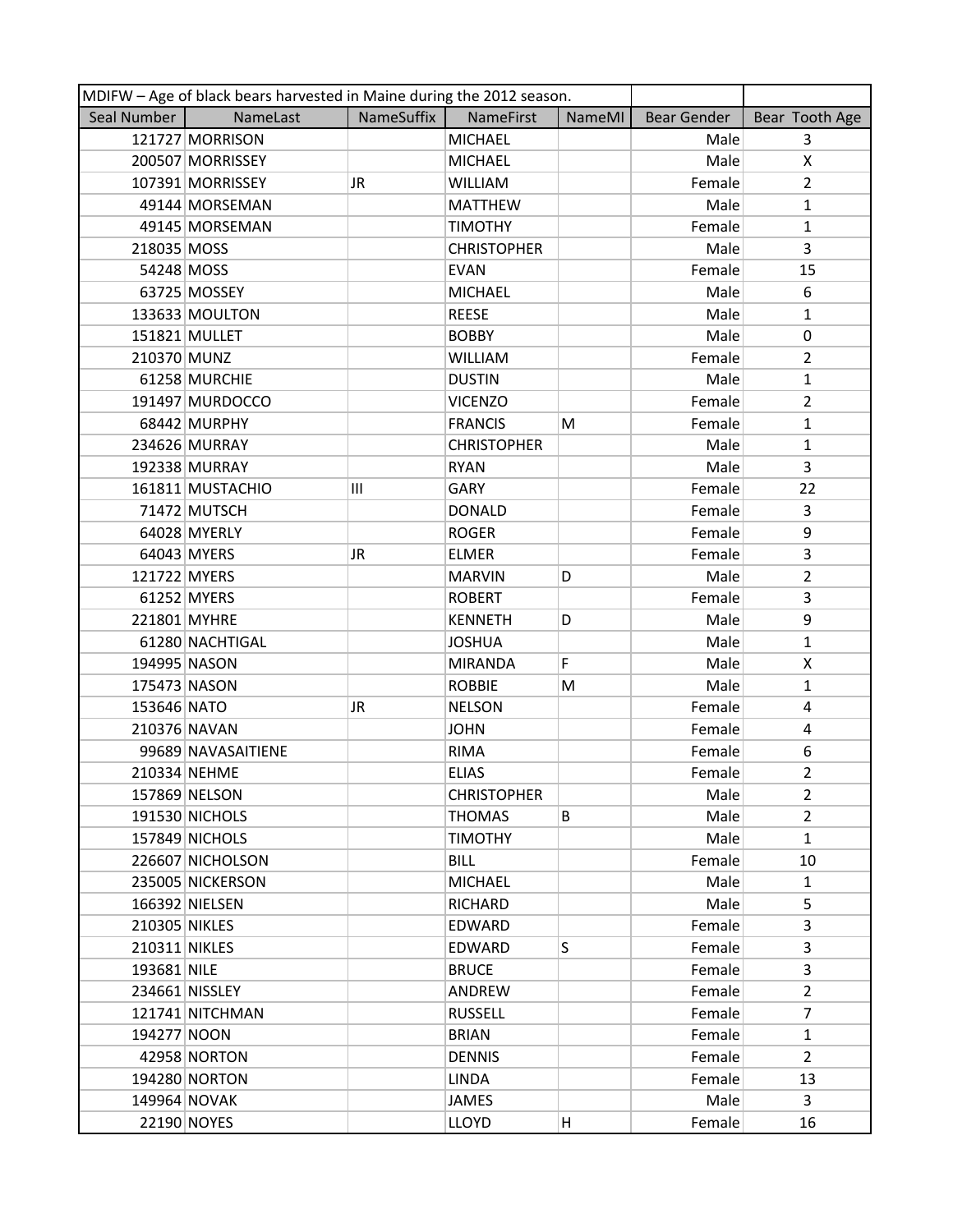| MDIFW – Age of black bears harvested in Maine during the 2012 season. | | | | | | |
|---|---|---|---|---|---|---|
| Seal Number | NameLast | NameSuffix | NameFirst | NameMI | Bear Gender | Bear Tooth Age |
| 121727 | MORRISON | | MICHAEL | | Male | 3 |
| 200507 | MORRISSEY | | MICHAEL | | Male | X |
| 107391 | MORRISSEY | JR | WILLIAM | | Female | 2 |
| 49144 | MORSEMAN | | MATTHEW | | Male | 1 |
| 49145 | MORSEMAN | | TIMOTHY | | Female | 1 |
| 218035 | MOSS | | CHRISTOPHER | | Male | 3 |
| 54248 | MOSS | | EVAN | | Female | 15 |
| 63725 | MOSSEY | | MICHAEL | | Male | 6 |
| 133633 | MOULTON | | REESE | | Male | 1 |
| 151821 | MULLET | | BOBBY | | Male | 0 |
| 210370 | MUNZ | | WILLIAM | | Female | 2 |
| 61258 | MURCHIE | | DUSTIN | | Male | 1 |
| 191497 | MURDOCCO | | VICENZO | | Female | 2 |
| 68442 | MURPHY | | FRANCIS | M | Female | 1 |
| 234626 | MURRAY | | CHRISTOPHER | | Male | 1 |
| 192338 | MURRAY | | RYAN | | Male | 3 |
| 161811 | MUSTACHIO | III | GARY | | Female | 22 |
| 71472 | MUTSCH | | DONALD | | Female | 3 |
| 64028 | MYERLY | | ROGER | | Female | 9 |
| 64043 | MYERS | JR | ELMER | | Female | 3 |
| 121722 | MYERS | | MARVIN | D | Male | 2 |
| 61252 | MYERS | | ROBERT | | Female | 3 |
| 221801 | MYHRE | | KENNETH | D | Male | 9 |
| 61280 | NACHTIGAL | | JOSHUA | | Male | 1 |
| 194995 | NASON | | MIRANDA | F | Male | X |
| 175473 | NASON | | ROBBIE | M | Male | 1 |
| 153646 | NATO | JR | NELSON | | Female | 4 |
| 210376 | NAVAN | | JOHN | | Female | 4 |
| 99689 | NAVASAITIENE | | RIMA | | Female | 6 |
| 210334 | NEHME | | ELIAS | | Female | 2 |
| 157869 | NELSON | | CHRISTOPHER | | Male | 2 |
| 191530 | NICHOLS | | THOMAS | B | Male | 2 |
| 157849 | NICHOLS | | TIMOTHY | | Male | 1 |
| 226607 | NICHOLSON | | BILL | | Female | 10 |
| 235005 | NICKERSON | | MICHAEL | | Male | 1 |
| 166392 | NIELSEN | | RICHARD | | Male | 5 |
| 210305 | NIKLES | | EDWARD | | Female | 3 |
| 210311 | NIKLES | | EDWARD | S | Female | 3 |
| 193681 | NILE | | BRUCE | | Female | 3 |
| 234661 | NISSLEY | | ANDREW | | Female | 2 |
| 121741 | NITCHMAN | | RUSSELL | | Female | 7 |
| 194277 | NOON | | BRIAN | | Female | 1 |
| 42958 | NORTON | | DENNIS | | Female | 2 |
| 194280 | NORTON | | LINDA | | Female | 13 |
| 149964 | NOVAK | | JAMES | | Male | 3 |
| 22190 | NOYES | | LLOYD | H | Female | 16 |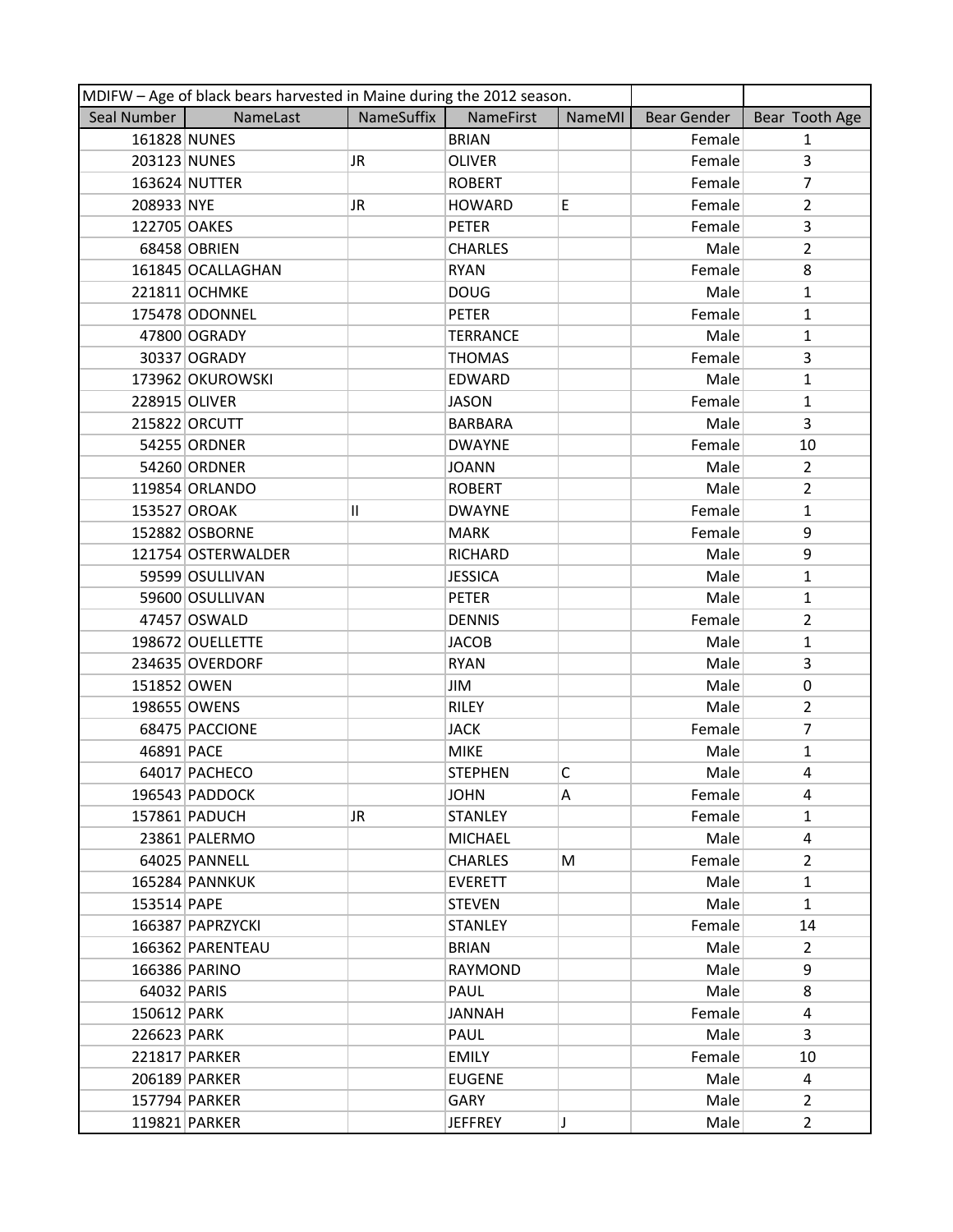| MDIFW – Age of black bears harvested in Maine during the 2012 season. | | | | | | |
|---|---|---|---|---|---|---|
| Seal Number | NameLast | NameSuffix | NameFirst | NameMI | Bear Gender | Bear Tooth Age |
| 161828 | NUNES | | BRIAN | | Female | 1 |
| 203123 | NUNES | JR | OLIVER | | Female | 3 |
| 163624 | NUTTER | | ROBERT | | Female | 7 |
| 208933 | NYE | JR | HOWARD | E | Female | 2 |
| 122705 | OAKES | | PETER | | Female | 3 |
| 68458 | OBRIEN | | CHARLES | | Male | 2 |
| 161845 | OCALLAGHAN | | RYAN | | Female | 8 |
| 221811 | OCHMKE | | DOUG | | Male | 1 |
| 175478 | ODONNEL | | PETER | | Female | 1 |
| 47800 | OGRADY | | TERRANCE | | Male | 1 |
| 30337 | OGRADY | | THOMAS | | Female | 3 |
| 173962 | OKUROWSKI | | EDWARD | | Male | 1 |
| 228915 | OLIVER | | JASON | | Female | 1 |
| 215822 | ORCUTT | | BARBARA | | Male | 3 |
| 54255 | ORDNER | | DWAYNE | | Female | 10 |
| 54260 | ORDNER | | JOANN | | Male | 2 |
| 119854 | ORLANDO | | ROBERT | | Male | 2 |
| 153527 | OROAK | II | DWAYNE | | Female | 1 |
| 152882 | OSBORNE | | MARK | | Female | 9 |
| 121754 | OSTERWALDER | | RICHARD | | Male | 9 |
| 59599 | OSULLIVAN | | JESSICA | | Male | 1 |
| 59600 | OSULLIVAN | | PETER | | Male | 1 |
| 47457 | OSWALD | | DENNIS | | Female | 2 |
| 198672 | OUELLETTE | | JACOB | | Male | 1 |
| 234635 | OVERDORF | | RYAN | | Male | 3 |
| 151852 | OWEN | | JIM | | Male | 0 |
| 198655 | OWENS | | RILEY | | Male | 2 |
| 68475 | PACCIONE | | JACK | | Female | 7 |
| 46891 | PACE | | MIKE | | Male | 1 |
| 64017 | PACHECO | | STEPHEN | C | Male | 4 |
| 196543 | PADDOCK | | JOHN | A | Female | 4 |
| 157861 | PADUCH | JR | STANLEY | | Female | 1 |
| 23861 | PALERMO | | MICHAEL | | Male | 4 |
| 64025 | PANNELL | | CHARLES | M | Female | 2 |
| 165284 | PANNKUK | | EVERETT | | Male | 1 |
| 153514 | PAPE | | STEVEN | | Male | 1 |
| 166387 | PAPRZYCKI | | STANLEY | | Female | 14 |
| 166362 | PARENTEAU | | BRIAN | | Male | 2 |
| 166386 | PARINO | | RAYMOND | | Male | 9 |
| 64032 | PARIS | | PAUL | | Male | 8 |
| 150612 | PARK | | JANNAH | | Female | 4 |
| 226623 | PARK | | PAUL | | Male | 3 |
| 221817 | PARKER | | EMILY | | Female | 10 |
| 206189 | PARKER | | EUGENE | | Male | 4 |
| 157794 | PARKER | | GARY | | Male | 2 |
| 119821 | PARKER | | JEFFREY | J | Male | 2 |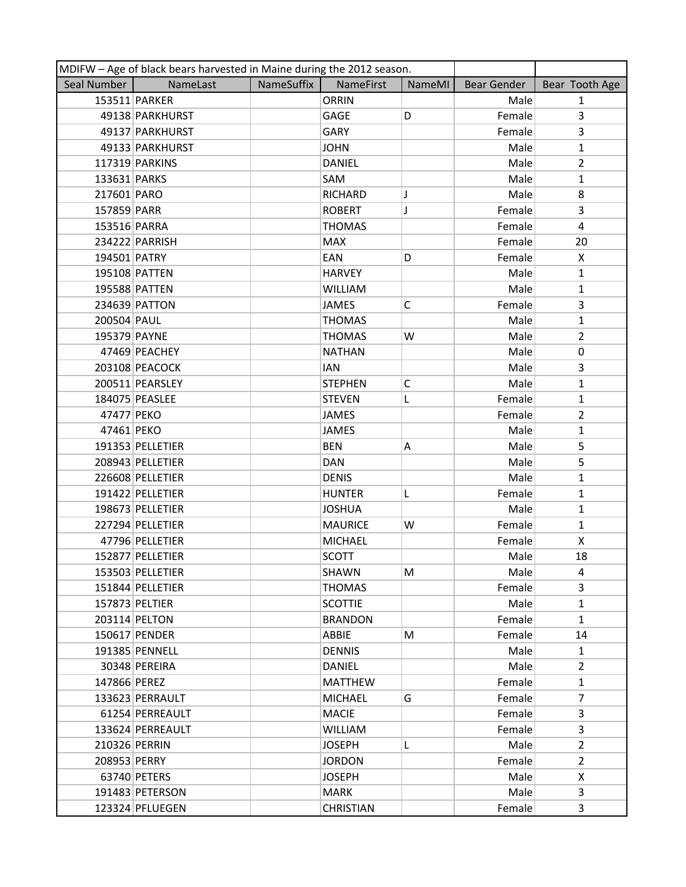| MDIFW – Age of black bears harvested in Maine during the 2012 season. | | | | | | |
|---|---|---|---|---|---|---|
| Seal Number | NameLast | NameSuffix | NameFirst | NameMI | Bear Gender | Bear Tooth Age |
| 153511 | PARKER | | ORRIN | | Male | 1 |
| 49138 | PARKHURST | | GAGE | D | Female | 3 |
| 49137 | PARKHURST | | GARY | | Female | 3 |
| 49133 | PARKHURST | | JOHN | | Male | 1 |
| 117319 | PARKINS | | DANIEL | | Male | 2 |
| 133631 | PARKS | | SAM | | Male | 1 |
| 217601 | PARO | | RICHARD | J | Male | 8 |
| 157859 | PARR | | ROBERT | J | Female | 3 |
| 153516 | PARRA | | THOMAS | | Female | 4 |
| 234222 | PARRISH | | MAX | | Female | 20 |
| 194501 | PATRY | | EAN | D | Female | X |
| 195108 | PATTEN | | HARVEY | | Male | 1 |
| 195588 | PATTEN | | WILLIAM | | Male | 1 |
| 234639 | PATTON | | JAMES | C | Female | 3 |
| 200504 | PAUL | | THOMAS | | Male | 1 |
| 195379 | PAYNE | | THOMAS | W | Male | 2 |
| 47469 | PEACHEY | | NATHAN | | Male | 0 |
| 203108 | PEACOCK | | IAN | | Male | 3 |
| 200511 | PEARSLEY | | STEPHEN | C | Male | 1 |
| 184075 | PEASLEE | | STEVEN | L | Female | 1 |
| 47477 | PEKO | | JAMES | | Female | 2 |
| 47461 | PEKO | | JAMES | | Male | 1 |
| 191353 | PELLETIER | | BEN | A | Male | 5 |
| 208943 | PELLETIER | | DAN | | Male | 5 |
| 226608 | PELLETIER | | DENIS | | Male | 1 |
| 191422 | PELLETIER | | HUNTER | L | Female | 1 |
| 198673 | PELLETIER | | JOSHUA | | Male | 1 |
| 227294 | PELLETIER | | MAURICE | W | Female | 1 |
| 47796 | PELLETIER | | MICHAEL | | Female | X |
| 152877 | PELLETIER | | SCOTT | | Male | 18 |
| 153503 | PELLETIER | | SHAWN | M | Male | 4 |
| 151844 | PELLETIER | | THOMAS | | Female | 3 |
| 157873 | PELTIER | | SCOTTIE | | Male | 1 |
| 203114 | PELTON | | BRANDON | | Female | 1 |
| 150617 | PENDER | | ABBIE | M | Female | 14 |
| 191385 | PENNELL | | DENNIS | | Male | 1 |
| 30348 | PEREIRA | | DANIEL | | Male | 2 |
| 147866 | PEREZ | | MATTHEW | | Female | 1 |
| 133623 | PERRAULT | | MICHAEL | G | Female | 7 |
| 61254 | PERREAULT | | MACIE | | Female | 3 |
| 133624 | PERREAULT | | WILLIAM | | Female | 3 |
| 210326 | PERRIN | | JOSEPH | L | Male | 2 |
| 208953 | PERRY | | JORDON | | Female | 2 |
| 63740 | PETERS | | JOSEPH | | Male | X |
| 191483 | PETERSON | | MARK | | Male | 3 |
| 123324 | PFLUEGEN | | CHRISTIAN | | Female | 3 |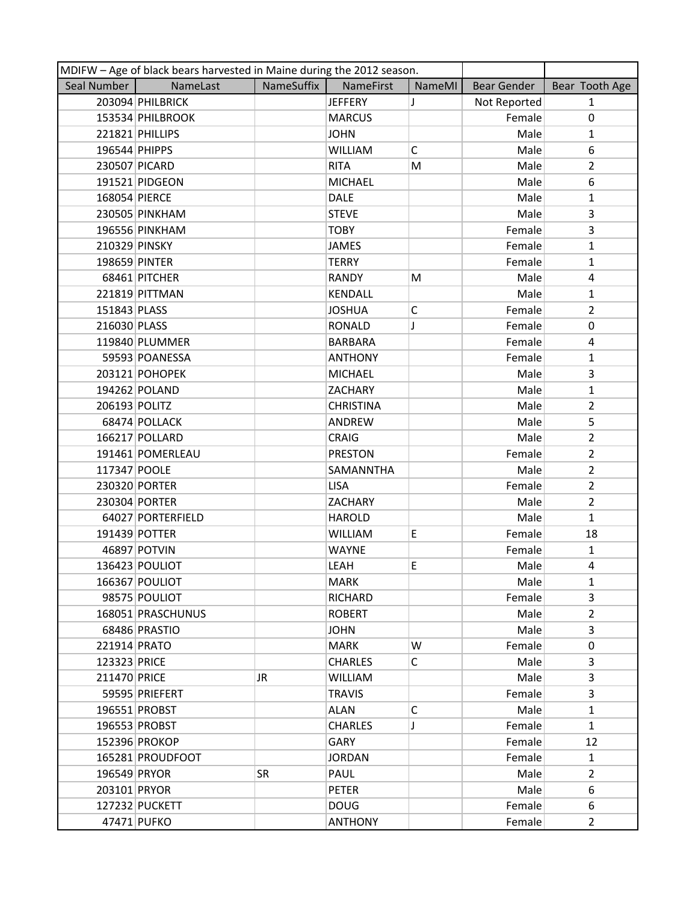| MDIFW – Age of black bears harvested in Maine during the 2012 season. | | | | | | |
|---|---|---|---|---|---|---|
| Seal Number | NameLast | NameSuffix | NameFirst | NameMI | Bear Gender | Bear Tooth Age |
| 203094 | PHILBRICK | | JEFFERY | J | Not Reported | 1 |
| 153534 | PHILBROOK | | MARCUS | | Female | 0 |
| 221821 | PHILLIPS | | JOHN | | Male | 1 |
| 196544 | PHIPPS | | WILLIAM | C | Male | 6 |
| 230507 | PICARD | | RITA | M | Male | 2 |
| 191521 | PIDGEON | | MICHAEL | | Male | 6 |
| 168054 | PIERCE | | DALE | | Male | 1 |
| 230505 | PINKHAM | | STEVE | | Male | 3 |
| 196556 | PINKHAM | | TOBY | | Female | 3 |
| 210329 | PINSKY | | JAMES | | Female | 1 |
| 198659 | PINTER | | TERRY | | Female | 1 |
| 68461 | PITCHER | | RANDY | M | Male | 4 |
| 221819 | PITTMAN | | KENDALL | | Male | 1 |
| 151843 | PLASS | | JOSHUA | C | Female | 2 |
| 216030 | PLASS | | RONALD | J | Female | 0 |
| 119840 | PLUMMER | | BARBARA | | Female | 4 |
| 59593 | POANESSA | | ANTHONY | | Female | 1 |
| 203121 | POHOPEK | | MICHAEL | | Male | 3 |
| 194262 | POLAND | | ZACHARY | | Male | 1 |
| 206193 | POLITZ | | CHRISTINA | | Male | 2 |
| 68474 | POLLACK | | ANDREW | | Male | 5 |
| 166217 | POLLARD | | CRAIG | | Male | 2 |
| 191461 | POMERLEAU | | PRESTON | | Female | 2 |
| 117347 | POOLE | | SAMANNTHA | | Male | 2 |
| 230320 | PORTER | | LISA | | Female | 2 |
| 230304 | PORTER | | ZACHARY | | Male | 2 |
| 64027 | PORTERFIELD | | HAROLD | | Male | 1 |
| 191439 | POTTER | | WILLIAM | E | Female | 18 |
| 46897 | POTVIN | | WAYNE | | Female | 1 |
| 136423 | POULIOT | | LEAH | E | Male | 4 |
| 166367 | POULIOT | | MARK | | Male | 1 |
| 98575 | POULIOT | | RICHARD | | Female | 3 |
| 168051 | PRASCHUNUS | | ROBERT | | Male | 2 |
| 68486 | PRASTIO | | JOHN | | Male | 3 |
| 221914 | PRATO | | MARK | W | Female | 0 |
| 123323 | PRICE | | CHARLES | C | Male | 3 |
| 211470 | PRICE | JR | WILLIAM | | Male | 3 |
| 59595 | PRIEFERT | | TRAVIS | | Female | 3 |
| 196551 | PROBST | | ALAN | C | Male | 1 |
| 196553 | PROBST | | CHARLES | J | Female | 1 |
| 152396 | PROKOP | | GARY | | Female | 12 |
| 165281 | PROUDFOOT | | JORDAN | | Female | 1 |
| 196549 | PRYOR | SR | PAUL | | Male | 2 |
| 203101 | PRYOR | | PETER | | Male | 6 |
| 127232 | PUCKETT | | DOUG | | Female | 6 |
| 47471 | PUFKO | | ANTHONY | | Female | 2 |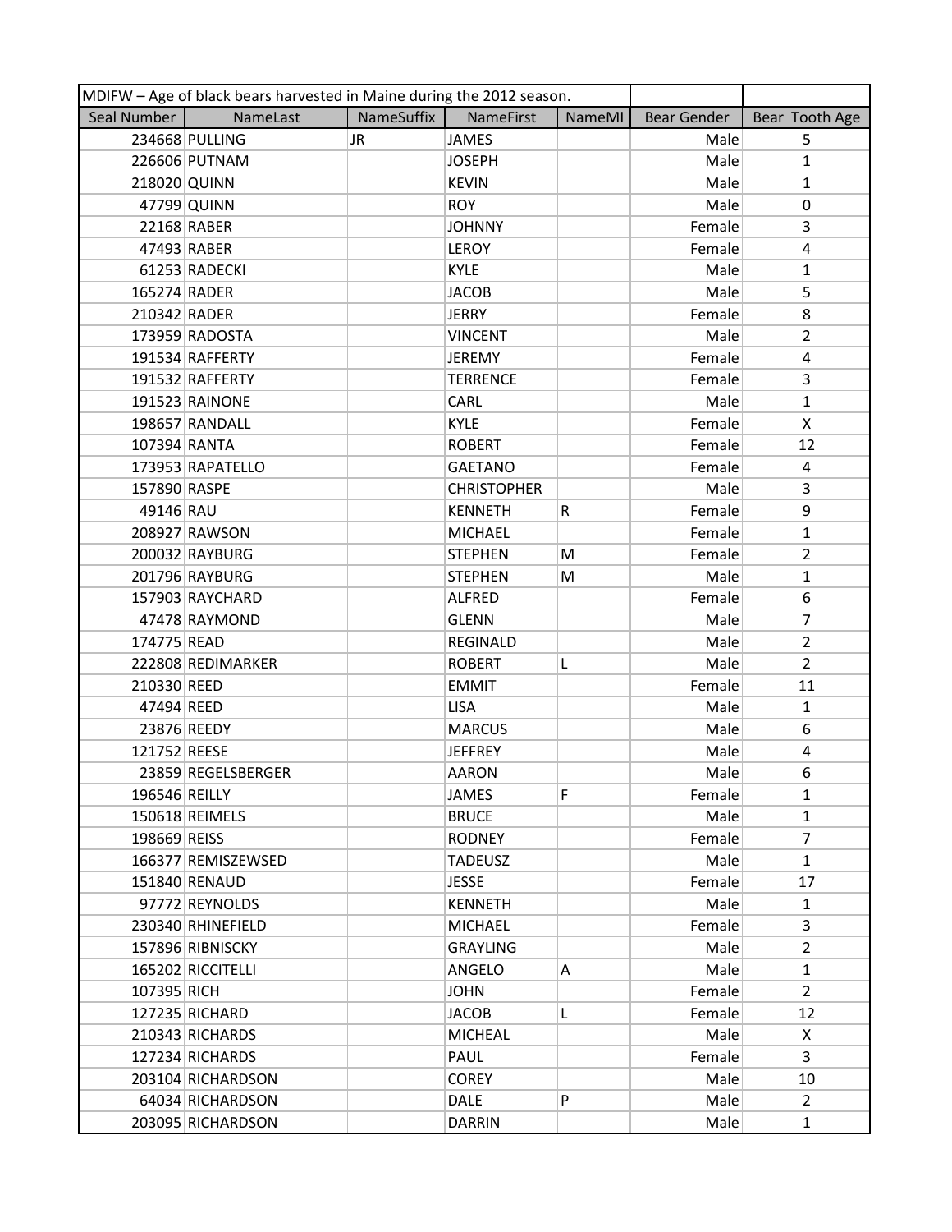| MDIFW – Age of black bears harvested in Maine during the 2012 season. | | | | | | |
|---|---|---|---|---|---|---|
| Seal Number | NameLast | NameSuffix | NameFirst | NameMI | Bear Gender | Bear Tooth Age |
| 234668 | PULLING | JR | JAMES | | Male | 5 |
| 226606 | PUTNAM | | JOSEPH | | Male | 1 |
| 218020 | QUINN | | KEVIN | | Male | 1 |
| 47799 | QUINN | | ROY | | Male | 0 |
| 22168 | RABER | | JOHNNY | | Female | 3 |
| 47493 | RABER | | LEROY | | Female | 4 |
| 61253 | RADECKI | | KYLE | | Male | 1 |
| 165274 | RADER | | JACOB | | Male | 5 |
| 210342 | RADER | | JERRY | | Female | 8 |
| 173959 | RADOSTA | | VINCENT | | Male | 2 |
| 191534 | RAFFERTY | | JEREMY | | Female | 4 |
| 191532 | RAFFERTY | | TERRENCE | | Female | 3 |
| 191523 | RAINONE | | CARL | | Male | 1 |
| 198657 | RANDALL | | KYLE | | Female | X |
| 107394 | RANTA | | ROBERT | | Female | 12 |
| 173953 | RAPATELLO | | GAETANO | | Female | 4 |
| 157890 | RASPE | | CHRISTOPHER | | Male | 3 |
| 49146 | RAU | | KENNETH | R | Female | 9 |
| 208927 | RAWSON | | MICHAEL | | Female | 1 |
| 200032 | RAYBURG | | STEPHEN | M | Female | 2 |
| 201796 | RAYBURG | | STEPHEN | M | Male | 1 |
| 157903 | RAYCHARD | | ALFRED | | Female | 6 |
| 47478 | RAYMOND | | GLENN | | Male | 7 |
| 174775 | READ | | REGINALD | | Male | 2 |
| 222808 | REDIMARKER | | ROBERT | L | Male | 2 |
| 210330 | REED | | EMMIT | | Female | 11 |
| 47494 | REED | | LISA | | Male | 1 |
| 23876 | REEDY | | MARCUS | | Male | 6 |
| 121752 | REESE | | JEFFREY | | Male | 4 |
| 23859 | REGELSBERGER | | AARON | | Male | 6 |
| 196546 | REILLY | | JAMES | F | Female | 1 |
| 150618 | REIMELS | | BRUCE | | Male | 1 |
| 198669 | REISS | | RODNEY | | Female | 7 |
| 166377 | REMISZEWSED | | TADEUSZ | | Male | 1 |
| 151840 | RENAUD | | JESSE | | Female | 17 |
| 97772 | REYNOLDS | | KENNETH | | Male | 1 |
| 230340 | RHINEFIELD | | MICHAEL | | Female | 3 |
| 157896 | RIBNISCKY | | GRAYLING | | Male | 2 |
| 165202 | RICCITELLI | | ANGELO | A | Male | 1 |
| 107395 | RICH | | JOHN | | Female | 2 |
| 127235 | RICHARD | | JACOB | L | Female | 12 |
| 210343 | RICHARDS | | MICHEAL | | Male | X |
| 127234 | RICHARDS | | PAUL | | Female | 3 |
| 203104 | RICHARDSON | | COREY | | Male | 10 |
| 64034 | RICHARDSON | | DALE | P | Male | 2 |
| 203095 | RICHARDSON | | DARRIN | | Male | 1 |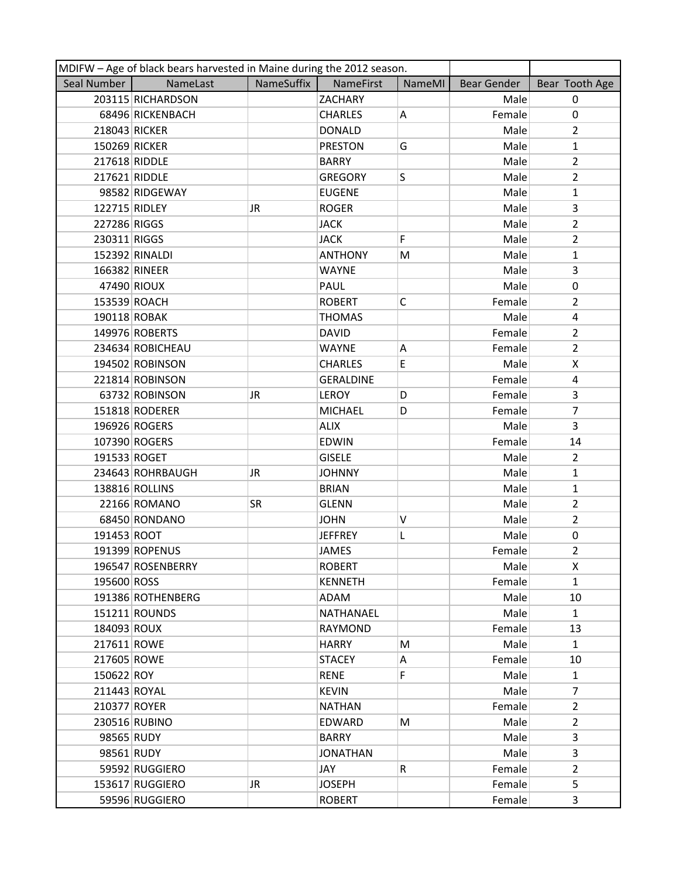| MDIFW – Age of black bears harvested in Maine during the 2012 season. | | | | | | |
|---|---|---|---|---|---|---|
| Seal Number | NameLast | NameSuffix | NameFirst | NameMI | Bear Gender | Bear Tooth Age |
| 203115 | RICHARDSON | | ZACHARY | | Male | 0 |
| 68496 | RICKENBACH | | CHARLES | A | Female | 0 |
| 218043 | RICKER | | DONALD | | Male | 2 |
| 150269 | RICKER | | PRESTON | G | Male | 1 |
| 217618 | RIDDLE | | BARRY | | Male | 2 |
| 217621 | RIDDLE | | GREGORY | S | Male | 2 |
| 98582 | RIDGEWAY | | EUGENE | | Male | 1 |
| 122715 | RIDLEY | JR | ROGER | | Male | 3 |
| 227286 | RIGGS | | JACK | | Male | 2 |
| 230311 | RIGGS | | JACK | F | Male | 2 |
| 152392 | RINALDI | | ANTHONY | M | Male | 1 |
| 166382 | RINEER | | WAYNE | | Male | 3 |
| 47490 | RIOUX | | PAUL | | Male | 0 |
| 153539 | ROACH | | ROBERT | C | Female | 2 |
| 190118 | ROBAK | | THOMAS | | Male | 4 |
| 149976 | ROBERTS | | DAVID | | Female | 2 |
| 234634 | ROBICHEAU | | WAYNE | A | Female | 2 |
| 194502 | ROBINSON | | CHARLES | E | Male | X |
| 221814 | ROBINSON | | GERALDINE | | Female | 4 |
| 63732 | ROBINSON | JR | LEROY | D | Female | 3 |
| 151818 | RODERER | | MICHAEL | D | Female | 7 |
| 196926 | ROGERS | | ALIX | | Male | 3 |
| 107390 | ROGERS | | EDWIN | | Female | 14 |
| 191533 | ROGET | | GISELE | | Male | 2 |
| 234643 | ROHRBAUGH | JR | JOHNNY | | Male | 1 |
| 138816 | ROLLINS | | BRIAN | | Male | 1 |
| 22166 | ROMANO | SR | GLENN | | Male | 2 |
| 68450 | RONDANO | | JOHN | V | Male | 2 |
| 191453 | ROOT | | JEFFREY | L | Male | 0 |
| 191399 | ROPENUS | | JAMES | | Female | 2 |
| 196547 | ROSENBERRY | | ROBERT | | Male | X |
| 195600 | ROSS | | KENNETH | | Female | 1 |
| 191386 | ROTHENBERG | | ADAM | | Male | 10 |
| 151211 | ROUNDS | | NATHANAEL | | Male | 1 |
| 184093 | ROUX | | RAYMOND | | Female | 13 |
| 217611 | ROWE | | HARRY | M | Male | 1 |
| 217605 | ROWE | | STACEY | A | Female | 10 |
| 150622 | ROY | | RENE | F | Male | 1 |
| 211443 | ROYAL | | KEVIN | | Male | 7 |
| 210377 | ROYER | | NATHAN | | Female | 2 |
| 230516 | RUBINO | | EDWARD | M | Male | 2 |
| 98565 | RUDY | | BARRY | | Male | 3 |
| 98561 | RUDY | | JONATHAN | | Male | 3 |
| 59592 | RUGGIERO | | JAY | R | Female | 2 |
| 153617 | RUGGIERO | JR | JOSEPH | | Female | 5 |
| 59596 | RUGGIERO | | ROBERT | | Female | 3 |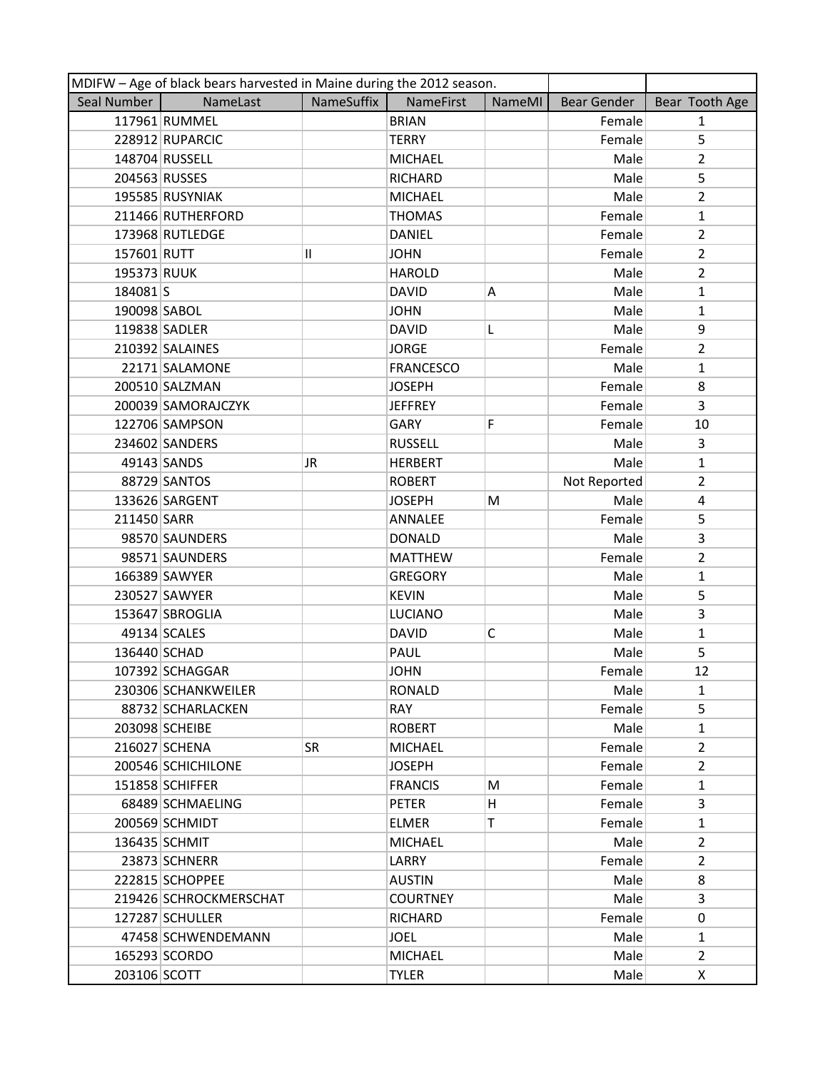| MDIFW – Age of black bears harvested in Maine during the 2012 season. | | | | | | |
|---|---|---|---|---|---|---|
| Seal Number | NameLast | NameSuffix | NameFirst | NameMI | Bear Gender | Bear Tooth Age |
| 117961 | RUMMEL | | BRIAN | | Female | 1 |
| 228912 | RUPARCIC | | TERRY | | Female | 5 |
| 148704 | RUSSELL | | MICHAEL | | Male | 2 |
| 204563 | RUSSES | | RICHARD | | Male | 5 |
| 195585 | RUSYNIAK | | MICHAEL | | Male | 2 |
| 211466 | RUTHERFORD | | THOMAS | | Female | 1 |
| 173968 | RUTLEDGE | | DANIEL | | Female | 2 |
| 157601 | RUTT | II | JOHN | | Female | 2 |
| 195373 | RUUK | | HAROLD | | Male | 2 |
| 184081 | S | | DAVID | A | Male | 1 |
| 190098 | SABOL | | JOHN | | Male | 1 |
| 119838 | SADLER | | DAVID | L | Male | 9 |
| 210392 | SALAINES | | JORGE | | Female | 2 |
| 22171 | SALAMONE | | FRANCESCO | | Male | 1 |
| 200510 | SALZMAN | | JOSEPH | | Female | 8 |
| 200039 | SAMORAJCZYK | | JEFFREY | | Female | 3 |
| 122706 | SAMPSON | | GARY | F | Female | 10 |
| 234602 | SANDERS | | RUSSELL | | Male | 3 |
| 49143 | SANDS | JR | HERBERT | | Male | 1 |
| 88729 | SANTOS | | ROBERT | | Not Reported | 2 |
| 133626 | SARGENT | | JOSEPH | M | Male | 4 |
| 211450 | SARR | | ANNALEE | | Female | 5 |
| 98570 | SAUNDERS | | DONALD | | Male | 3 |
| 98571 | SAUNDERS | | MATTHEW | | Female | 2 |
| 166389 | SAWYER | | GREGORY | | Male | 1 |
| 230527 | SAWYER | | KEVIN | | Male | 5 |
| 153647 | SBROGLIA | | LUCIANO | | Male | 3 |
| 49134 | SCALES | | DAVID | C | Male | 1 |
| 136440 | SCHAD | | PAUL | | Male | 5 |
| 107392 | SCHAGGAR | | JOHN | | Female | 12 |
| 230306 | SCHANKWEILER | | RONALD | | Male | 1 |
| 88732 | SCHARLACKEN | | RAY | | Female | 5 |
| 203098 | SCHEIBE | | ROBERT | | Male | 1 |
| 216027 | SCHENA | SR | MICHAEL | | Female | 2 |
| 200546 | SCHICHILONE | | JOSEPH | | Female | 2 |
| 151858 | SCHIFFER | | FRANCIS | M | Female | 1 |
| 68489 | SCHMAELING | | PETER | H | Female | 3 |
| 200569 | SCHMIDT | | ELMER | T | Female | 1 |
| 136435 | SCHMIT | | MICHAEL | | Male | 2 |
| 23873 | SCHNERR | | LARRY | | Female | 2 |
| 222815 | SCHOPPEE | | AUSTIN | | Male | 8 |
| 219426 | SCHROCKMERSCHAT | | COURTNEY | | Male | 3 |
| 127287 | SCHULLER | | RICHARD | | Female | 0 |
| 47458 | SCHWENDEMANN | | JOEL | | Male | 1 |
| 165293 | SCORDO | | MICHAEL | | Male | 2 |
| 203106 | SCOTT | | TYLER | | Male | X |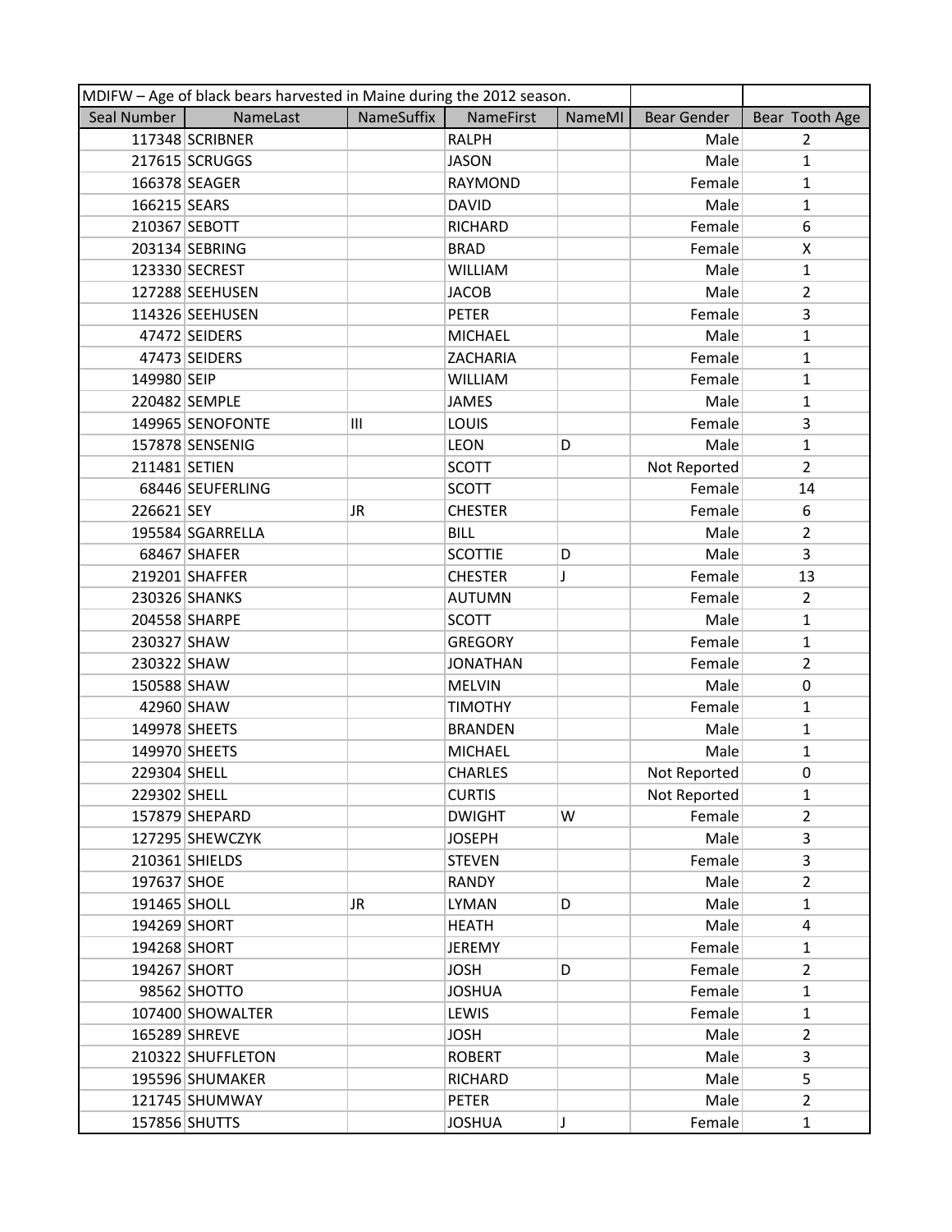| MDIFW – Age of black bears harvested in Maine during the 2012 season. | | | | | | |
|---|---|---|---|---|---|---|
| Seal Number | NameLast | NameSuffix | NameFirst | NameMI | Bear Gender | Bear Tooth Age |
| 117348 | SCRIBNER | | RALPH | | Male | 2 |
| 217615 | SCRUGGS | | JASON | | Male | 1 |
| 166378 | SEAGER | | RAYMOND | | Female | 1 |
| 166215 | SEARS | | DAVID | | Male | 1 |
| 210367 | SEBOTT | | RICHARD | | Female | 6 |
| 203134 | SEBRING | | BRAD | | Female | X |
| 123330 | SECREST | | WILLIAM | | Male | 1 |
| 127288 | SEEHUSEN | | JACOB | | Male | 2 |
| 114326 | SEEHUSEN | | PETER | | Female | 3 |
| 47472 | SEIDERS | | MICHAEL | | Male | 1 |
| 47473 | SEIDERS | | ZACHARIA | | Female | 1 |
| 149980 | SEIP | | WILLIAM | | Female | 1 |
| 220482 | SEMPLE | | JAMES | | Male | 1 |
| 149965 | SENOFONTE | III | LOUIS | | Female | 3 |
| 157878 | SENSENIG | | LEON | D | Male | 1 |
| 211481 | SETIEN | | SCOTT | | Not Reported | 2 |
| 68446 | SEUFERLING | | SCOTT | | Female | 14 |
| 226621 | SEY | JR | CHESTER | | Female | 6 |
| 195584 | SGARRELLA | | BILL | | Male | 2 |
| 68467 | SHAFER | | SCOTTIE | D | Male | 3 |
| 219201 | SHAFFER | | CHESTER | J | Female | 13 |
| 230326 | SHANKS | | AUTUMN | | Female | 2 |
| 204558 | SHARPE | | SCOTT | | Male | 1 |
| 230327 | SHAW | | GREGORY | | Female | 1 |
| 230322 | SHAW | | JONATHAN | | Female | 2 |
| 150588 | SHAW | | MELVIN | | Male | 0 |
| 42960 | SHAW | | TIMOTHY | | Female | 1 |
| 149978 | SHEETS | | BRANDEN | | Male | 1 |
| 149970 | SHEETS | | MICHAEL | | Male | 1 |
| 229304 | SHELL | | CHARLES | | Not Reported | 0 |
| 229302 | SHELL | | CURTIS | | Not Reported | 1 |
| 157879 | SHEPARD | | DWIGHT | W | Female | 2 |
| 127295 | SHEWCZYK | | JOSEPH | | Male | 3 |
| 210361 | SHIELDS | | STEVEN | | Female | 3 |
| 197637 | SHOE | | RANDY | | Male | 2 |
| 191465 | SHOLL | JR | LYMAN | D | Male | 1 |
| 194269 | SHORT | | HEATH | | Male | 4 |
| 194268 | SHORT | | JEREMY | | Female | 1 |
| 194267 | SHORT | | JOSH | D | Female | 2 |
| 98562 | SHOTTO | | JOSHUA | | Female | 1 |
| 107400 | SHOWALTER | | LEWIS | | Female | 1 |
| 165289 | SHREVE | | JOSH | | Male | 2 |
| 210322 | SHUFFLETON | | ROBERT | | Male | 3 |
| 195596 | SHUMAKER | | RICHARD | | Male | 5 |
| 121745 | SHUMWAY | | PETER | | Male | 2 |
| 157856 | SHUTTS | | JOSHUA | J | Female | 1 |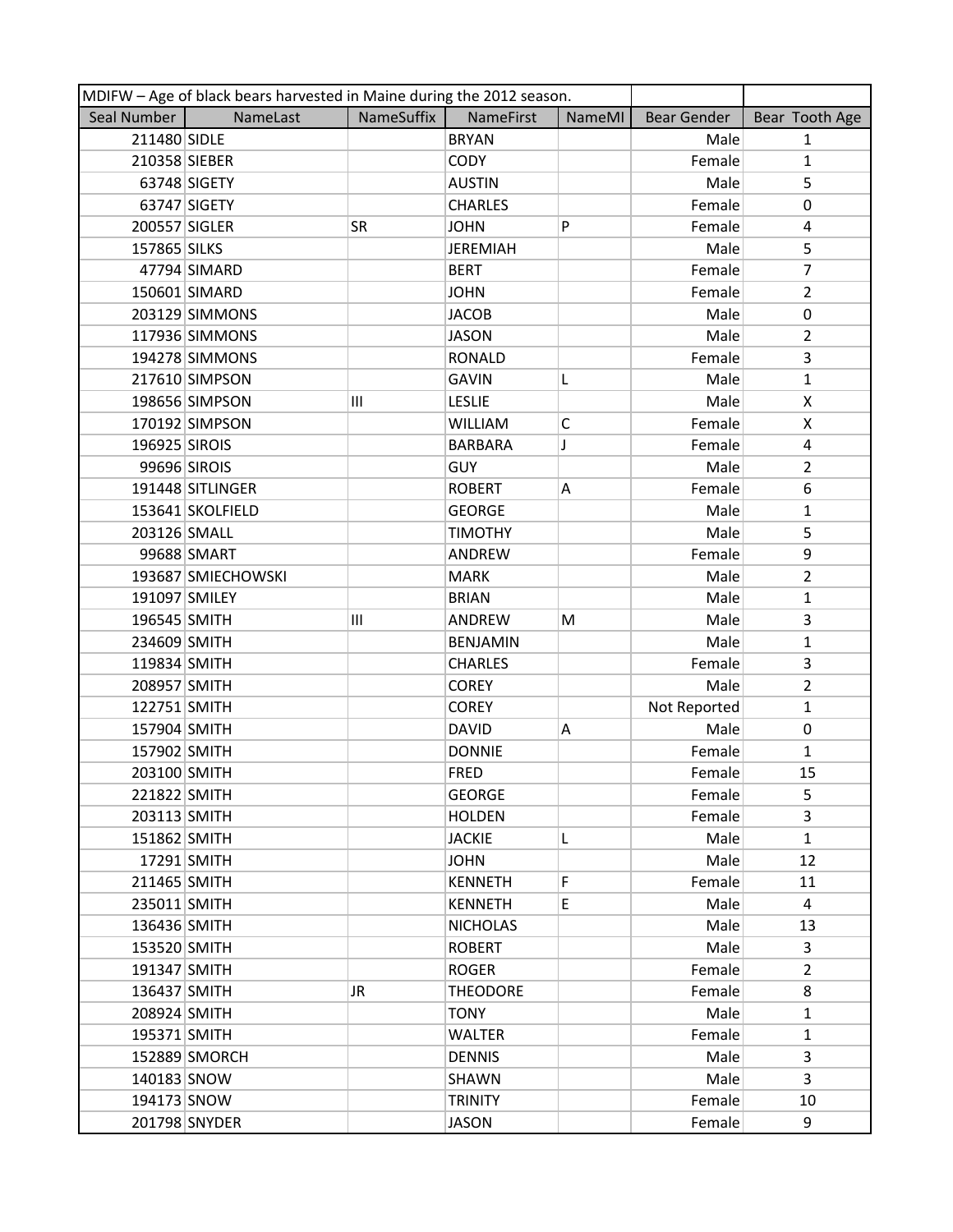| MDIFW – Age of black bears harvested in Maine during the 2012 season. | | | | | | |
|---|---|---|---|---|---|---|
| Seal Number | NameLast | NameSuffix | NameFirst | NameMI | Bear Gender | Bear Tooth Age |
| 211480 | SIDLE | | BRYAN | | Male | 1 |
| 210358 | SIEBER | | CODY | | Female | 1 |
| 63748 | SIGETY | | AUSTIN | | Male | 5 |
| 63747 | SIGETY | | CHARLES | | Female | 0 |
| 200557 | SIGLER | SR | JOHN | P | Female | 4 |
| 157865 | SILKS | | JEREMIAH | | Male | 5 |
| 47794 | SIMARD | | BERT | | Female | 7 |
| 150601 | SIMARD | | JOHN | | Female | 2 |
| 203129 | SIMMONS | | JACOB | | Male | 0 |
| 117936 | SIMMONS | | JASON | | Male | 2 |
| 194278 | SIMMONS | | RONALD | | Female | 3 |
| 217610 | SIMPSON | | GAVIN | L | Male | 1 |
| 198656 | SIMPSON | III | LESLIE | | Male | X |
| 170192 | SIMPSON | | WILLIAM | C | Female | X |
| 196925 | SIROIS | | BARBARA | J | Female | 4 |
| 99696 | SIROIS | | GUY | | Male | 2 |
| 191448 | SITLINGER | | ROBERT | A | Female | 6 |
| 153641 | SKOLFIELD | | GEORGE | | Male | 1 |
| 203126 | SMALL | | TIMOTHY | | Male | 5 |
| 99688 | SMART | | ANDREW | | Female | 9 |
| 193687 | SMIECHOWSKI | | MARK | | Male | 2 |
| 191097 | SMILEY | | BRIAN | | Male | 1 |
| 196545 | SMITH | III | ANDREW | M | Male | 3 |
| 234609 | SMITH | | BENJAMIN | | Male | 1 |
| 119834 | SMITH | | CHARLES | | Female | 3 |
| 208957 | SMITH | | COREY | | Male | 2 |
| 122751 | SMITH | | COREY | | Not Reported | 1 |
| 157904 | SMITH | | DAVID | A | Male | 0 |
| 157902 | SMITH | | DONNIE | | Female | 1 |
| 203100 | SMITH | | FRED | | Female | 15 |
| 221822 | SMITH | | GEORGE | | Female | 5 |
| 203113 | SMITH | | HOLDEN | | Female | 3 |
| 151862 | SMITH | | JACKIE | L | Male | 1 |
| 17291 | SMITH | | JOHN | | Male | 12 |
| 211465 | SMITH | | KENNETH | F | Female | 11 |
| 235011 | SMITH | | KENNETH | E | Male | 4 |
| 136436 | SMITH | | NICHOLAS | | Male | 13 |
| 153520 | SMITH | | ROBERT | | Male | 3 |
| 191347 | SMITH | | ROGER | | Female | 2 |
| 136437 | SMITH | JR | THEODORE | | Female | 8 |
| 208924 | SMITH | | TONY | | Male | 1 |
| 195371 | SMITH | | WALTER | | Female | 1 |
| 152889 | SMORCH | | DENNIS | | Male | 3 |
| 140183 | SNOW | | SHAWN | | Male | 3 |
| 194173 | SNOW | | TRINITY | | Female | 10 |
| 201798 | SNYDER | | JASON | | Female | 9 |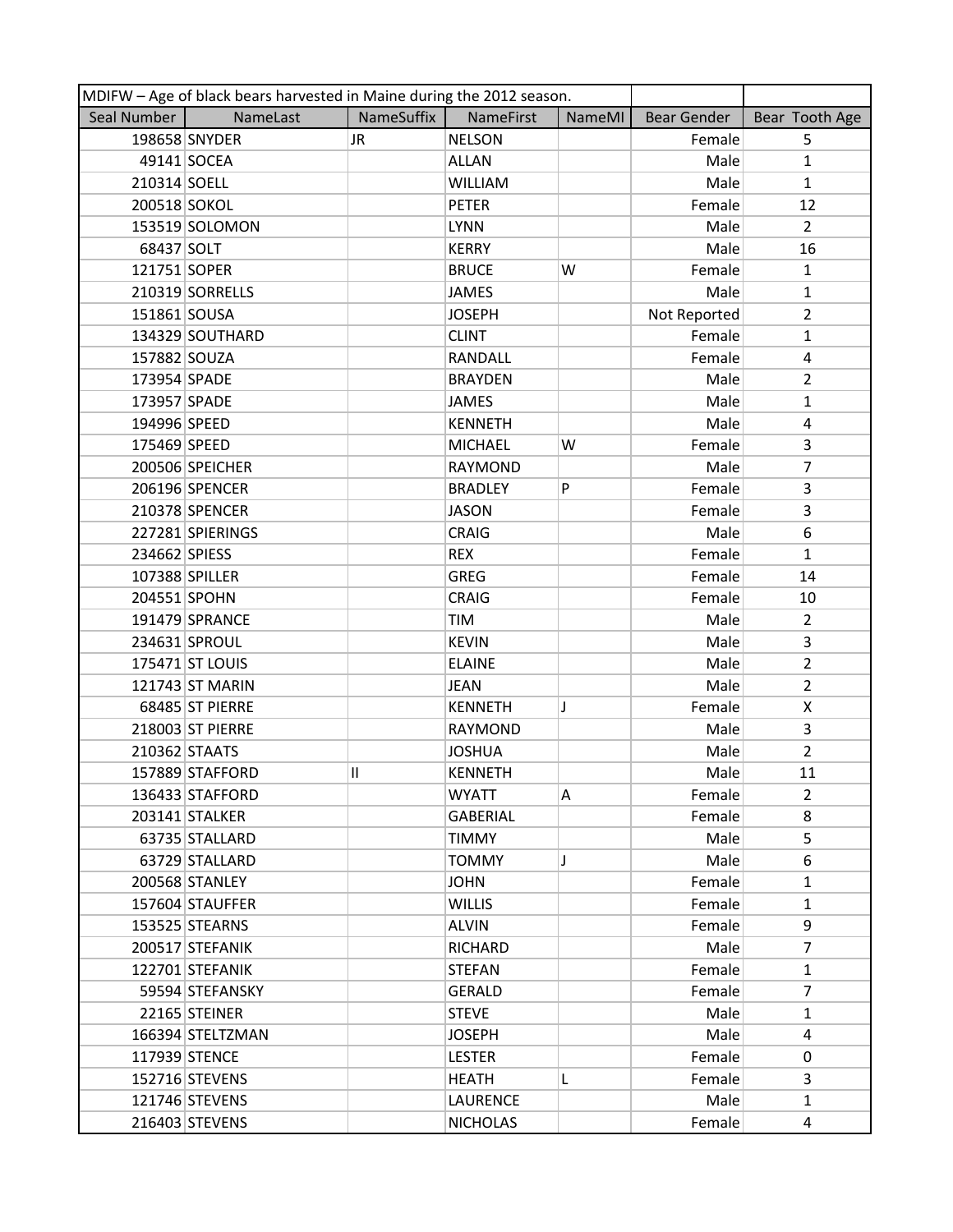| MDIFW – Age of black bears harvested in Maine during the 2012 season. | | | | | | |
|---|---|---|---|---|---|---|
| Seal Number | NameLast | NameSuffix | NameFirst | NameMI | Bear Gender | Bear Tooth Age |
| 198658 | SNYDER | JR | NELSON | | Female | 5 |
| 49141 | SOCEA | | ALLAN | | Male | 1 |
| 210314 | SOELL | | WILLIAM | | Male | 1 |
| 200518 | SOKOL | | PETER | | Female | 12 |
| 153519 | SOLOMON | | LYNN | | Male | 2 |
| 68437 | SOLT | | KERRY | | Male | 16 |
| 121751 | SOPER | | BRUCE | W | Female | 1 |
| 210319 | SORRELLS | | JAMES | | Male | 1 |
| 151861 | SOUSA | | JOSEPH | | Not Reported | 2 |
| 134329 | SOUTHARD | | CLINT | | Female | 1 |
| 157882 | SOUZA | | RANDALL | | Female | 4 |
| 173954 | SPADE | | BRAYDEN | | Male | 2 |
| 173957 | SPADE | | JAMES | | Male | 1 |
| 194996 | SPEED | | KENNETH | | Male | 4 |
| 175469 | SPEED | | MICHAEL | W | Female | 3 |
| 200506 | SPEICHER | | RAYMOND | | Male | 7 |
| 206196 | SPENCER | | BRADLEY | P | Female | 3 |
| 210378 | SPENCER | | JASON | | Female | 3 |
| 227281 | SPIERINGS | | CRAIG | | Male | 6 |
| 234662 | SPIESS | | REX | | Female | 1 |
| 107388 | SPILLER | | GREG | | Female | 14 |
| 204551 | SPOHN | | CRAIG | | Female | 10 |
| 191479 | SPRANCE | | TIM | | Male | 2 |
| 234631 | SPROUL | | KEVIN | | Male | 3 |
| 175471 | ST LOUIS | | ELAINE | | Male | 2 |
| 121743 | ST MARIN | | JEAN | | Male | 2 |
| 68485 | ST PIERRE | | KENNETH | J | Female | X |
| 218003 | ST PIERRE | | RAYMOND | | Male | 3 |
| 210362 | STAATS | | JOSHUA | | Male | 2 |
| 157889 | STAFFORD | II | KENNETH | | Male | 11 |
| 136433 | STAFFORD | | WYATT | A | Female | 2 |
| 203141 | STALKER | | GABERIAL | | Female | 8 |
| 63735 | STALLARD | | TIMMY | | Male | 5 |
| 63729 | STALLARD | | TOMMY | J | Male | 6 |
| 200568 | STANLEY | | JOHN | | Female | 1 |
| 157604 | STAUFFER | | WILLIS | | Female | 1 |
| 153525 | STEARNS | | ALVIN | | Female | 9 |
| 200517 | STEFANIK | | RICHARD | | Male | 7 |
| 122701 | STEFANIK | | STEFAN | | Female | 1 |
| 59594 | STEFANSKY | | GERALD | | Female | 7 |
| 22165 | STEINER | | STEVE | | Male | 1 |
| 166394 | STELTZMAN | | JOSEPH | | Male | 4 |
| 117939 | STENCE | | LESTER | | Female | 0 |
| 152716 | STEVENS | | HEATH | L | Female | 3 |
| 121746 | STEVENS | | LAURENCE | | Male | 1 |
| 216403 | STEVENS | | NICHOLAS | | Female | 4 |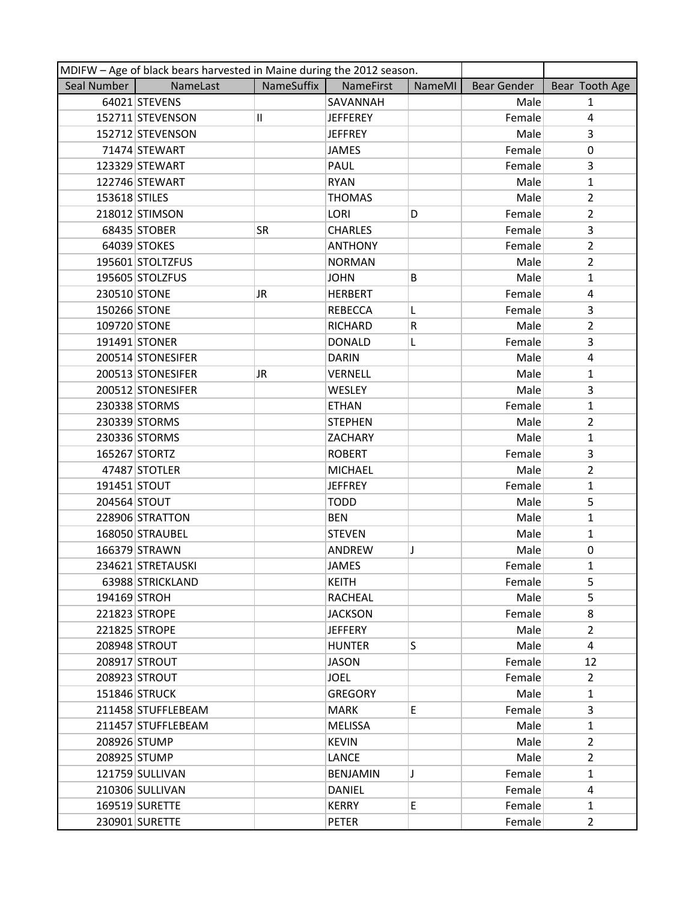| MDIFW – Age of black bears harvested in Maine during the 2012 season. | | | | | | |
|---|---|---|---|---|---|---|
| Seal Number | NameLast | NameSuffix | NameFirst | NameMI | Bear Gender | Bear Tooth Age |
| 64021 | STEVENS | | SAVANNAH | | Male | 1 |
| 152711 | STEVENSON | II | JEFFEREY | | Female | 4 |
| 152712 | STEVENSON | | JEFFREY | | Male | 3 |
| 71474 | STEWART | | JAMES | | Female | 0 |
| 123329 | STEWART | | PAUL | | Female | 3 |
| 122746 | STEWART | | RYAN | | Male | 1 |
| 153618 | STILES | | THOMAS | | Male | 2 |
| 218012 | STIMSON | | LORI | D | Female | 2 |
| 68435 | STOBER | SR | CHARLES | | Female | 3 |
| 64039 | STOKES | | ANTHONY | | Female | 2 |
| 195601 | STOLTZFUS | | NORMAN | | Male | 2 |
| 195605 | STOLZFUS | | JOHN | B | Male | 1 |
| 230510 | STONE | JR | HERBERT | | Female | 4 |
| 150266 | STONE | | REBECCA | L | Female | 3 |
| 109720 | STONE | | RICHARD | R | Male | 2 |
| 191491 | STONER | | DONALD | L | Female | 3 |
| 200514 | STONESIFER | | DARIN | | Male | 4 |
| 200513 | STONESIFER | JR | VERNELL | | Male | 1 |
| 200512 | STONESIFER | | WESLEY | | Male | 3 |
| 230338 | STORMS | | ETHAN | | Female | 1 |
| 230339 | STORMS | | STEPHEN | | Male | 2 |
| 230336 | STORMS | | ZACHARY | | Male | 1 |
| 165267 | STORTZ | | ROBERT | | Female | 3 |
| 47487 | STOTLER | | MICHAEL | | Male | 2 |
| 191451 | STOUT | | JEFFREY | | Female | 1 |
| 204564 | STOUT | | TODD | | Male | 5 |
| 228906 | STRATTON | | BEN | | Male | 1 |
| 168050 | STRAUBEL | | STEVEN | | Male | 1 |
| 166379 | STRAWN | | ANDREW | J | Male | 0 |
| 234621 | STRETAUSKI | | JAMES | | Female | 1 |
| 63988 | STRICKLAND | | KEITH | | Female | 5 |
| 194169 | STROH | | RACHEAL | | Male | 5 |
| 221823 | STROPE | | JACKSON | | Female | 8 |
| 221825 | STROPE | | JEFFERY | | Male | 2 |
| 208948 | STROUT | | HUNTER | S | Male | 4 |
| 208917 | STROUT | | JASON | | Female | 12 |
| 208923 | STROUT | | JOEL | | Female | 2 |
| 151846 | STRUCK | | GREGORY | | Male | 1 |
| 211458 | STUFFLEBEAM | | MARK | E | Female | 3 |
| 211457 | STUFFLEBEAM | | MELISSA | | Male | 1 |
| 208926 | STUMP | | KEVIN | | Male | 2 |
| 208925 | STUMP | | LANCE | | Male | 2 |
| 121759 | SULLIVAN | | BENJAMIN | J | Female | 1 |
| 210306 | SULLIVAN | | DANIEL | | Female | 4 |
| 169519 | SURETTE | | KERRY | E | Female | 1 |
| 230901 | SURETTE | | PETER | | Female | 2 |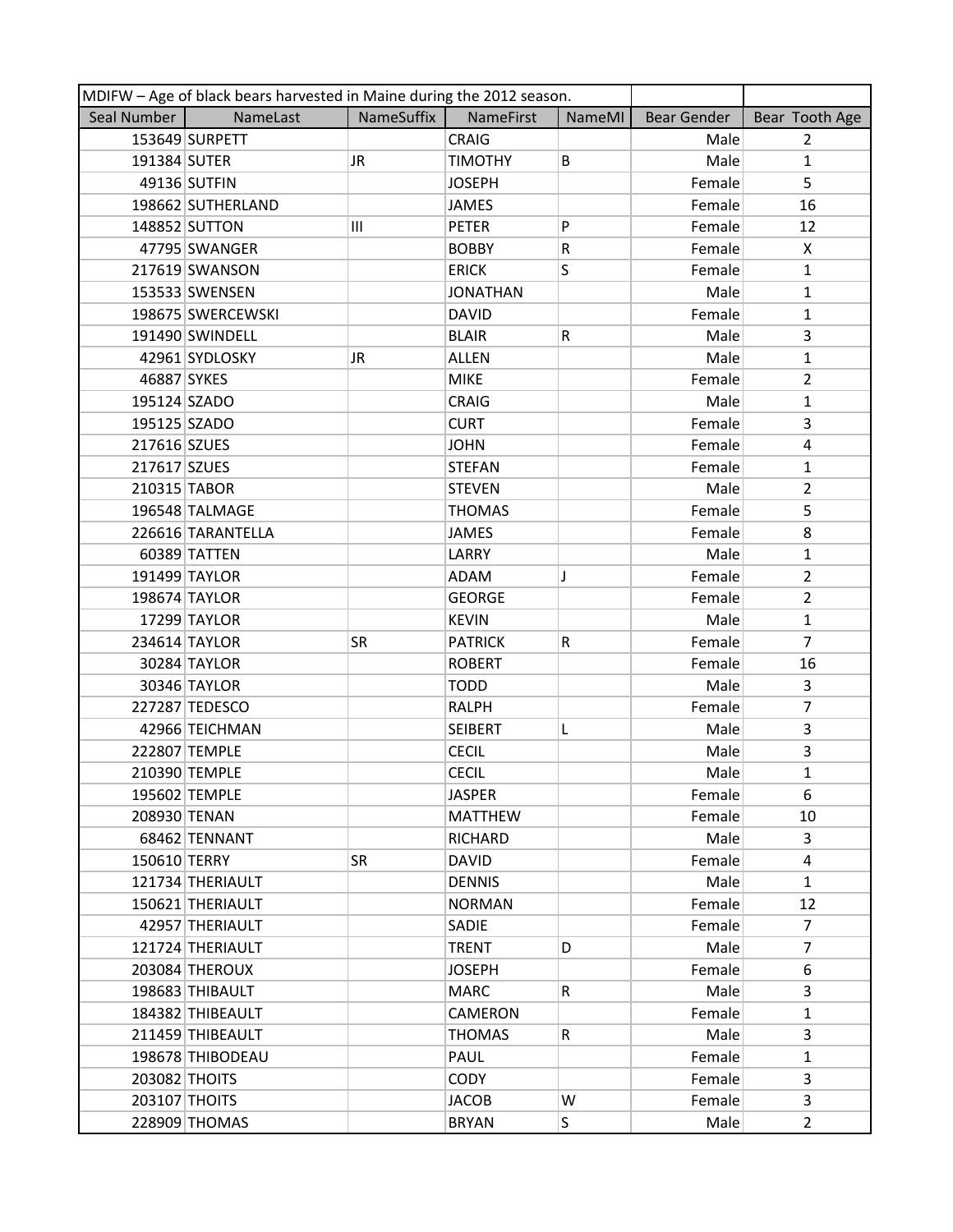| MDIFW – Age of black bears harvested in Maine during the 2012 season. | | | | | | |
|---|---|---|---|---|---|---|
| Seal Number | NameLast | NameSuffix | NameFirst | NameMI | Bear Gender | Bear Tooth Age |
| 153649 | SURPETT | | CRAIG | | Male | 2 |
| 191384 | SUTER | JR | TIMOTHY | B | Male | 1 |
| 49136 | SUTFIN | | JOSEPH | | Female | 5 |
| 198662 | SUTHERLAND | | JAMES | | Female | 16 |
| 148852 | SUTTON | III | PETER | P | Female | 12 |
| 47795 | SWANGER | | BOBBY | R | Female | X |
| 217619 | SWANSON | | ERICK | S | Female | 1 |
| 153533 | SWENSEN | | JONATHAN | | Male | 1 |
| 198675 | SWERCEWSKI | | DAVID | | Female | 1 |
| 191490 | SWINDELL | | BLAIR | R | Male | 3 |
| 42961 | SYDLOSKY | JR | ALLEN | | Male | 1 |
| 46887 | SYKES | | MIKE | | Female | 2 |
| 195124 | SZADO | | CRAIG | | Male | 1 |
| 195125 | SZADO | | CURT | | Female | 3 |
| 217616 | SZUES | | JOHN | | Female | 4 |
| 217617 | SZUES | | STEFAN | | Female | 1 |
| 210315 | TABOR | | STEVEN | | Male | 2 |
| 196548 | TALMAGE | | THOMAS | | Female | 5 |
| 226616 | TARANTELLA | | JAMES | | Female | 8 |
| 60389 | TATTEN | | LARRY | | Male | 1 |
| 191499 | TAYLOR | | ADAM | J | Female | 2 |
| 198674 | TAYLOR | | GEORGE | | Female | 2 |
| 17299 | TAYLOR | | KEVIN | | Male | 1 |
| 234614 | TAYLOR | SR | PATRICK | R | Female | 7 |
| 30284 | TAYLOR | | ROBERT | | Female | 16 |
| 30346 | TAYLOR | | TODD | | Male | 3 |
| 227287 | TEDESCO | | RALPH | | Female | 7 |
| 42966 | TEICHMAN | | SEIBERT | L | Male | 3 |
| 222807 | TEMPLE | | CECIL | | Male | 3 |
| 210390 | TEMPLE | | CECIL | | Male | 1 |
| 195602 | TEMPLE | | JASPER | | Female | 6 |
| 208930 | TENAN | | MATTHEW | | Female | 10 |
| 68462 | TENNANT | | RICHARD | | Male | 3 |
| 150610 | TERRY | SR | DAVID | | Female | 4 |
| 121734 | THERIAULT | | DENNIS | | Male | 1 |
| 150621 | THERIAULT | | NORMAN | | Female | 12 |
| 42957 | THERIAULT | | SADIE | | Female | 7 |
| 121724 | THERIAULT | | TRENT | D | Male | 7 |
| 203084 | THEROUX | | JOSEPH | | Female | 6 |
| 198683 | THIBAULT | | MARC | R | Male | 3 |
| 184382 | THIBEAULT | | CAMERON | | Female | 1 |
| 211459 | THIBEAULT | | THOMAS | R | Male | 3 |
| 198678 | THIBODEAU | | PAUL | | Female | 1 |
| 203082 | THOITS | | CODY | | Female | 3 |
| 203107 | THOITS | | JACOB | W | Female | 3 |
| 228909 | THOMAS | | BRYAN | S | Male | 2 |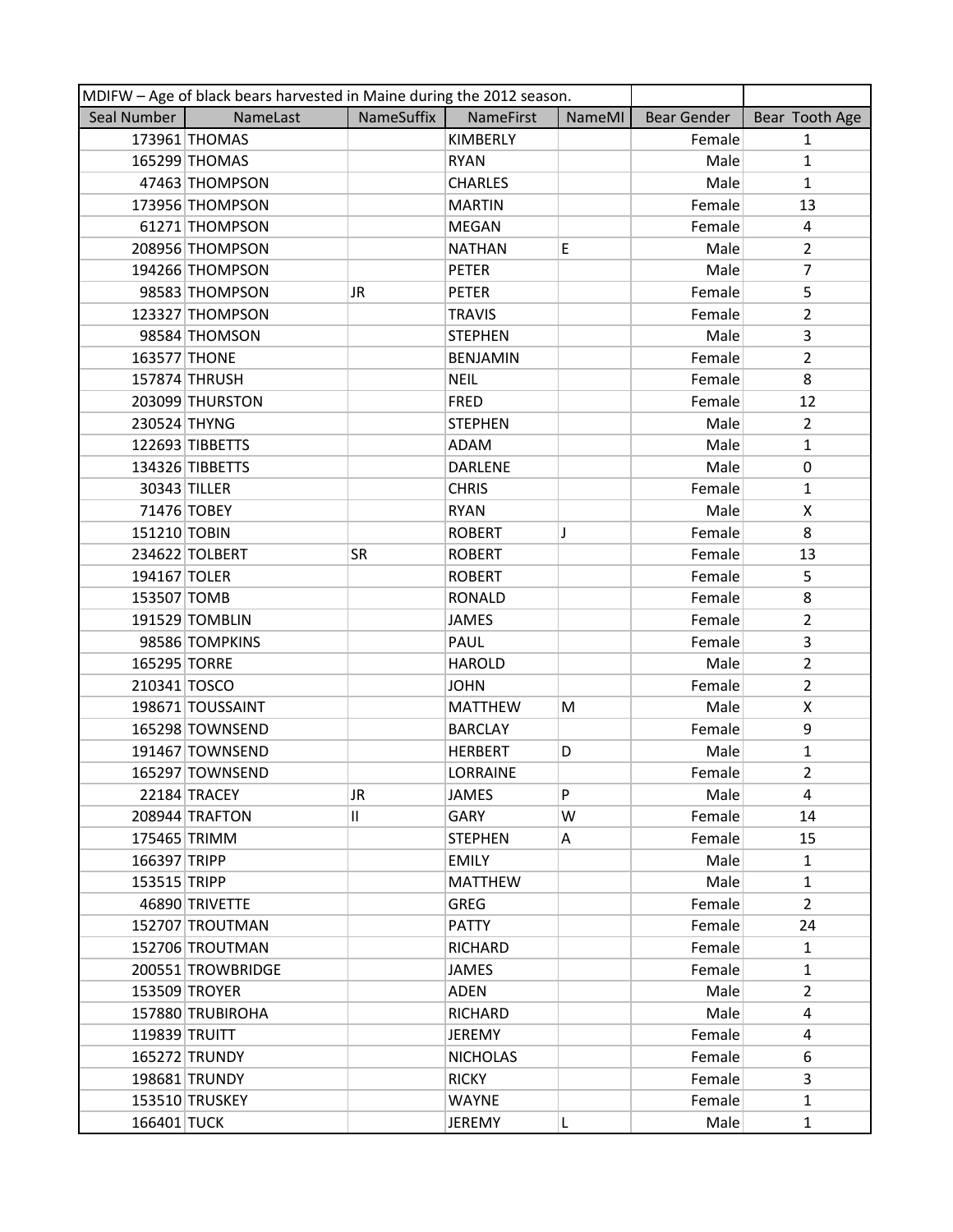| MDIFW – Age of black bears harvested in Maine during the 2012 season. | | | | | | |
|---|---|---|---|---|---|---|
| Seal Number | NameLast | NameSuffix | NameFirst | NameMI | Bear Gender | Bear Tooth Age |
| 173961 | THOMAS | | KIMBERLY | | Female | 1 |
| 165299 | THOMAS | | RYAN | | Male | 1 |
| 47463 | THOMPSON | | CHARLES | | Male | 1 |
| 173956 | THOMPSON | | MARTIN | | Female | 13 |
| 61271 | THOMPSON | | MEGAN | | Female | 4 |
| 208956 | THOMPSON | | NATHAN | E | Male | 2 |
| 194266 | THOMPSON | | PETER | | Male | 7 |
| 98583 | THOMPSON | JR | PETER | | Female | 5 |
| 123327 | THOMPSON | | TRAVIS | | Female | 2 |
| 98584 | THOMSON | | STEPHEN | | Male | 3 |
| 163577 | THONE | | BENJAMIN | | Female | 2 |
| 157874 | THRUSH | | NEIL | | Female | 8 |
| 203099 | THURSTON | | FRED | | Female | 12 |
| 230524 | THYNG | | STEPHEN | | Male | 2 |
| 122693 | TIBBETTS | | ADAM | | Male | 1 |
| 134326 | TIBBETTS | | DARLENE | | Male | 0 |
| 30343 | TILLER | | CHRIS | | Female | 1 |
| 71476 | TOBEY | | RYAN | | Male | X |
| 151210 | TOBIN | | ROBERT | J | Female | 8 |
| 234622 | TOLBERT | SR | ROBERT | | Female | 13 |
| 194167 | TOLER | | ROBERT | | Female | 5 |
| 153507 | TOMB | | RONALD | | Female | 8 |
| 191529 | TOMBLIN | | JAMES | | Female | 2 |
| 98586 | TOMPKINS | | PAUL | | Female | 3 |
| 165295 | TORRE | | HAROLD | | Male | 2 |
| 210341 | TOSCO | | JOHN | | Female | 2 |
| 198671 | TOUSSAINT | | MATTHEW | M | Male | X |
| 165298 | TOWNSEND | | BARCLAY | | Female | 9 |
| 191467 | TOWNSEND | | HERBERT | D | Male | 1 |
| 165297 | TOWNSEND | | LORRAINE | | Female | 2 |
| 22184 | TRACEY | JR | JAMES | P | Male | 4 |
| 208944 | TRAFTON | II | GARY | W | Female | 14 |
| 175465 | TRIMM | | STEPHEN | A | Female | 15 |
| 166397 | TRIPP | | EMILY | | Male | 1 |
| 153515 | TRIPP | | MATTHEW | | Male | 1 |
| 46890 | TRIVETTE | | GREG | | Female | 2 |
| 152707 | TROUTMAN | | PATTY | | Female | 24 |
| 152706 | TROUTMAN | | RICHARD | | Female | 1 |
| 200551 | TROWBRIDGE | | JAMES | | Female | 1 |
| 153509 | TROYER | | ADEN | | Male | 2 |
| 157880 | TRUBIROHA | | RICHARD | | Male | 4 |
| 119839 | TRUITT | | JEREMY | | Female | 4 |
| 165272 | TRUNDY | | NICHOLAS | | Female | 6 |
| 198681 | TRUNDY | | RICKY | | Female | 3 |
| 153510 | TRUSKEY | | WAYNE | | Female | 1 |
| 166401 | TUCK | | JEREMY | L | Male | 1 |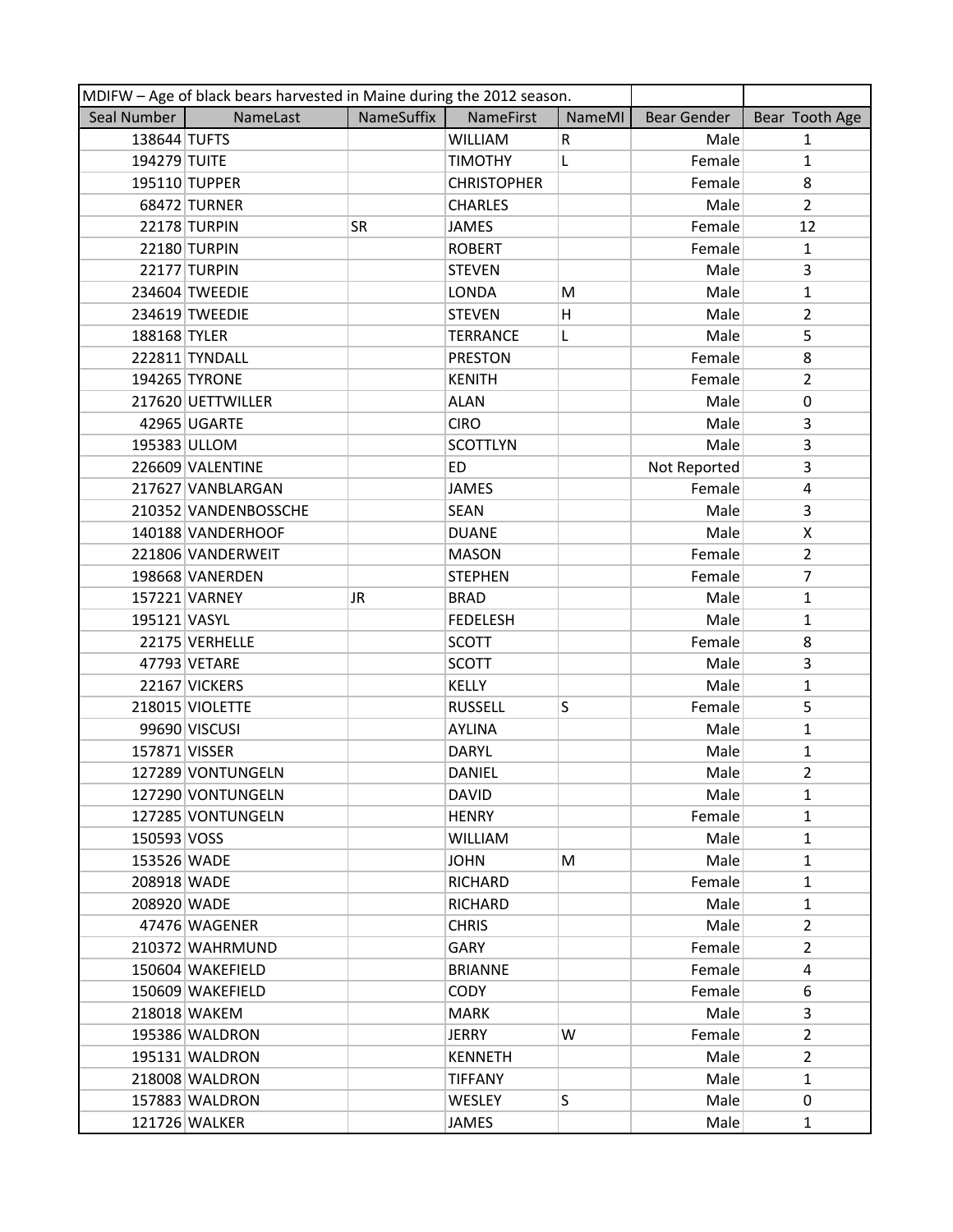| MDIFW – Age of black bears harvested in Maine during the 2012 season. | | | | | | |
|---|---|---|---|---|---|---|
| Seal Number | NameLast | NameSuffix | NameFirst | NameMI | Bear Gender | Bear Tooth Age |
| 138644 | TUFTS | | WILLIAM | R | Male | 1 |
| 194279 | TUITE | | TIMOTHY | L | Female | 1 |
| 195110 | TUPPER | | CHRISTOPHER | | Female | 8 |
| 68472 | TURNER | | CHARLES | | Male | 2 |
| 22178 | TURPIN | SR | JAMES | | Female | 12 |
| 22180 | TURPIN | | ROBERT | | Female | 1 |
| 22177 | TURPIN | | STEVEN | | Male | 3 |
| 234604 | TWEEDIE | | LONDA | M | Male | 1 |
| 234619 | TWEEDIE | | STEVEN | H | Male | 2 |
| 188168 | TYLER | | TERRANCE | L | Male | 5 |
| 222811 | TYNDALL | | PRESTON | | Female | 8 |
| 194265 | TYRONE | | KENITH | | Female | 2 |
| 217620 | UETTWILLER | | ALAN | | Male | 0 |
| 42965 | UGARTE | | CIRO | | Male | 3 |
| 195383 | ULLOM | | SCOTTLYN | | Male | 3 |
| 226609 | VALENTINE | | ED | | Not Reported | 3 |
| 217627 | VANBLARGAN | | JAMES | | Female | 4 |
| 210352 | VANDENBOSSCHE | | SEAN | | Male | 3 |
| 140188 | VANDERHOOF | | DUANE | | Male | X |
| 221806 | VANDERWEIT | | MASON | | Female | 2 |
| 198668 | VANERDEN | | STEPHEN | | Female | 7 |
| 157221 | VARNEY | JR | BRAD | | Male | 1 |
| 195121 | VASYL | | FEDELESH | | Male | 1 |
| 22175 | VERHELLE | | SCOTT | | Female | 8 |
| 47793 | VETARE | | SCOTT | | Male | 3 |
| 22167 | VICKERS | | KELLY | | Male | 1 |
| 218015 | VIOLETTE | | RUSSELL | S | Female | 5 |
| 99690 | VISCUSI | | AYLINA | | Male | 1 |
| 157871 | VISSER | | DARYL | | Male | 1 |
| 127289 | VONTUNGELN | | DANIEL | | Male | 2 |
| 127290 | VONTUNGELN | | DAVID | | Male | 1 |
| 127285 | VONTUNGELN | | HENRY | | Female | 1 |
| 150593 | VOSS | | WILLIAM | | Male | 1 |
| 153526 | WADE | | JOHN | M | Male | 1 |
| 208918 | WADE | | RICHARD | | Female | 1 |
| 208920 | WADE | | RICHARD | | Male | 1 |
| 47476 | WAGENER | | CHRIS | | Male | 2 |
| 210372 | WAHRMUND | | GARY | | Female | 2 |
| 150604 | WAKEFIELD | | BRIANNE | | Female | 4 |
| 150609 | WAKEFIELD | | CODY | | Female | 6 |
| 218018 | WAKEM | | MARK | | Male | 3 |
| 195386 | WALDRON | | JERRY | W | Female | 2 |
| 195131 | WALDRON | | KENNETH | | Male | 2 |
| 218008 | WALDRON | | TIFFANY | | Male | 1 |
| 157883 | WALDRON | | WESLEY | S | Male | 0 |
| 121726 | WALKER | | JAMES | | Male | 1 |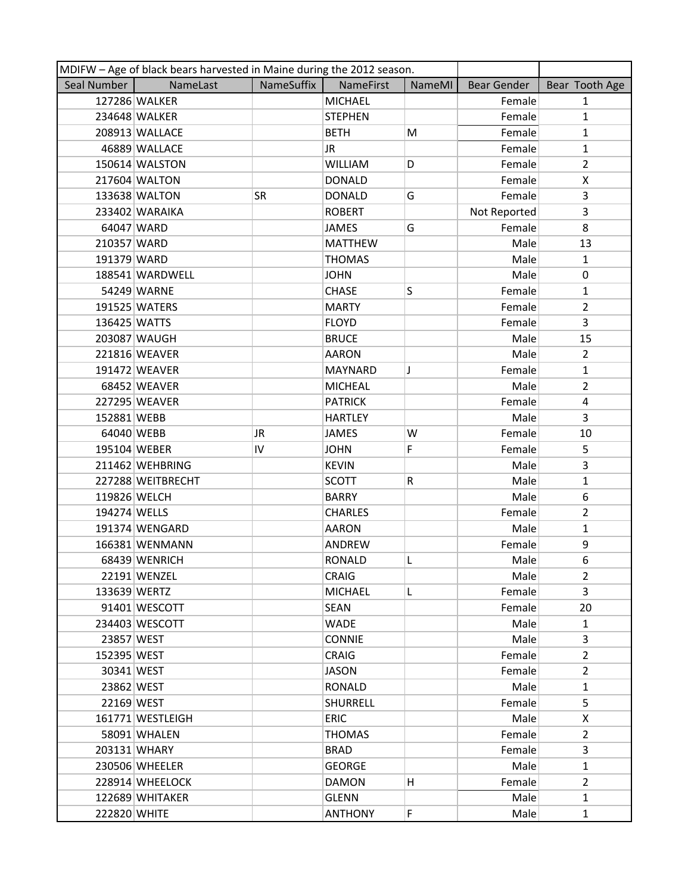| Seal Number | NameLast | NameSuffix | NameFirst | NameMI | Bear Gender | Bear Tooth Age |
|---|---|---|---|---|---|---|
| 127286 | WALKER | | MICHAEL | | Female | 1 |
| 234648 | WALKER | | STEPHEN | | Female | 1 |
| 208913 | WALLACE | | BETH | M | Female | 1 |
| 46889 | WALLACE | | JR | | Female | 1 |
| 150614 | WALSTON | | WILLIAM | D | Female | 2 |
| 217604 | WALTON | | DONALD | | Female | X |
| 133638 | WALTON | SR | DONALD | G | Female | 3 |
| 233402 | WARAIKA | | ROBERT | | Not Reported | 3 |
| 64047 | WARD | | JAMES | G | Female | 8 |
| 210357 | WARD | | MATTHEW | | Male | 13 |
| 191379 | WARD | | THOMAS | | Male | 1 |
| 188541 | WARDWELL | | JOHN | | Male | 0 |
| 54249 | WARNE | | CHASE | S | Female | 1 |
| 191525 | WATERS | | MARTY | | Female | 2 |
| 136425 | WATTS | | FLOYD | | Female | 3 |
| 203087 | WAUGH | | BRUCE | | Male | 15 |
| 221816 | WEAVER | | AARON | | Male | 2 |
| 191472 | WEAVER | | MAYNARD | J | Female | 1 |
| 68452 | WEAVER | | MICHEAL | | Male | 2 |
| 227295 | WEAVER | | PATRICK | | Female | 4 |
| 152881 | WEBB | | HARTLEY | | Male | 3 |
| 64040 | WEBB | JR | JAMES | W | Female | 10 |
| 195104 | WEBER | IV | JOHN | F | Female | 5 |
| 211462 | WEHBRING | | KEVIN | | Male | 3 |
| 227288 | WEITBRECHT | | SCOTT | R | Male | 1 |
| 119826 | WELCH | | BARRY | | Male | 6 |
| 194274 | WELLS | | CHARLES | | Female | 2 |
| 191374 | WENGARD | | AARON | | Male | 1 |
| 166381 | WENMANN | | ANDREW | | Female | 9 |
| 68439 | WENRICH | | RONALD | L | Male | 6 |
| 22191 | WENZEL | | CRAIG | | Male | 2 |
| 133639 | WERTZ | | MICHAEL | L | Female | 3 |
| 91401 | WESCOTT | | SEAN | | Female | 20 |
| 234403 | WESCOTT | | WADE | | Male | 1 |
| 23857 | WEST | | CONNIE | | Male | 3 |
| 152395 | WEST | | CRAIG | | Female | 2 |
| 30341 | WEST | | JASON | | Female | 2 |
| 23862 | WEST | | RONALD | | Male | 1 |
| 22169 | WEST | | SHURRELL | | Female | 5 |
| 161771 | WESTLEIGH | | ERIC | | Male | X |
| 58091 | WHALEN | | THOMAS | | Female | 2 |
| 203131 | WHARY | | BRAD | | Female | 3 |
| 230506 | WHEELER | | GEORGE | | Male | 1 |
| 228914 | WHEELOCK | | DAMON | H | Female | 2 |
| 122689 | WHITAKER | | GLENN | | Male | 1 |
| 222820 | WHITE | | ANTHONY | F | Male | 1 |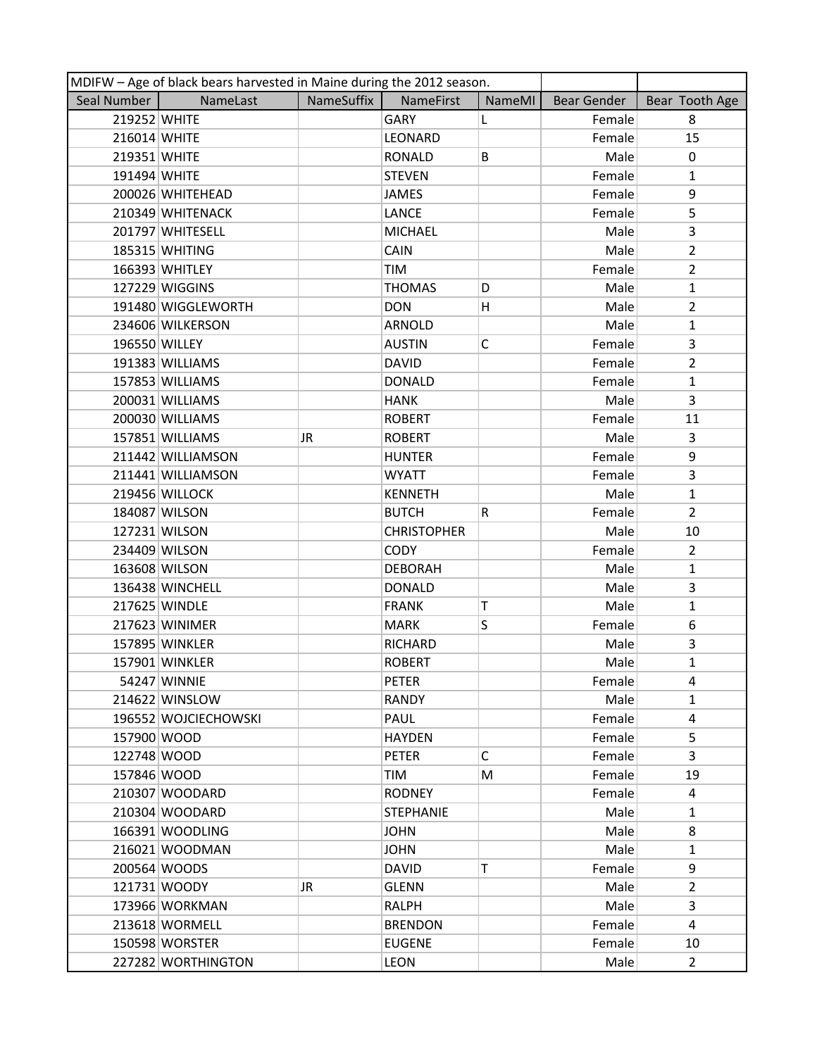| MDIFW – Age of black bears harvested in Maine during the 2012 season. | | | | | | |
|---|---|---|---|---|---|---|
| Seal Number | NameLast | NameSuffix | NameFirst | NameMI | Bear Gender | Bear Tooth Age |
| 219252 | WHITE | | GARY | L | Female | 8 |
| 216014 | WHITE | | LEONARD | | Female | 15 |
| 219351 | WHITE | | RONALD | B | Male | 0 |
| 191494 | WHITE | | STEVEN | | Female | 1 |
| 200026 | WHITEHEAD | | JAMES | | Female | 9 |
| 210349 | WHITENACK | | LANCE | | Female | 5 |
| 201797 | WHITESELL | | MICHAEL | | Male | 3 |
| 185315 | WHITING | | CAIN | | Male | 2 |
| 166393 | WHITLEY | | TIM | | Female | 2 |
| 127229 | WIGGINS | | THOMAS | D | Male | 1 |
| 191480 | WIGGLEWORTH | | DON | H | Male | 2 |
| 234606 | WILKERSON | | ARNOLD | | Male | 1 |
| 196550 | WILLEY | | AUSTIN | C | Female | 3 |
| 191383 | WILLIAMS | | DAVID | | Female | 2 |
| 157853 | WILLIAMS | | DONALD | | Female | 1 |
| 200031 | WILLIAMS | | HANK | | Male | 3 |
| 200030 | WILLIAMS | | ROBERT | | Female | 11 |
| 157851 | WILLIAMS | JR | ROBERT | | Male | 3 |
| 211442 | WILLIAMSON | | HUNTER | | Female | 9 |
| 211441 | WILLIAMSON | | WYATT | | Female | 3 |
| 219456 | WILLOCK | | KENNETH | | Male | 1 |
| 184087 | WILSON | | BUTCH | R | Female | 2 |
| 127231 | WILSON | | CHRISTOPHER | | Male | 10 |
| 234409 | WILSON | | CODY | | Female | 2 |
| 163608 | WILSON | | DEBORAH | | Male | 1 |
| 136438 | WINCHELL | | DONALD | | Male | 3 |
| 217625 | WINDLE | | FRANK | T | Male | 1 |
| 217623 | WINIMER | | MARK | S | Female | 6 |
| 157895 | WINKLER | | RICHARD | | Male | 3 |
| 157901 | WINKLER | | ROBERT | | Male | 1 |
| 54247 | WINNIE | | PETER | | Female | 4 |
| 214622 | WINSLOW | | RANDY | | Male | 1 |
| 196552 | WOJCIECHOWSKI | | PAUL | | Female | 4 |
| 157900 | WOOD | | HAYDEN | | Female | 5 |
| 122748 | WOOD | | PETER | C | Female | 3 |
| 157846 | WOOD | | TIM | M | Female | 19 |
| 210307 | WOODARD | | RODNEY | | Female | 4 |
| 210304 | WOODARD | | STEPHANIE | | Male | 1 |
| 166391 | WOODLING | | JOHN | | Male | 8 |
| 216021 | WOODMAN | | JOHN | | Male | 1 |
| 200564 | WOODS | | DAVID | T | Female | 9 |
| 121731 | WOODY | JR | GLENN | | Male | 2 |
| 173966 | WORKMAN | | RALPH | | Male | 3 |
| 213618 | WORMELL | | BRENDON | | Female | 4 |
| 150598 | WORSTER | | EUGENE | | Female | 10 |
| 227282 | WORTHINGTON | | LEON | | Male | 2 |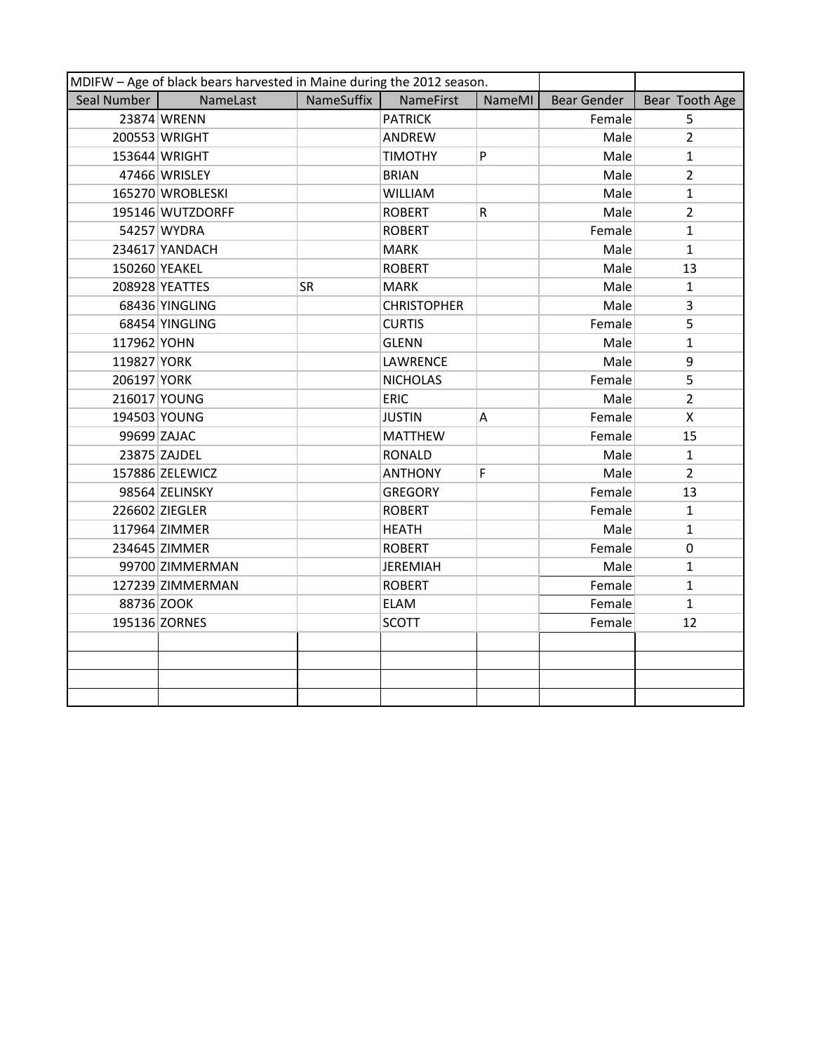MDIFW – Age of black bears harvested in Maine during the 2012 season.

| Seal Number | NameLast | NameSuffix | NameFirst | NameMI | Bear Gender | Bear Tooth Age |
|---|---|---|---|---|---|---|
| 23874 | WRENN | | PATRICK | | Female | 5 |
| 200553 | WRIGHT | | ANDREW | | Male | 2 |
| 153644 | WRIGHT | | TIMOTHY | P | Male | 1 |
| 47466 | WRISLEY | | BRIAN | | Male | 2 |
| 165270 | WROBLESKI | | WILLIAM | | Male | 1 |
| 195146 | WUTZDORFF | | ROBERT | R | Male | 2 |
| 54257 | WYDRA | | ROBERT | | Female | 1 |
| 234617 | YANDACH | | MARK | | Male | 1 |
| 150260 | YEAKEL | | ROBERT | | Male | 13 |
| 208928 | YEATTES | SR | MARK | | Male | 1 |
| 68436 | YINGLING | | CHRISTOPHER | | Male | 3 |
| 68454 | YINGLING | | CURTIS | | Female | 5 |
| 117962 | YOHN | | GLENN | | Male | 1 |
| 119827 | YORK | | LAWRENCE | | Male | 9 |
| 206197 | YORK | | NICHOLAS | | Female | 5 |
| 216017 | YOUNG | | ERIC | | Male | 2 |
| 194503 | YOUNG | | JUSTIN | A | Female | X |
| 99699 | ZAJAC | | MATTHEW | | Female | 15 |
| 23875 | ZAJDEL | | RONALD | | Male | 1 |
| 157886 | ZELEWICZ | | ANTHONY | F | Male | 2 |
| 98564 | ZELINSKY | | GREGORY | | Female | 13 |
| 226602 | ZIEGLER | | ROBERT | | Female | 1 |
| 117964 | ZIMMER | | HEATH | | Male | 1 |
| 234645 | ZIMMER | | ROBERT | | Female | 0 |
| 99700 | ZIMMERMAN | | JEREMIAH | | Male | 1 |
| 127239 | ZIMMERMAN | | ROBERT | | Female | 1 |
| 88736 | ZOOK | | ELAM | | Female | 1 |
| 195136 | ZORNES | | SCOTT | | Female | 12 |